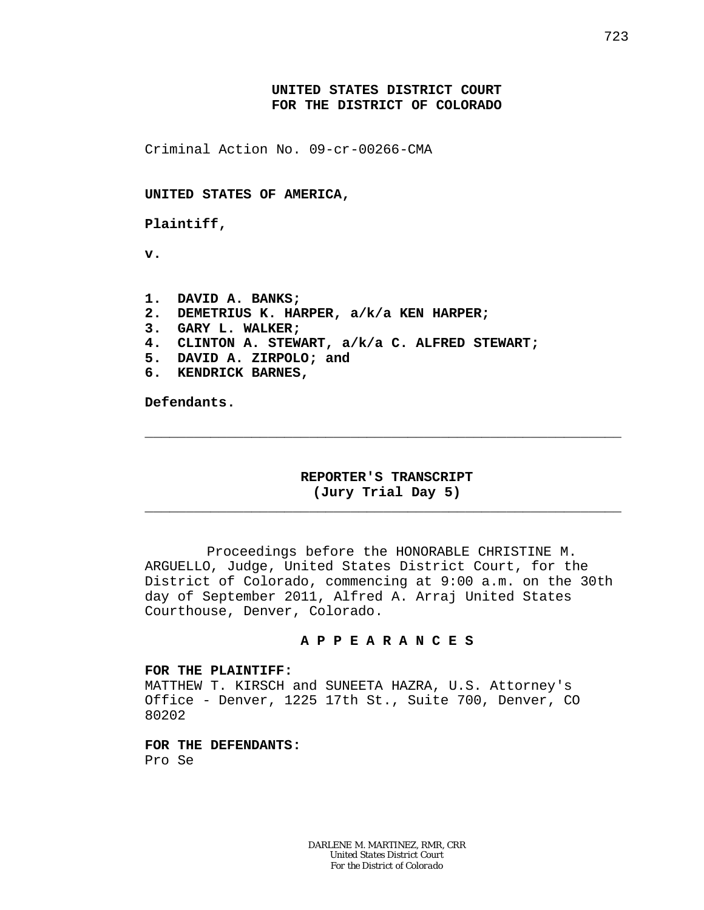**UNITED STATES DISTRICT COURT**
**FOR THE DISTRICT OF COLORADO**

Criminal Action No. 09-cr-00266-CMA

**UNITED STATES OF AMERICA,**

**Plaintiff,**

**v.**

**1. DAVID A. BANKS;**
**2. DEMETRIUS K. HARPER, a/k/a KEN HARPER;**
**3. GARY L. WALKER;**
**4. CLINTON A. STEWART, a/k/a C. ALFRED STEWART;**
**5. DAVID A. ZIRPOLO; and**
**6. KENDRICK BARNES,**

**Defendants.**

---

**REPORTER'S TRANSCRIPT**
**(Jury Trial Day 5)**

---

Proceedings before the HONORABLE CHRISTINE M. ARGUELLO, Judge, United States District Court, for the District of Colorado, commencing at 9:00 a.m. on the 30th day of September 2011, Alfred A. Arraj United States Courthouse, Denver, Colorado.

**A P P E A R A N C E S**

**FOR THE PLAINTIFF:**
MATTHEW T. KIRSCH and SUNEETA HAZRA, U.S. Attorney's Office - Denver, 1225 17th St., Suite 700, Denver, CO 80202

**FOR THE DEFENDANTS:**
Pro Se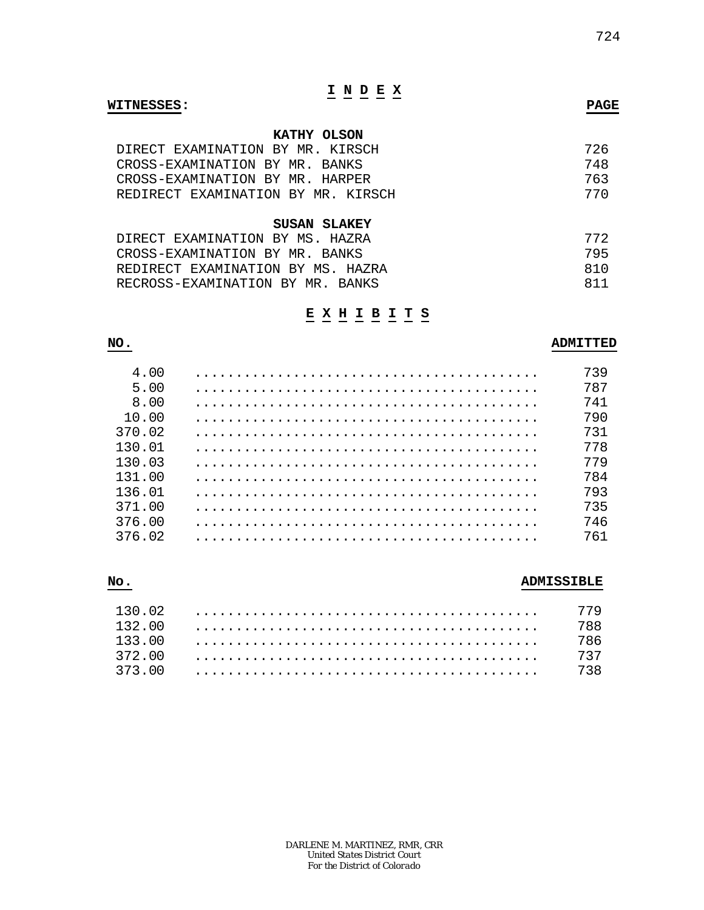# I N D E X

| **WITNESSES:** | **PAGE** |
|---|---|
| **KATHY OLSON** | |
| DIRECT EXAMINATION BY MR. KIRSCH | 726 |
| CROSS-EXAMINATION BY MR. BANKS | 748 |
| CROSS-EXAMINATION BY MR. HARPER | 763 |
| REDIRECT EXAMINATION BY MR. KIRSCH | 770 |
| **SUSAN SLAKEY** | |
| DIRECT EXAMINATION BY MS. HAZRA | 772 |
| CROSS-EXAMINATION BY MR. BANKS | 795 |
| REDIRECT EXAMINATION BY MS. HAZRA | 810 |
| RECROSS-EXAMINATION BY MR. BANKS | 811 |

# E X H I B I T S

| **NO.** | **ADMITTED** |
|---|---|
| 4.00 | 739 |
| 5.00 | 787 |
| 8.00 | 741 |
| 10.00 | 790 |
| 370.02 | 731 |
| 130.01 | 778 |
| 130.03 | 779 |
| 131.00 | 784 |
| 136.01 | 793 |
| 371.00 | 735 |
| 376.00 | 746 |
| 376.02 | 761 |

| **No.** | **ADMISSIBLE** |
|---|---|
| 130.02 | 779 |
| 132.00 | 788 |
| 133.00 | 786 |
| 372.00 | 737 |
| 373.00 | 738 |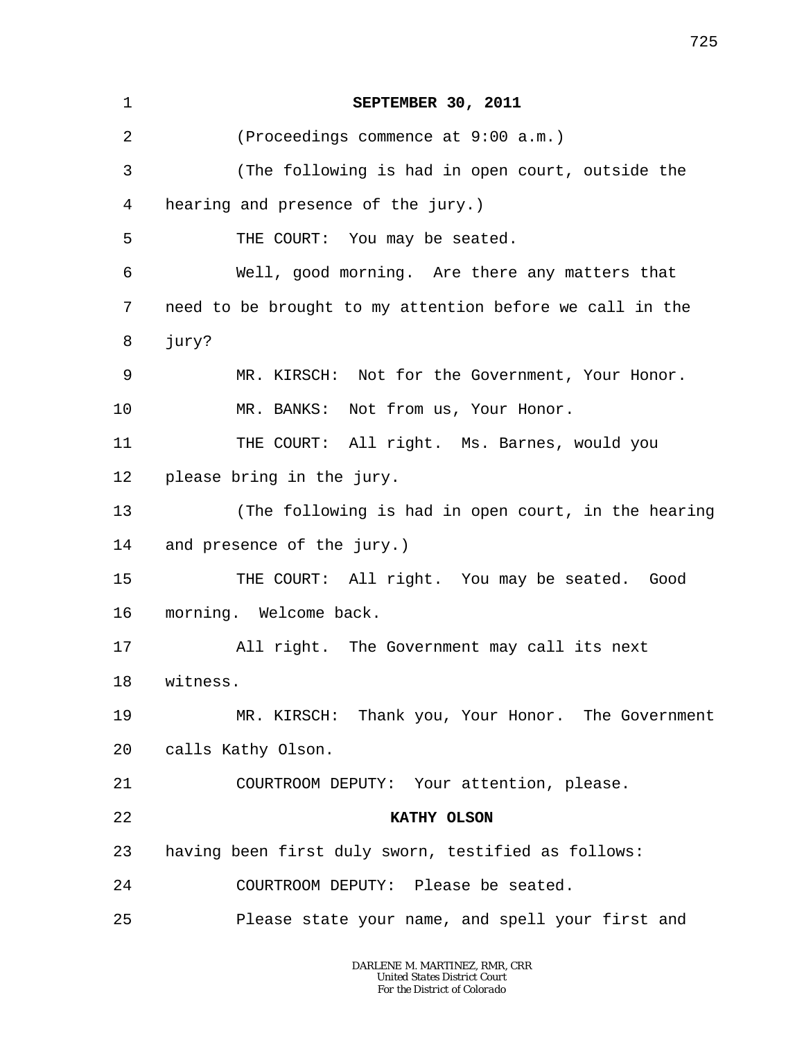**SEPTEMBER 30, 2011**

(Proceedings commence at 9:00 a.m.)

(The following is had in open court, outside the hearing and presence of the jury.)

THE COURT: You may be seated.

Well, good morning. Are there any matters that need to be brought to my attention before we call in the jury?

MR. KIRSCH: Not for the Government, Your Honor.

MR. BANKS: Not from us, Your Honor.

THE COURT: All right. Ms. Barnes, would you please bring in the jury.

(The following is had in open court, in the hearing and presence of the jury.)

THE COURT: All right. You may be seated. Good morning. Welcome back.

All right. The Government may call its next witness.

MR. KIRSCH: Thank you, Your Honor. The Government calls Kathy Olson.

COURTROOM DEPUTY: Your attention, please.

**KATHY OLSON**

having been first duly sworn, testified as follows:

COURTROOM DEPUTY: Please be seated.

Please state your name, and spell your first and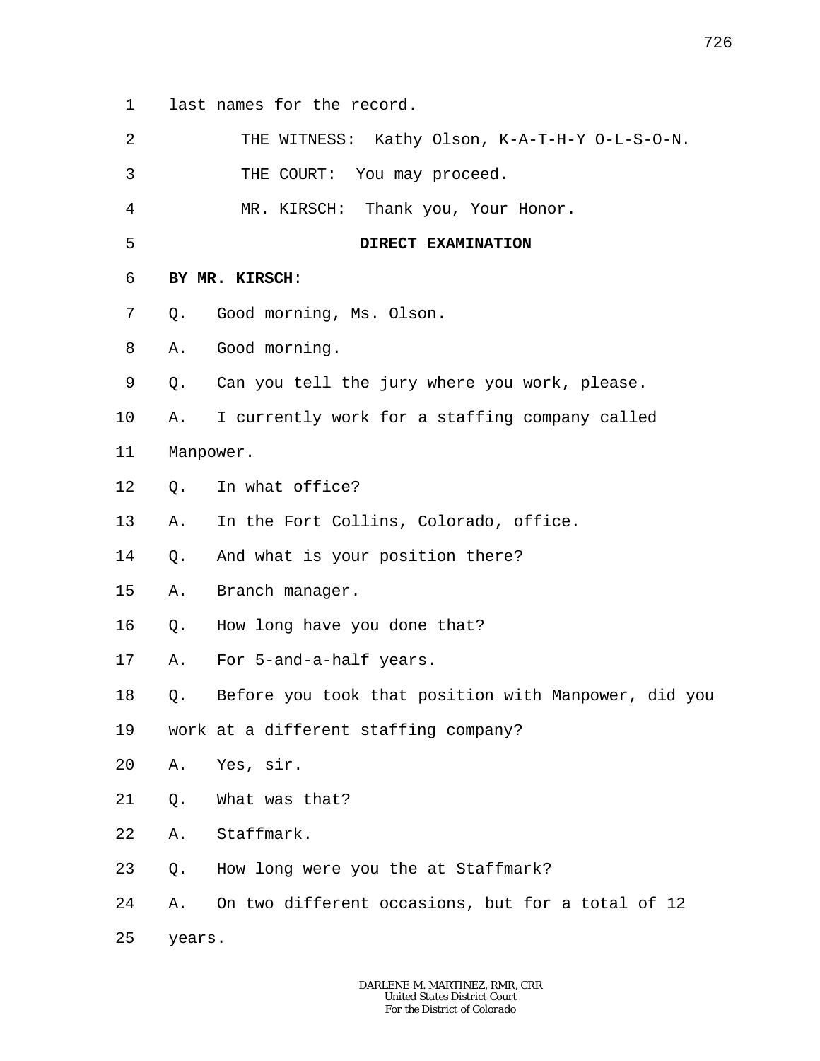1 last names for the record.

2 THE WITNESS: Kathy Olson, K-A-T-H-Y O-L-S-O-N.

3 THE COURT: You may proceed.

4 MR. KIRSCH: Thank you, Your Honor.

5 **DIRECT EXAMINATION**

6 **BY MR. KIRSCH**:

7 Q. Good morning, Ms. Olson.

8 A. Good morning.

9 Q. Can you tell the jury where you work, please.

10 A. I currently work for a staffing company called

11 Manpower.

12 Q. In what office?

13 A. In the Fort Collins, Colorado, office.

14 Q. And what is your position there?

15 A. Branch manager.

16 Q. How long have you done that?

17 A. For 5-and-a-half years.

18 Q. Before you took that position with Manpower, did you

19 work at a different staffing company?

20 A. Yes, sir.

21 Q. What was that?

22 A. Staffmark.

23 Q. How long were you the at Staffmark?

24 A. On two different occasions, but for a total of 12

25 years.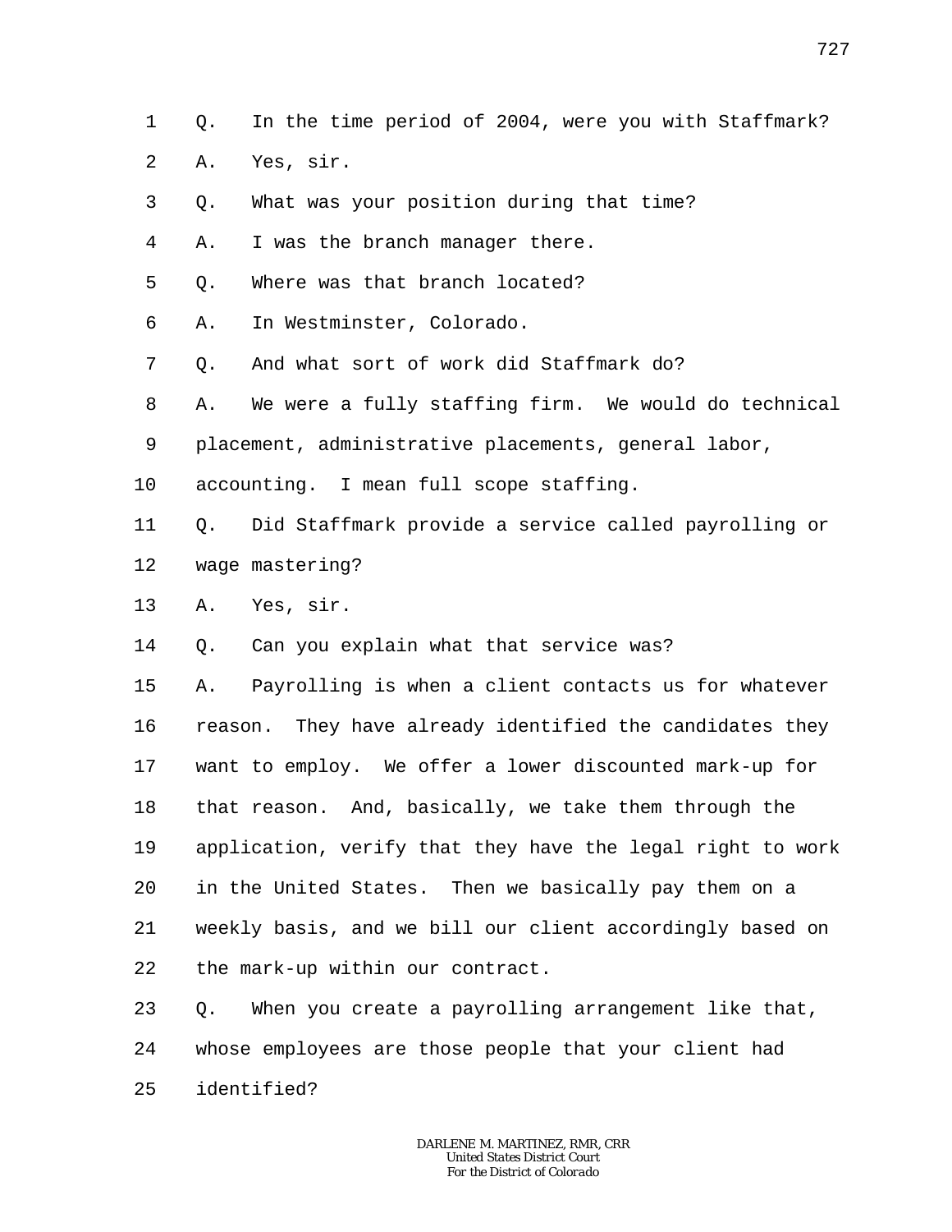Q. In the time period of 2004, were you with Staffmark?

A. Yes, sir.

Q. What was your position during that time?

A. I was the branch manager there.

Q. Where was that branch located?

A. In Westminster, Colorado.

Q. And what sort of work did Staffmark do?

A. We were a fully staffing firm. We would do technical placement, administrative placements, general labor, accounting. I mean full scope staffing.

Q. Did Staffmark provide a service called payrolling or wage mastering?

A. Yes, sir.

Q. Can you explain what that service was?

A. Payrolling is when a client contacts us for whatever reason. They have already identified the candidates they want to employ. We offer a lower discounted mark-up for that reason. And, basically, we take them through the application, verify that they have the legal right to work in the United States. Then we basically pay them on a weekly basis, and we bill our client accordingly based on the mark-up within our contract.

Q. When you create a payrolling arrangement like that, whose employees are those people that your client had identified?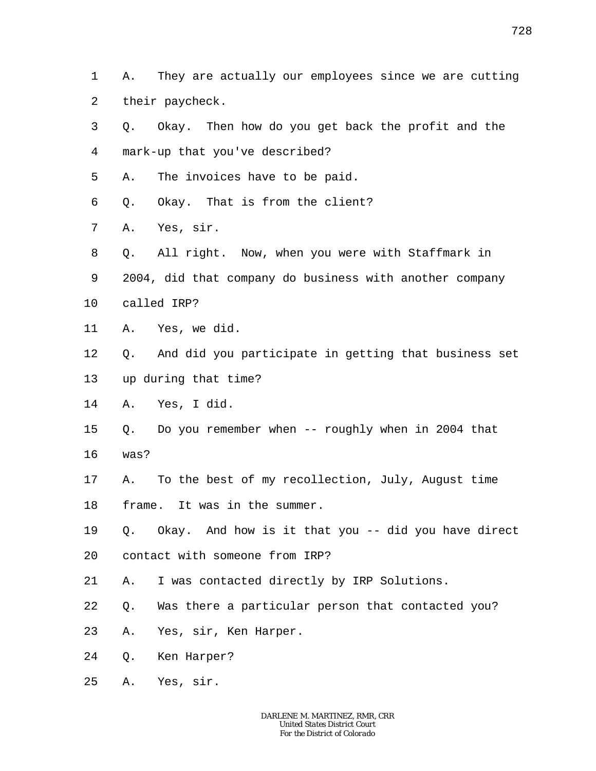1 A. They are actually our employees since we are cutting
2 their paycheck.
3 Q. Okay. Then how do you get back the profit and the
4 mark-up that you've described?
5 A. The invoices have to be paid.
6 Q. Okay. That is from the client?
7 A. Yes, sir.
8 Q. All right. Now, when you were with Staffmark in
9 2004, did that company do business with another company
10 called IRP?
11 A. Yes, we did.
12 Q. And did you participate in getting that business set
13 up during that time?
14 A. Yes, I did.
15 Q. Do you remember when -- roughly when in 2004 that
16 was?
17 A. To the best of my recollection, July, August time
18 frame. It was in the summer.
19 Q. Okay. And how is it that you -- did you have direct
20 contact with someone from IRP?
21 A. I was contacted directly by IRP Solutions.
22 Q. Was there a particular person that contacted you?
23 A. Yes, sir, Ken Harper.
24 Q. Ken Harper?
25 A. Yes, sir.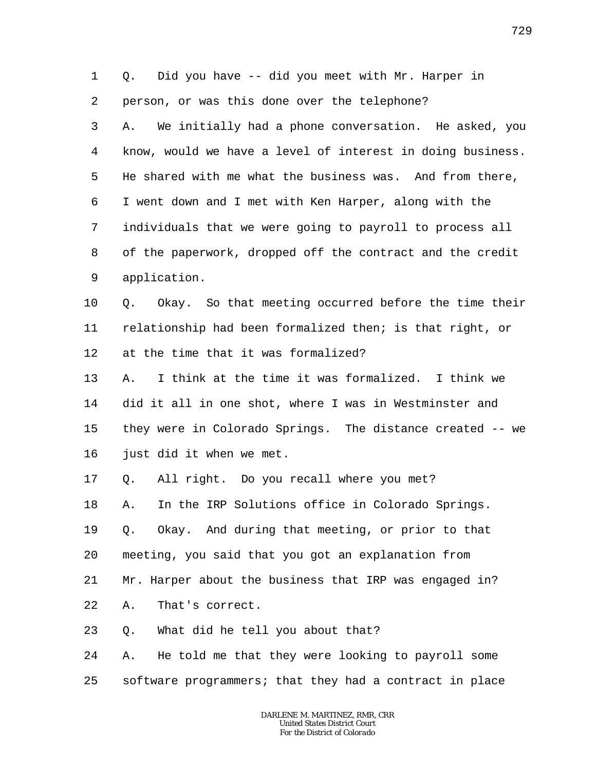1 Q. Did you have -- did you meet with Mr. Harper in
2 person, or was this done over the telephone?
3 A. We initially had a phone conversation. He asked, you
4 know, would we have a level of interest in doing business.
5 He shared with me what the business was. And from there,
6 I went down and I met with Ken Harper, along with the
7 individuals that we were going to payroll to process all
8 of the paperwork, dropped off the contract and the credit
9 application.
10 Q. Okay. So that meeting occurred before the time their
11 relationship had been formalized then; is that right, or
12 at the time that it was formalized?
13 A. I think at the time it was formalized. I think we
14 did it all in one shot, where I was in Westminster and
15 they were in Colorado Springs. The distance created -- we
16 just did it when we met.
17 Q. All right. Do you recall where you met?
18 A. In the IRP Solutions office in Colorado Springs.
19 Q. Okay. And during that meeting, or prior to that
20 meeting, you said that you got an explanation from
21 Mr. Harper about the business that IRP was engaged in?
22 A. That's correct.
23 Q. What did he tell you about that?
24 A. He told me that they were looking to payroll some
25 software programmers; that they had a contract in place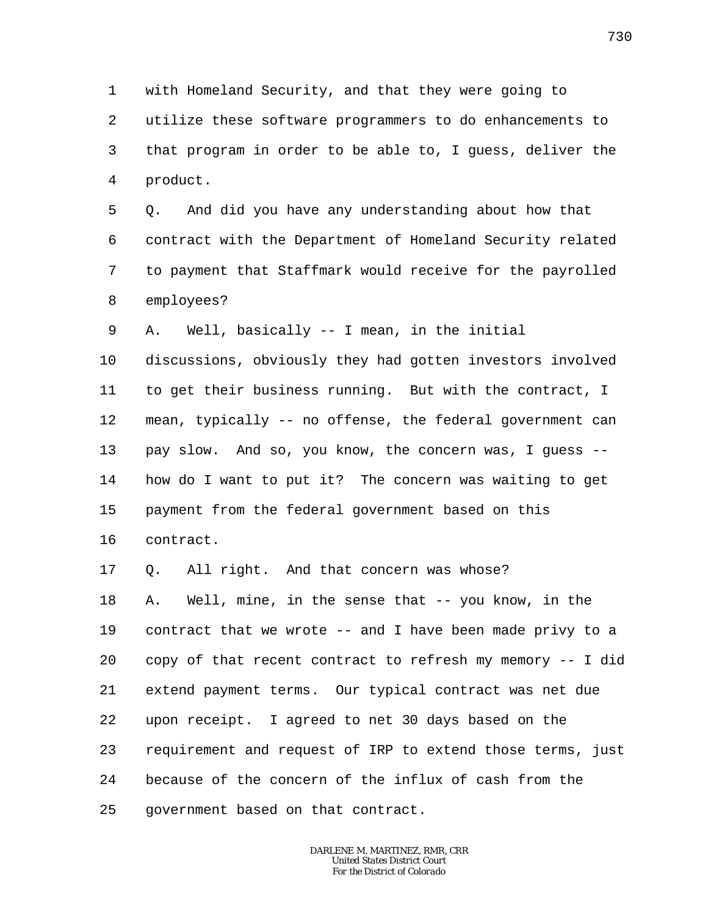with Homeland Security, and that they were going to utilize these software programmers to do enhancements to that program in order to be able to, I guess, deliver the product.

Q. And did you have any understanding about how that contract with the Department of Homeland Security related to payment that Staffmark would receive for the payrolled employees?

A. Well, basically -- I mean, in the initial discussions, obviously they had gotten investors involved to get their business running. But with the contract, I mean, typically -- no offense, the federal government can pay slow. And so, you know, the concern was, I guess -- how do I want to put it? The concern was waiting to get payment from the federal government based on this contract.

Q. All right. And that concern was whose?

A. Well, mine, in the sense that -- you know, in the contract that we wrote -- and I have been made privy to a copy of that recent contract to refresh my memory -- I did extend payment terms. Our typical contract was net due upon receipt. I agreed to net 30 days based on the requirement and request of IRP to extend those terms, just because of the concern of the influx of cash from the government based on that contract.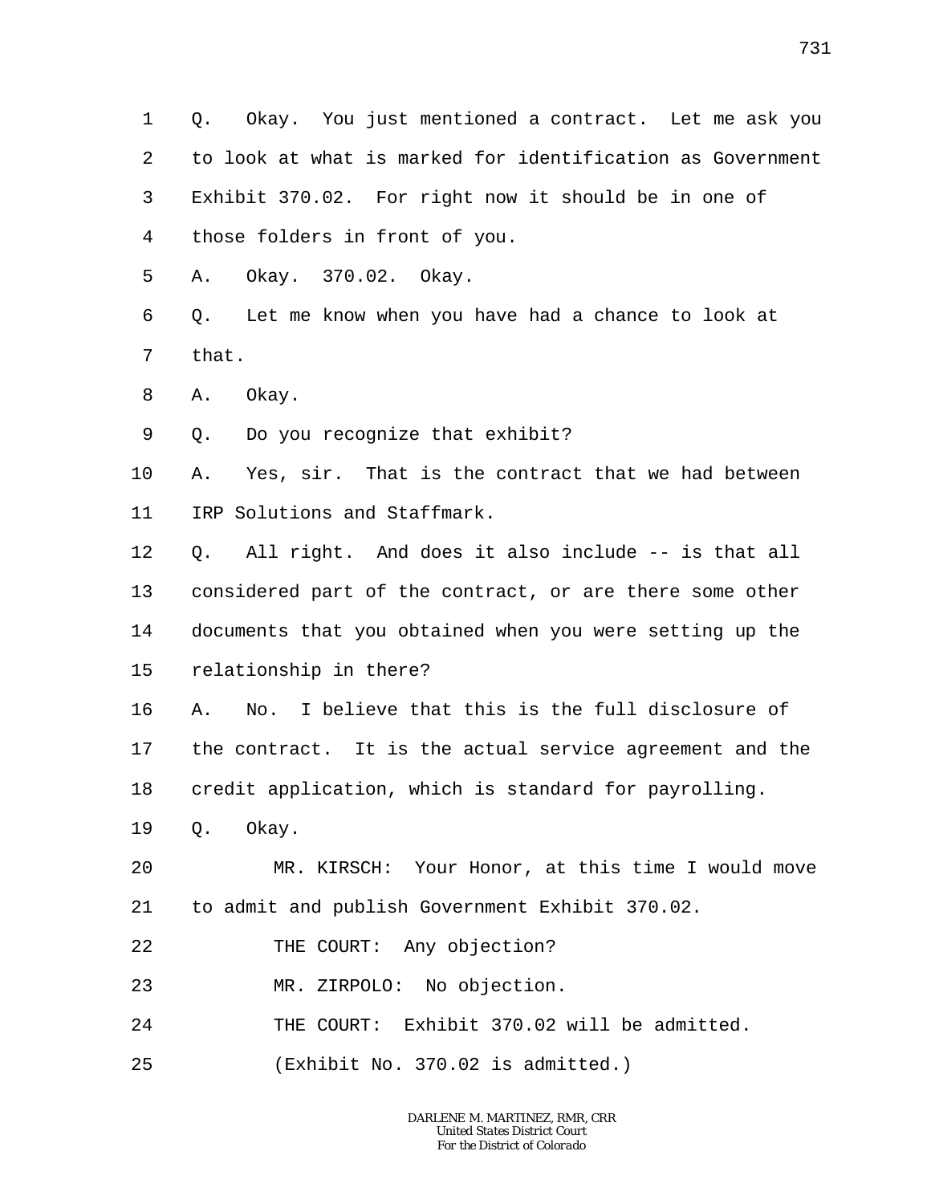Q. Okay. You just mentioned a contract. Let me ask you to look at what is marked for identification as Government Exhibit 370.02. For right now it should be in one of those folders in front of you.

A. Okay. 370.02. Okay.

Q. Let me know when you have had a chance to look at that.

A. Okay.

Q. Do you recognize that exhibit?

A. Yes, sir. That is the contract that we had between IRP Solutions and Staffmark.

Q. All right. And does it also include -- is that all considered part of the contract, or are there some other documents that you obtained when you were setting up the relationship in there?

A. No. I believe that this is the full disclosure of the contract. It is the actual service agreement and the credit application, which is standard for payrolling.

Q. Okay.

MR. KIRSCH: Your Honor, at this time I would move to admit and publish Government Exhibit 370.02.

THE COURT: Any objection?

MR. ZIRPOLO: No objection.

THE COURT: Exhibit 370.02 will be admitted.

(Exhibit No. 370.02 is admitted.)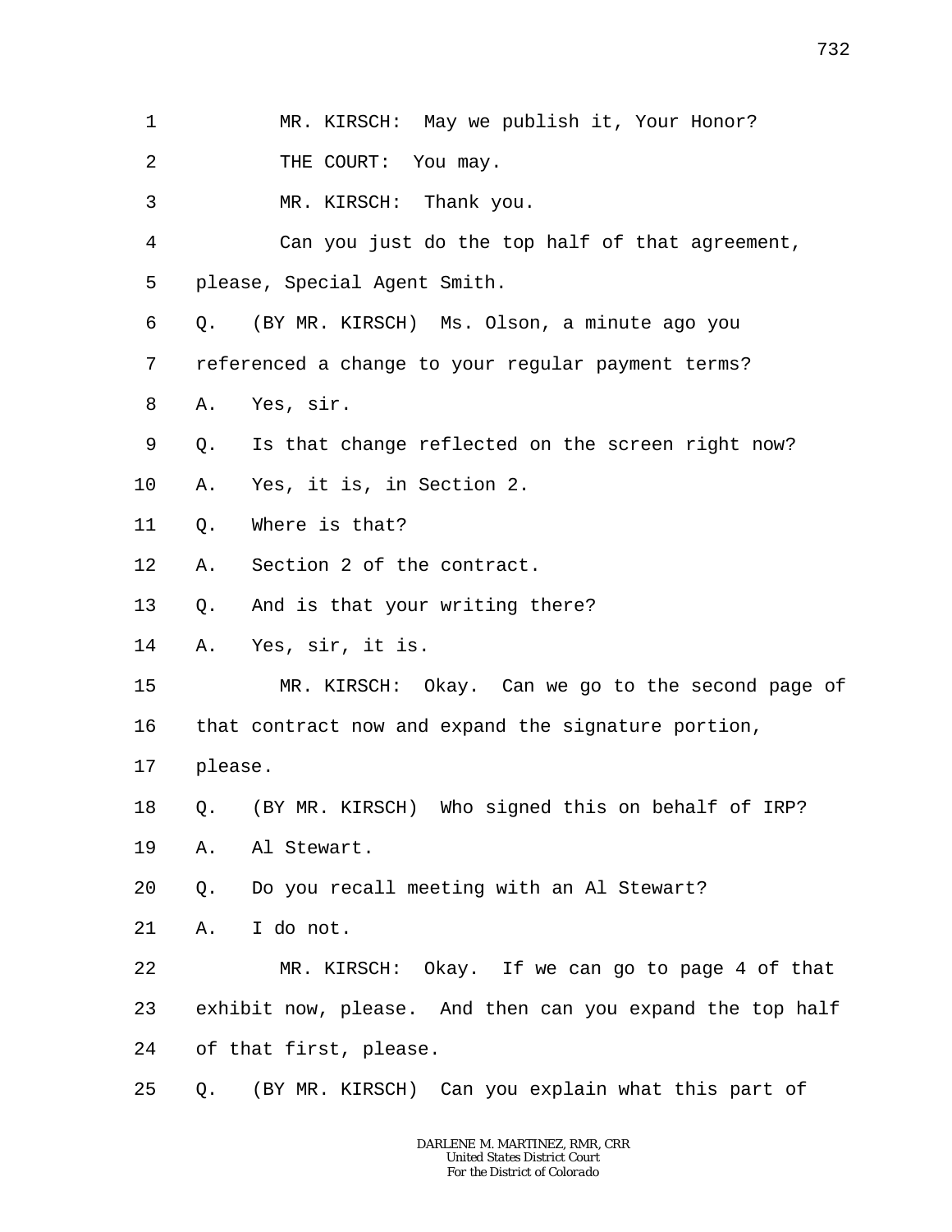1 MR. KIRSCH: May we publish it, Your Honor?

2 THE COURT: You may.

3 MR. KIRSCH: Thank you.

4 Can you just do the top half of that agreement,

5 please, Special Agent Smith.

6 Q. (BY MR. KIRSCH) Ms. Olson, a minute ago you

7 referenced a change to your regular payment terms?

8 A. Yes, sir.

9 Q. Is that change reflected on the screen right now?

10 A. Yes, it is, in Section 2.

11 Q. Where is that?

12 A. Section 2 of the contract.

13 Q. And is that your writing there?

14 A. Yes, sir, it is.

15 MR. KIRSCH: Okay. Can we go to the second page of

16 that contract now and expand the signature portion,

17 please.

18 Q. (BY MR. KIRSCH) Who signed this on behalf of IRP?

19 A. Al Stewart.

20 Q. Do you recall meeting with an Al Stewart?

21 A. I do not.

22 MR. KIRSCH: Okay. If we can go to page 4 of that

23 exhibit now, please. And then can you expand the top half

24 of that first, please.

25 Q. (BY MR. KIRSCH) Can you explain what this part of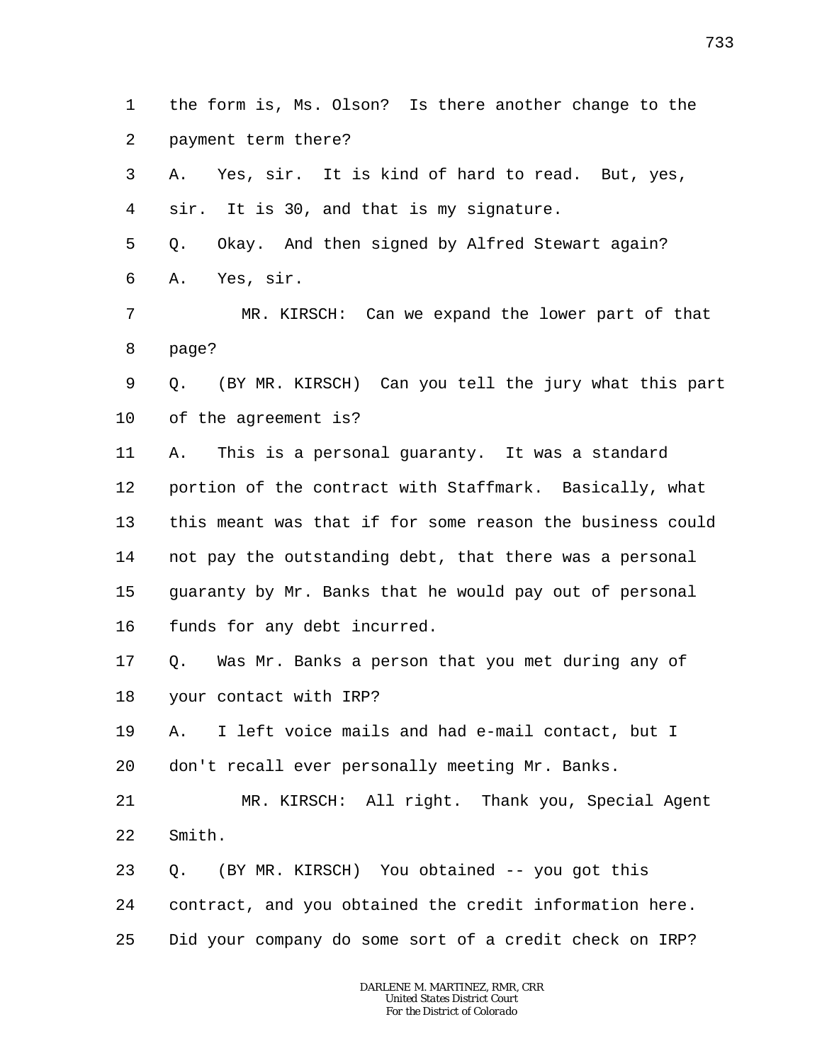1 the form is, Ms. Olson? Is there another change to the
2 payment term there?
3 A. Yes, sir. It is kind of hard to read. But, yes,
4 sir. It is 30, and that is my signature.
5 Q. Okay. And then signed by Alfred Stewart again?
6 A. Yes, sir.
7 MR. KIRSCH: Can we expand the lower part of that
8 page?
9 Q. (BY MR. KIRSCH) Can you tell the jury what this part
10 of the agreement is?
11 A. This is a personal guaranty. It was a standard
12 portion of the contract with Staffmark. Basically, what
13 this meant was that if for some reason the business could
14 not pay the outstanding debt, that there was a personal
15 guaranty by Mr. Banks that he would pay out of personal
16 funds for any debt incurred.
17 Q. Was Mr. Banks a person that you met during any of
18 your contact with IRP?
19 A. I left voice mails and had e-mail contact, but I
20 don't recall ever personally meeting Mr. Banks.
21 MR. KIRSCH: All right. Thank you, Special Agent
22 Smith.
23 Q. (BY MR. KIRSCH) You obtained -- you got this
24 contract, and you obtained the credit information here.
25 Did your company do some sort of a credit check on IRP?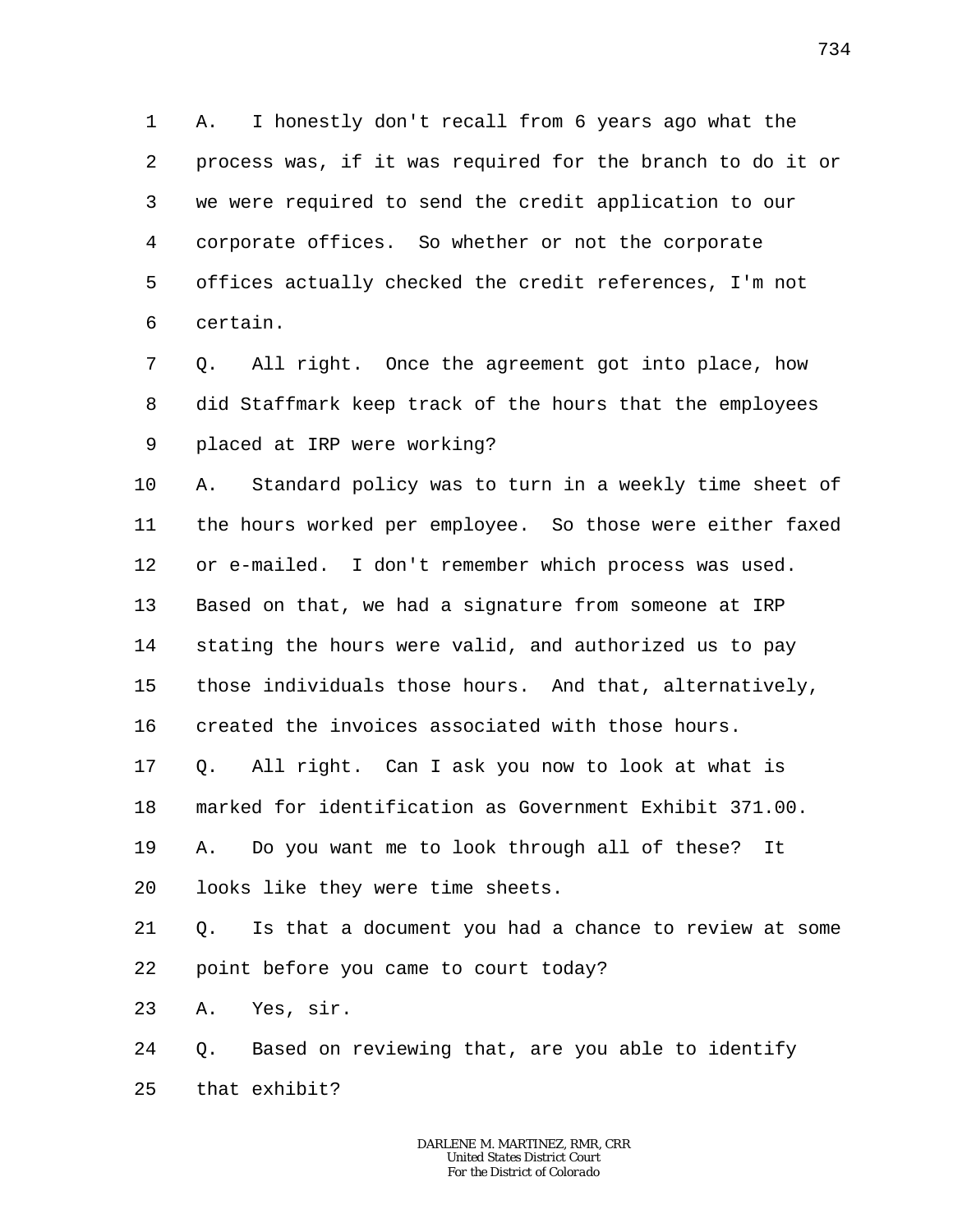A. I honestly don't recall from 6 years ago what the process was, if it was required for the branch to do it or we were required to send the credit application to our corporate offices. So whether or not the corporate offices actually checked the credit references, I'm not certain.

Q. All right. Once the agreement got into place, how did Staffmark keep track of the hours that the employees placed at IRP were working?

A. Standard policy was to turn in a weekly time sheet of the hours worked per employee. So those were either faxed or e-mailed. I don't remember which process was used. Based on that, we had a signature from someone at IRP stating the hours were valid, and authorized us to pay those individuals those hours. And that, alternatively, created the invoices associated with those hours.

Q. All right. Can I ask you now to look at what is marked for identification as Government Exhibit 371.00.

A. Do you want me to look through all of these? It looks like they were time sheets.

Q. Is that a document you had a chance to review at some point before you came to court today?

A. Yes, sir.

Q. Based on reviewing that, are you able to identify that exhibit?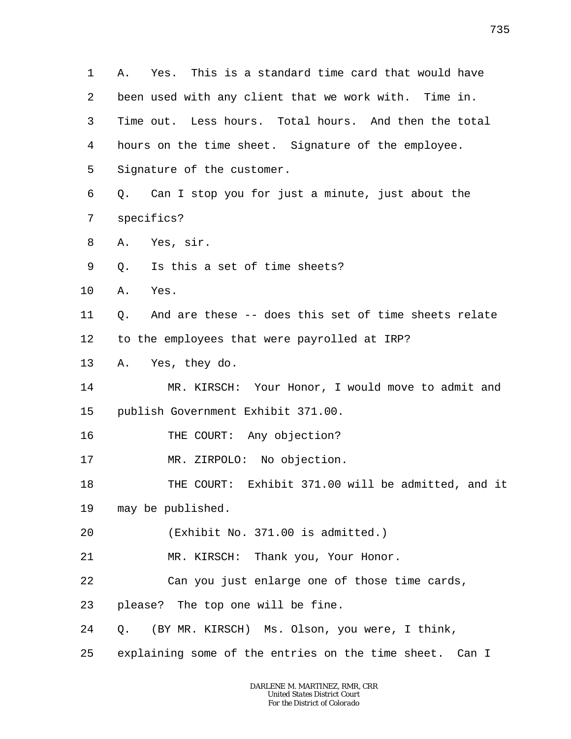A. Yes. This is a standard time card that would have been used with any client that we work with. Time in. Time out. Less hours. Total hours. And then the total hours on the time sheet. Signature of the employee. Signature of the customer.

Q. Can I stop you for just a minute, just about the specifics?

A. Yes, sir.

Q. Is this a set of time sheets?

A. Yes.

Q. And are these -- does this set of time sheets relate to the employees that were payrolled at IRP?

A. Yes, they do.

MR. KIRSCH: Your Honor, I would move to admit and publish Government Exhibit 371.00.

THE COURT: Any objection?

MR. ZIRPOLO: No objection.

THE COURT: Exhibit 371.00 will be admitted, and it may be published.

(Exhibit No. 371.00 is admitted.)

MR. KIRSCH: Thank you, Your Honor.

Can you just enlarge one of those time cards, please? The top one will be fine.

Q. (BY MR. KIRSCH) Ms. Olson, you were, I think, explaining some of the entries on the time sheet. Can I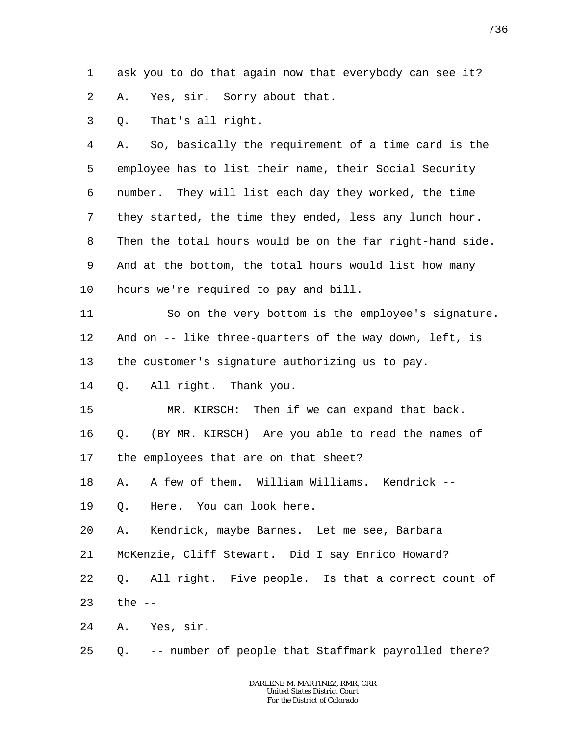1 ask you to do that again now that everybody can see it?

2 A. Yes, sir. Sorry about that.

3 Q. That's all right.

4 A. So, basically the requirement of a time card is the
5 employee has to list their name, their Social Security
6 number. They will list each day they worked, the time
7 they started, the time they ended, less any lunch hour.
8 Then the total hours would be on the far right-hand side.
9 And at the bottom, the total hours would list how many
10 hours we're required to pay and bill.

11 So on the very bottom is the employee's signature.
12 And on -- like three-quarters of the way down, left, is
13 the customer's signature authorizing us to pay.

14 Q. All right. Thank you.

15 MR. KIRSCH: Then if we can expand that back.

16 Q. (BY MR. KIRSCH) Are you able to read the names of
17 the employees that are on that sheet?

18 A. A few of them. William Williams. Kendrick --

19 Q. Here. You can look here.

20 A. Kendrick, maybe Barnes. Let me see, Barbara
21 McKenzie, Cliff Stewart. Did I say Enrico Howard?

22 Q. All right. Five people. Is that a correct count of
23 the --

24 A. Yes, sir.

25 Q. -- number of people that Staffmark payrolled there?

DARLENE M. MARTINEZ, RMR, CRR
United States District Court
For the District of Colorado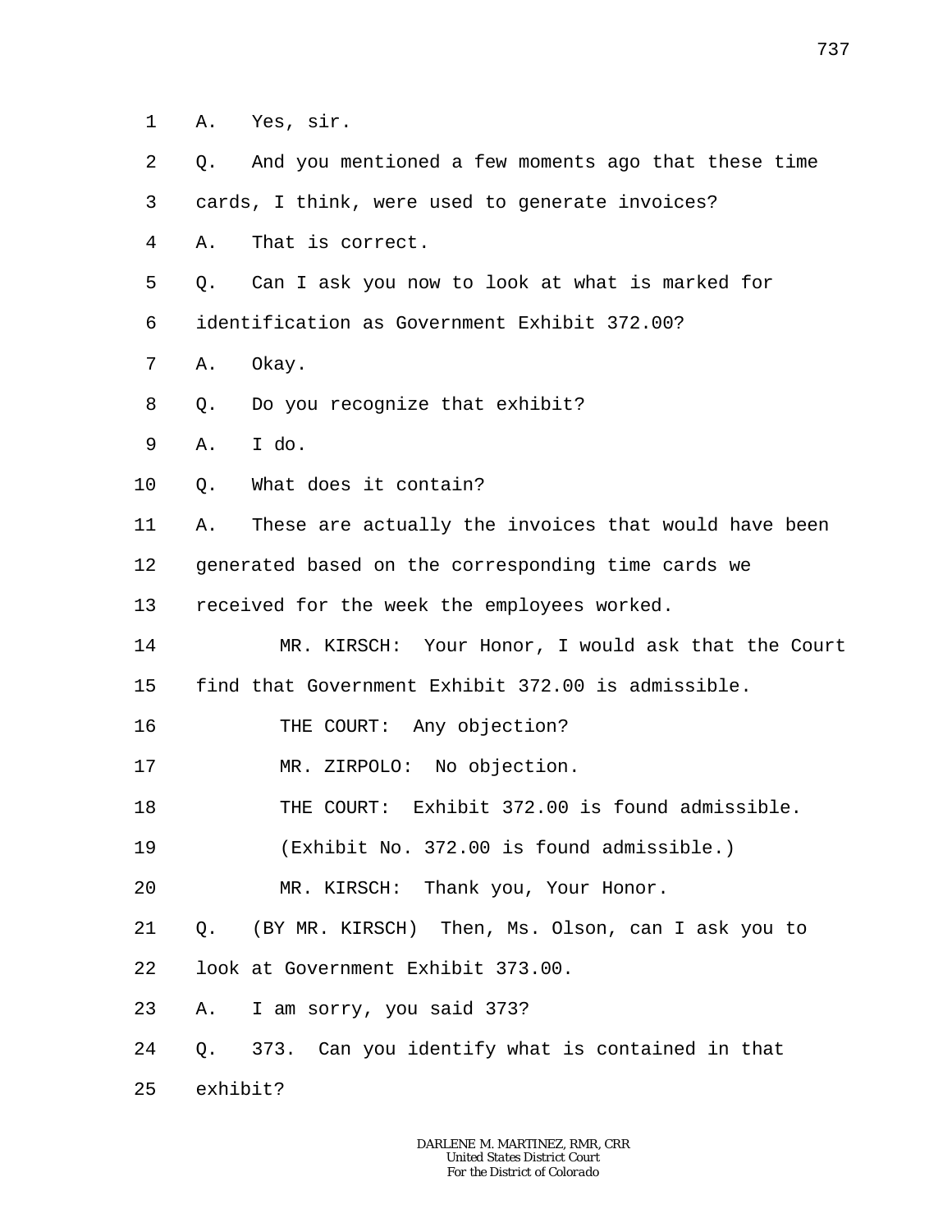1 A. Yes, sir.

2 Q. And you mentioned a few moments ago that these time

3 cards, I think, were used to generate invoices?

4 A. That is correct.

5 Q. Can I ask you now to look at what is marked for

6 identification as Government Exhibit 372.00?

7 A. Okay.

8 Q. Do you recognize that exhibit?

9 A. I do.

10 Q. What does it contain?

11 A. These are actually the invoices that would have been

12 generated based on the corresponding time cards we

13 received for the week the employees worked.

14 MR. KIRSCH: Your Honor, I would ask that the Court

15 find that Government Exhibit 372.00 is admissible.

16 THE COURT: Any objection?

17 MR. ZIRPOLO: No objection.

18 THE COURT: Exhibit 372.00 is found admissible.

19 (Exhibit No. 372.00 is found admissible.)

20 MR. KIRSCH: Thank you, Your Honor.

21 Q. (BY MR. KIRSCH) Then, Ms. Olson, can I ask you to

22 look at Government Exhibit 373.00.

23 A. I am sorry, you said 373?

24 Q. 373. Can you identify what is contained in that

25 exhibit?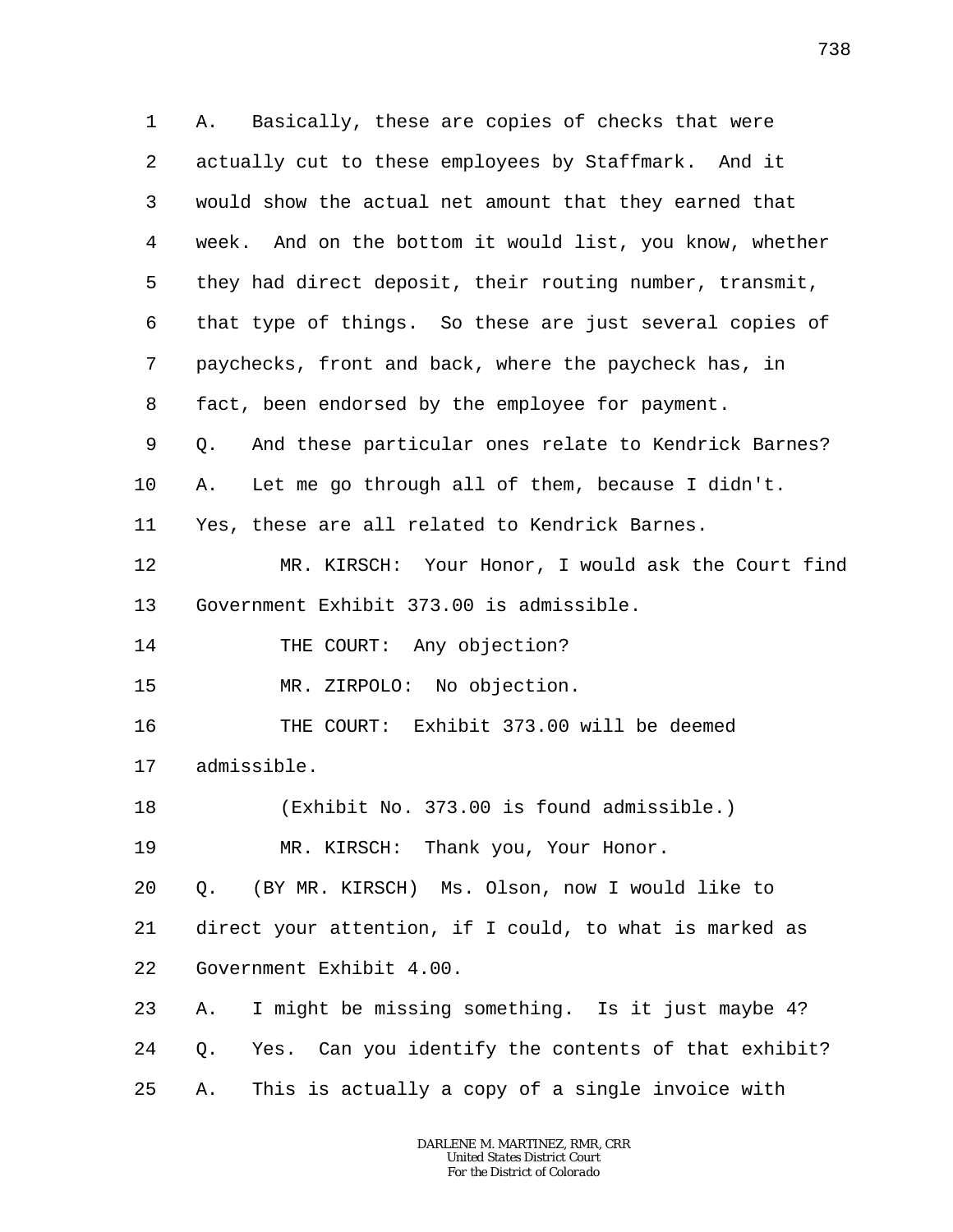A. Basically, these are copies of checks that were actually cut to these employees by Staffmark. And it would show the actual net amount that they earned that week. And on the bottom it would list, you know, whether they had direct deposit, their routing number, transmit, that type of things. So these are just several copies of paychecks, front and back, where the paycheck has, in fact, been endorsed by the employee for payment.

Q. And these particular ones relate to Kendrick Barnes?

A. Let me go through all of them, because I didn't. Yes, these are all related to Kendrick Barnes.

MR. KIRSCH: Your Honor, I would ask the Court find Government Exhibit 373.00 is admissible.

THE COURT: Any objection?

MR. ZIRPOLO: No objection.

THE COURT: Exhibit 373.00 will be deemed admissible.

(Exhibit No. 373.00 is found admissible.)

MR. KIRSCH: Thank you, Your Honor.

Q. (BY MR. KIRSCH) Ms. Olson, now I would like to direct your attention, if I could, to what is marked as Government Exhibit 4.00.

A. I might be missing something. Is it just maybe 4?

Q. Yes. Can you identify the contents of that exhibit?

A. This is actually a copy of a single invoice with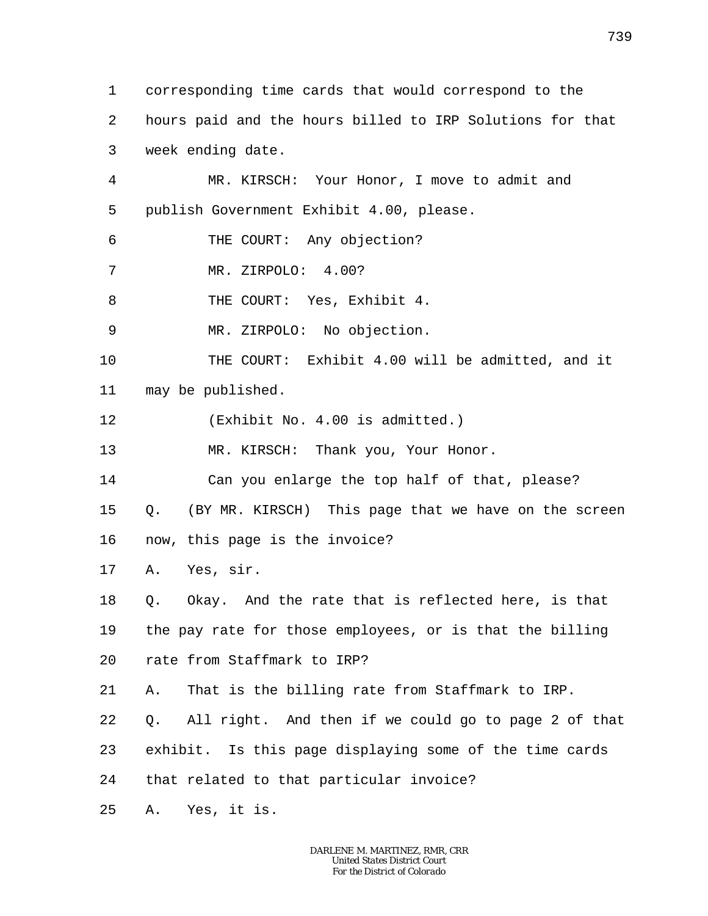corresponding time cards that would correspond to the hours paid and the hours billed to IRP Solutions for that week ending date.

MR. KIRSCH: Your Honor, I move to admit and publish Government Exhibit 4.00, please.

THE COURT: Any objection?

MR. ZIRPOLO: 4.00?

THE COURT: Yes, Exhibit 4.

MR. ZIRPOLO: No objection.

THE COURT: Exhibit 4.00 will be admitted, and it may be published.

(Exhibit No. 4.00 is admitted.)

MR. KIRSCH: Thank you, Your Honor.

Can you enlarge the top half of that, please?

Q. (BY MR. KIRSCH) This page that we have on the screen now, this page is the invoice?

A. Yes, sir.

Q. Okay. And the rate that is reflected here, is that the pay rate for those employees, or is that the billing rate from Staffmark to IRP?

A. That is the billing rate from Staffmark to IRP.

Q. All right. And then if we could go to page 2 of that exhibit. Is this page displaying some of the time cards that related to that particular invoice?

A. Yes, it is.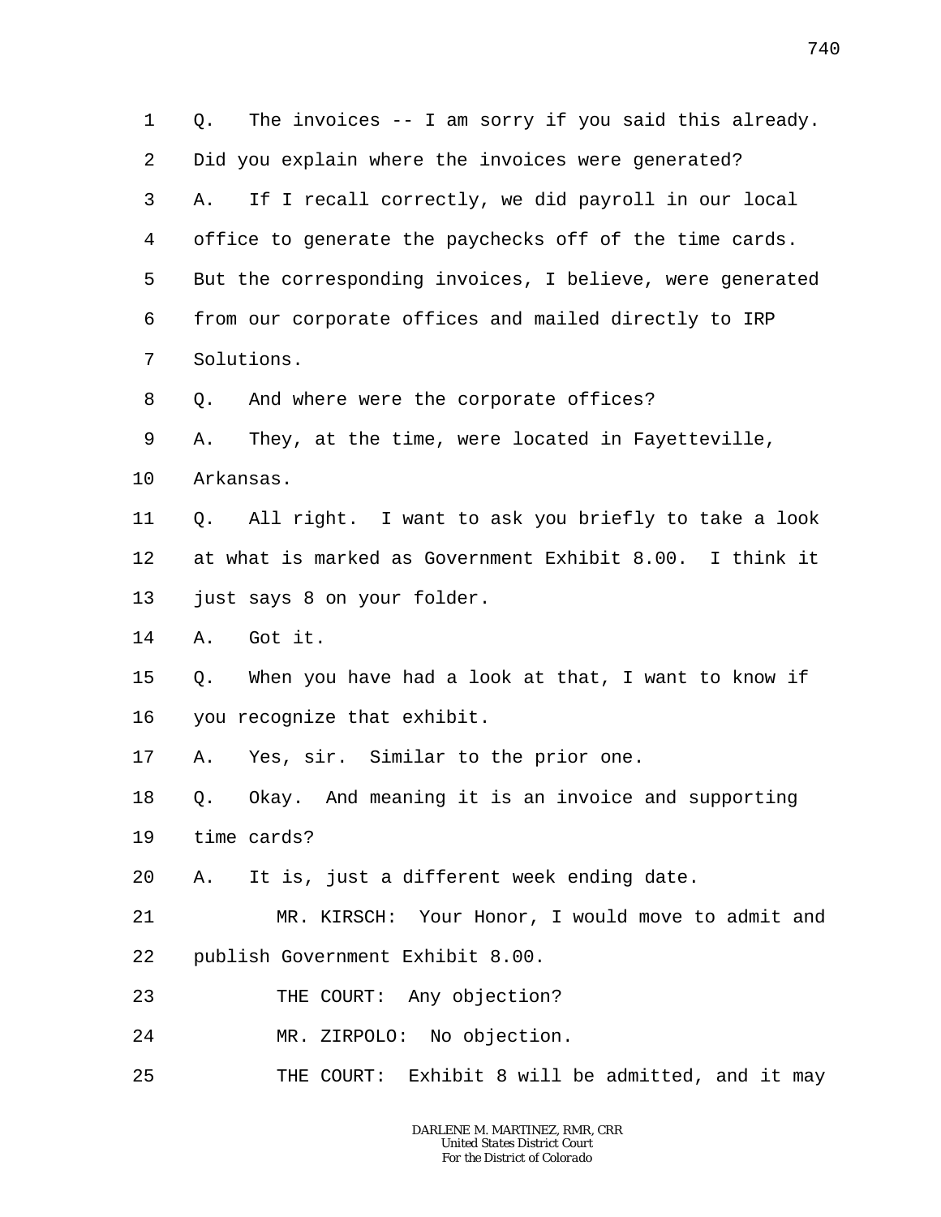Q. The invoices -- I am sorry if you said this already. Did you explain where the invoices were generated?

A. If I recall correctly, we did payroll in our local office to generate the paychecks off of the time cards. But the corresponding invoices, I believe, were generated from our corporate offices and mailed directly to IRP Solutions.

Q. And where were the corporate offices?

A. They, at the time, were located in Fayetteville, Arkansas.

Q. All right. I want to ask you briefly to take a look at what is marked as Government Exhibit 8.00. I think it just says 8 on your folder.

A. Got it.

Q. When you have had a look at that, I want to know if you recognize that exhibit.

A. Yes, sir. Similar to the prior one.

Q. Okay. And meaning it is an invoice and supporting time cards?

A. It is, just a different week ending date.

MR. KIRSCH: Your Honor, I would move to admit and publish Government Exhibit 8.00.

THE COURT: Any objection?

MR. ZIRPOLO: No objection.

THE COURT: Exhibit 8 will be admitted, and it may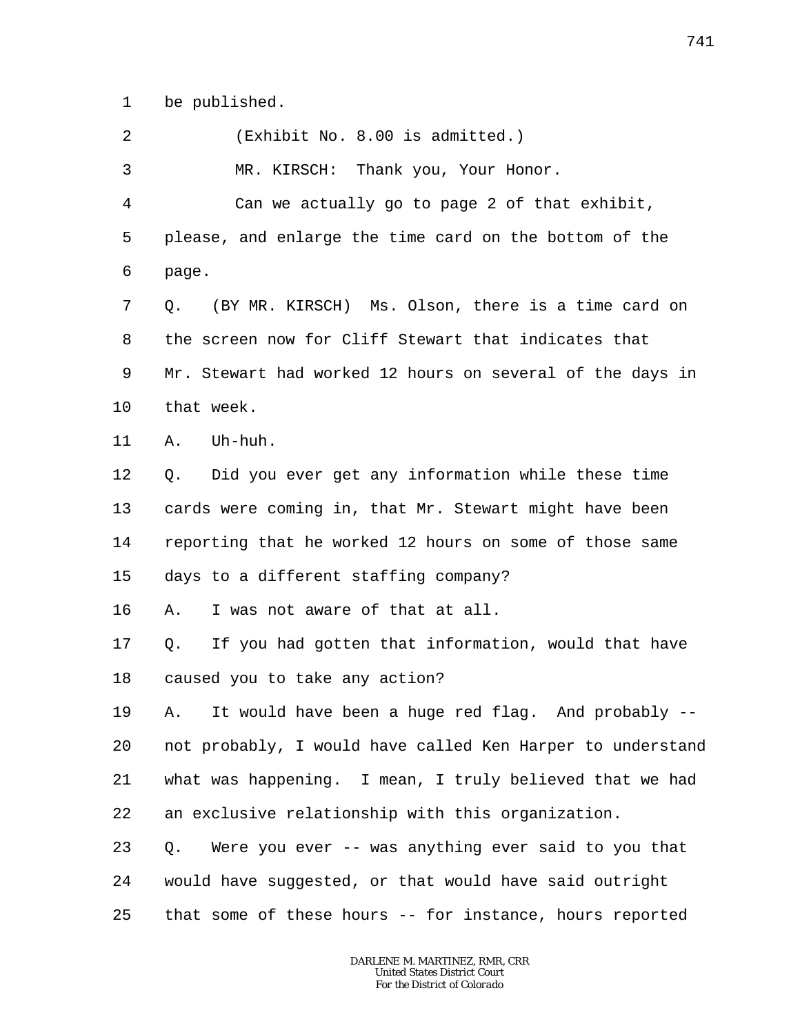1 be published.

2 (Exhibit No. 8.00 is admitted.)

3 MR. KIRSCH: Thank you, Your Honor.

4 Can we actually go to page 2 of that exhibit,

5 please, and enlarge the time card on the bottom of the

6 page.

7 Q. (BY MR. KIRSCH) Ms. Olson, there is a time card on

8 the screen now for Cliff Stewart that indicates that

9 Mr. Stewart had worked 12 hours on several of the days in

10 that week.

11 A. Uh-huh.

12 Q. Did you ever get any information while these time

13 cards were coming in, that Mr. Stewart might have been

14 reporting that he worked 12 hours on some of those same

15 days to a different staffing company?

16 A. I was not aware of that at all.

17 Q. If you had gotten that information, would that have

18 caused you to take any action?

19 A. It would have been a huge red flag. And probably --

20 not probably, I would have called Ken Harper to understand

21 what was happening. I mean, I truly believed that we had

22 an exclusive relationship with this organization.

23 Q. Were you ever -- was anything ever said to you that

24 would have suggested, or that would have said outright

25 that some of these hours -- for instance, hours reported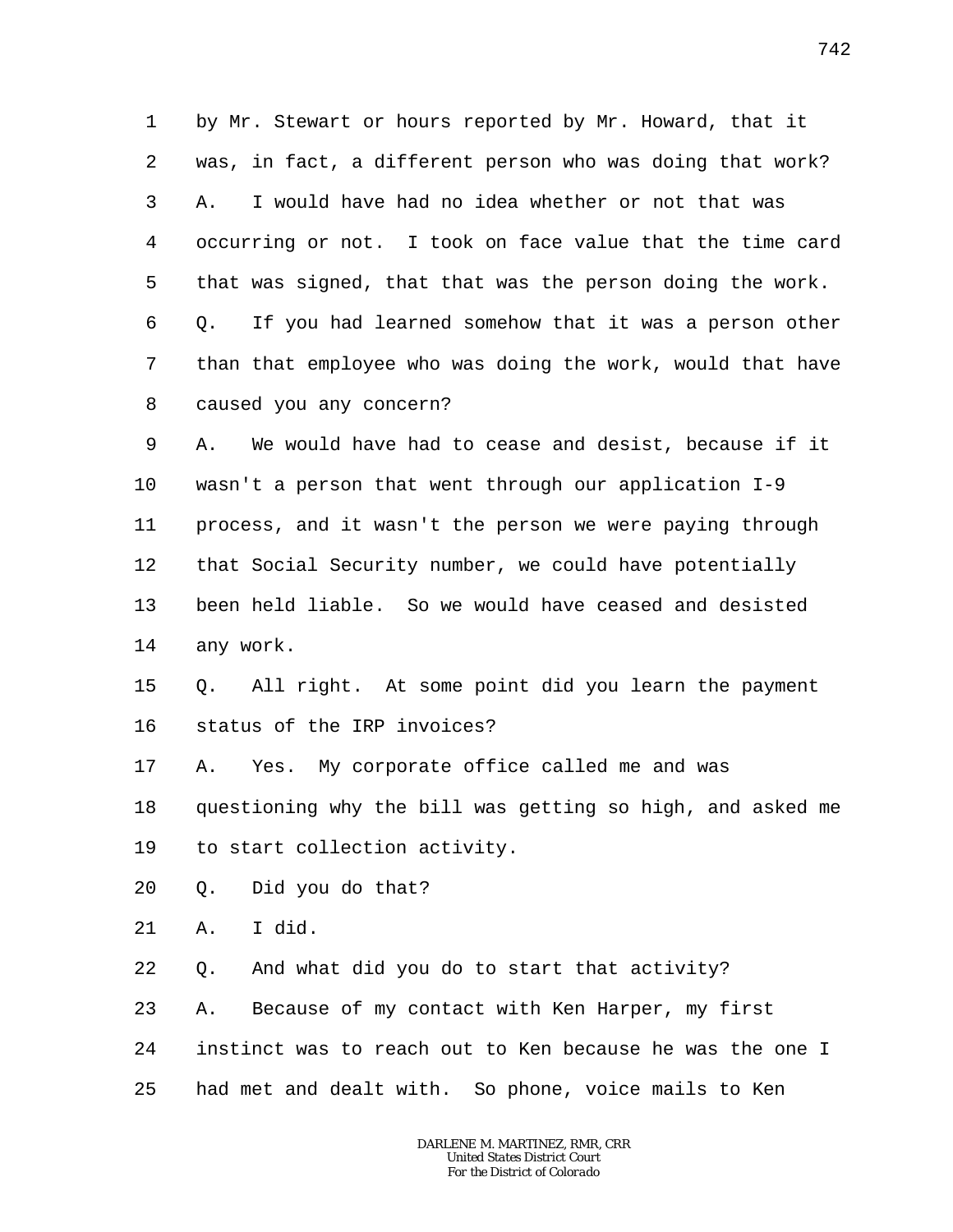by Mr. Stewart or hours reported by Mr. Howard, that it was, in fact, a different person who was doing that work?

A. I would have had no idea whether or not that was occurring or not. I took on face value that the time card that was signed, that that was the person doing the work.

Q. If you had learned somehow that it was a person other than that employee who was doing the work, would that have caused you any concern?

A. We would have had to cease and desist, because if it wasn't a person that went through our application I-9 process, and it wasn't the person we were paying through that Social Security number, we could have potentially been held liable. So we would have ceased and desisted any work.

Q. All right. At some point did you learn the payment status of the IRP invoices?

A. Yes. My corporate office called me and was questioning why the bill was getting so high, and asked me to start collection activity.

Q. Did you do that?

A. I did.

Q. And what did you do to start that activity?

A. Because of my contact with Ken Harper, my first instinct was to reach out to Ken because he was the one I had met and dealt with. So phone, voice mails to Ken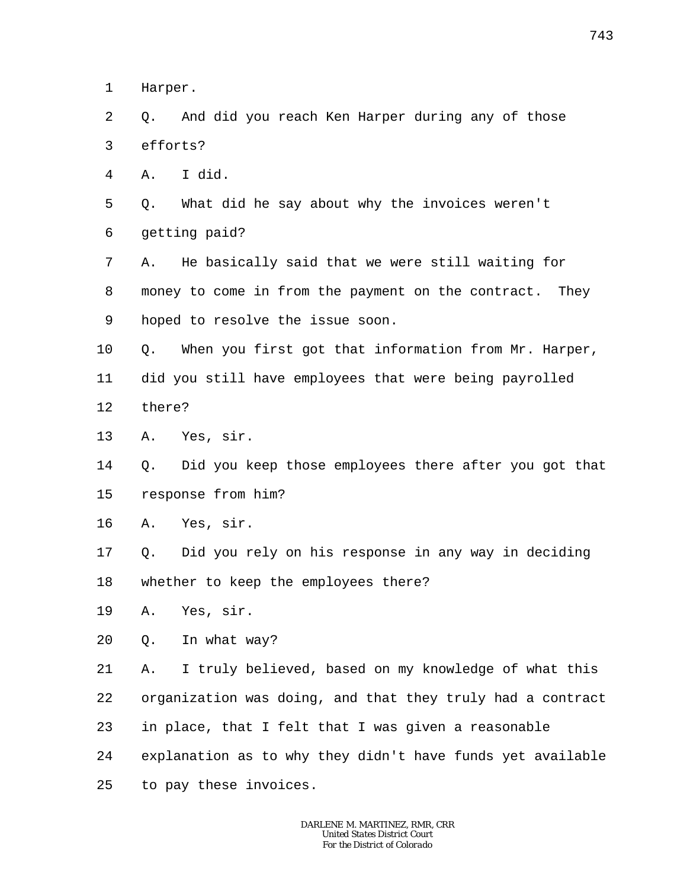Harper.

Q. And did you reach Ken Harper during any of those efforts?

A. I did.

Q. What did he say about why the invoices weren't getting paid?

A. He basically said that we were still waiting for money to come in from the payment on the contract. They hoped to resolve the issue soon.

Q. When you first got that information from Mr. Harper, did you still have employees that were being payrolled there?

A. Yes, sir.

Q. Did you keep those employees there after you got that response from him?

A. Yes, sir.

Q. Did you rely on his response in any way in deciding whether to keep the employees there?

A. Yes, sir.

Q. In what way?

A. I truly believed, based on my knowledge of what this organization was doing, and that they truly had a contract in place, that I felt that I was given a reasonable explanation as to why they didn't have funds yet available to pay these invoices.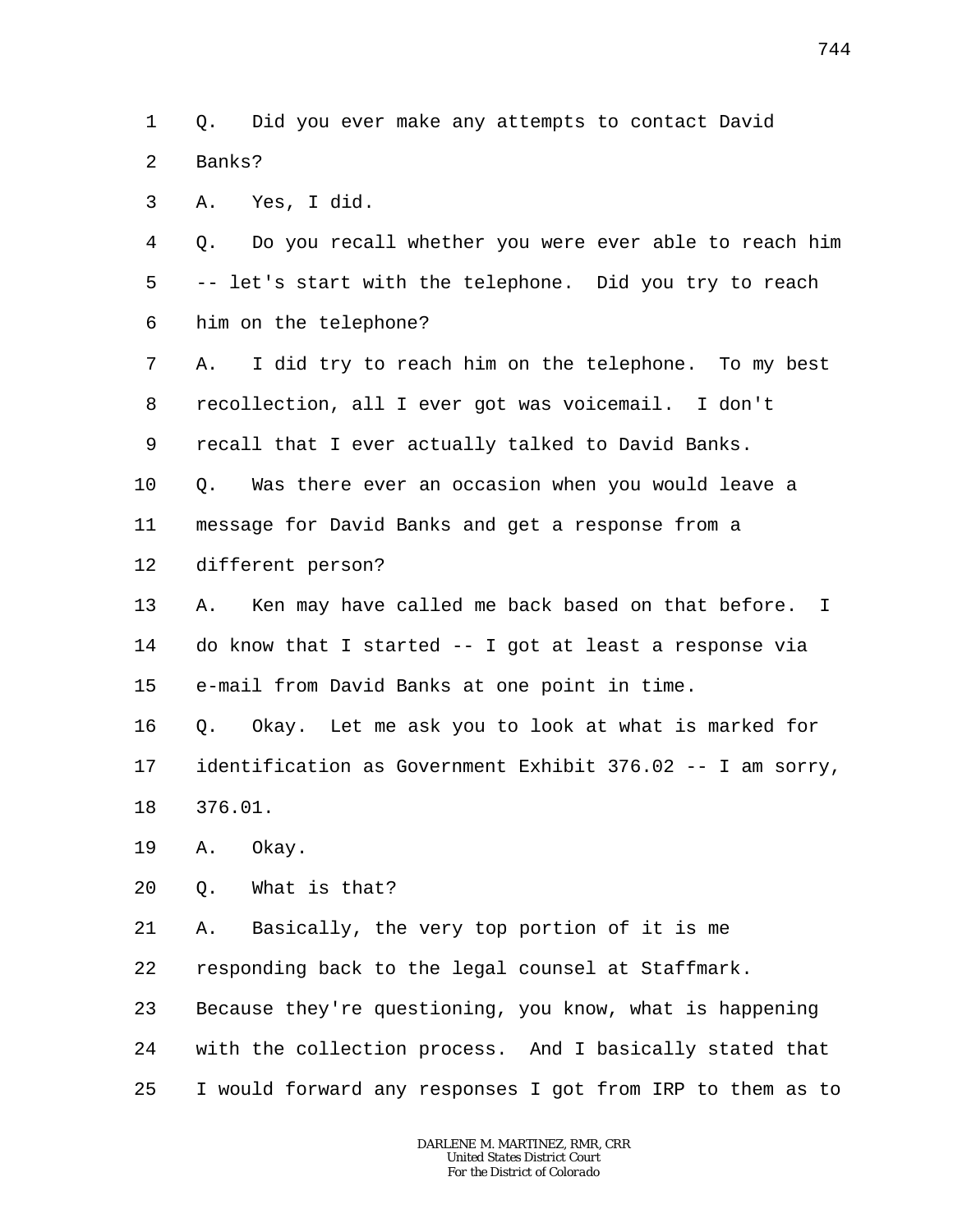Q. Did you ever make any attempts to contact David Banks?

A. Yes, I did.

Q. Do you recall whether you were ever able to reach him -- let's start with the telephone. Did you try to reach him on the telephone?

A. I did try to reach him on the telephone. To my best recollection, all I ever got was voicemail. I don't recall that I ever actually talked to David Banks.

Q. Was there ever an occasion when you would leave a message for David Banks and get a response from a different person?

A. Ken may have called me back based on that before. I do know that I started -- I got at least a response via e-mail from David Banks at one point in time.

Q. Okay. Let me ask you to look at what is marked for identification as Government Exhibit 376.02 -- I am sorry, 376.01.

A. Okay.

Q. What is that?

A. Basically, the very top portion of it is me responding back to the legal counsel at Staffmark. Because they're questioning, you know, what is happening with the collection process. And I basically stated that I would forward any responses I got from IRP to them as to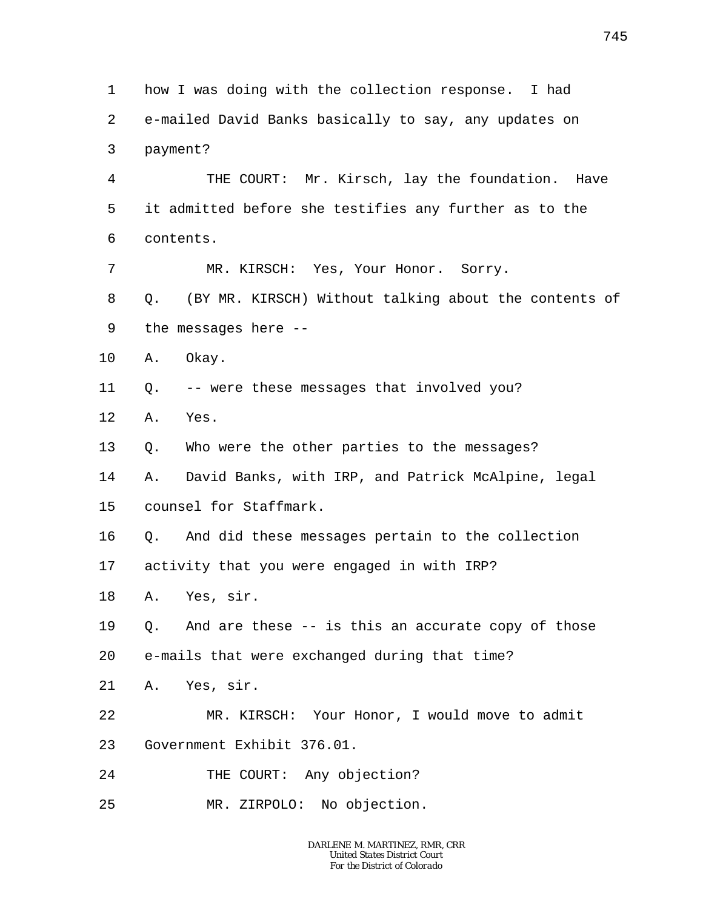1 how I was doing with the collection response. I had
2 e-mailed David Banks basically to say, any updates on
3 payment?
4 THE COURT: Mr. Kirsch, lay the foundation. Have
5 it admitted before she testifies any further as to the
6 contents.
7 MR. KIRSCH: Yes, Your Honor. Sorry.
8 Q. (BY MR. KIRSCH) Without talking about the contents of
9 the messages here --
10 A. Okay.
11 Q. -- were these messages that involved you?
12 A. Yes.
13 Q. Who were the other parties to the messages?
14 A. David Banks, with IRP, and Patrick McAlpine, legal
15 counsel for Staffmark.
16 Q. And did these messages pertain to the collection
17 activity that you were engaged in with IRP?
18 A. Yes, sir.
19 Q. And are these -- is this an accurate copy of those
20 e-mails that were exchanged during that time?
21 A. Yes, sir.
22 MR. KIRSCH: Your Honor, I would move to admit
23 Government Exhibit 376.01.
24 THE COURT: Any objection?
25 MR. ZIRPOLO: No objection.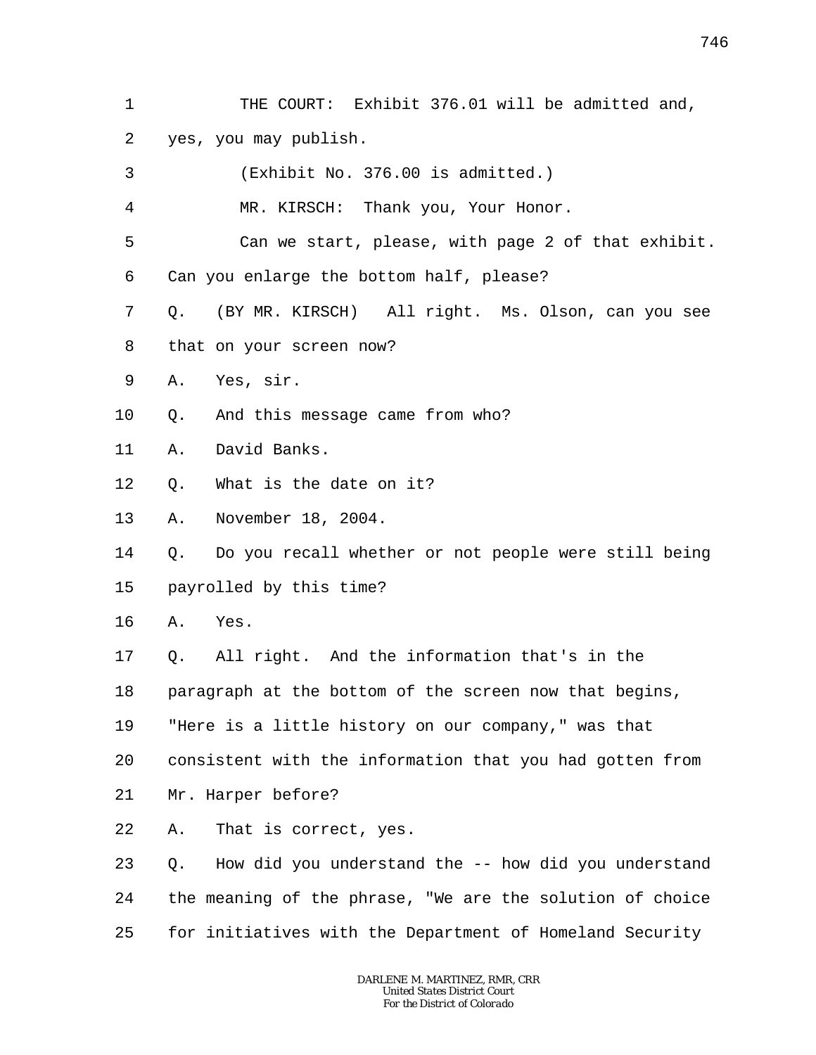1 THE COURT: Exhibit 376.01 will be admitted and,
2 yes, you may publish.
3 (Exhibit No. 376.00 is admitted.)
4 MR. KIRSCH: Thank you, Your Honor.
5 Can we start, please, with page 2 of that exhibit.
6 Can you enlarge the bottom half, please?
7 Q. (BY MR. KIRSCH) All right. Ms. Olson, can you see
8 that on your screen now?
9 A. Yes, sir.
10 Q. And this message came from who?
11 A. David Banks.
12 Q. What is the date on it?
13 A. November 18, 2004.
14 Q. Do you recall whether or not people were still being
15 payrolled by this time?
16 A. Yes.
17 Q. All right. And the information that's in the
18 paragraph at the bottom of the screen now that begins,
19 "Here is a little history on our company," was that
20 consistent with the information that you had gotten from
21 Mr. Harper before?
22 A. That is correct, yes.
23 Q. How did you understand the -- how did you understand
24 the meaning of the phrase, "We are the solution of choice
25 for initiatives with the Department of Homeland Security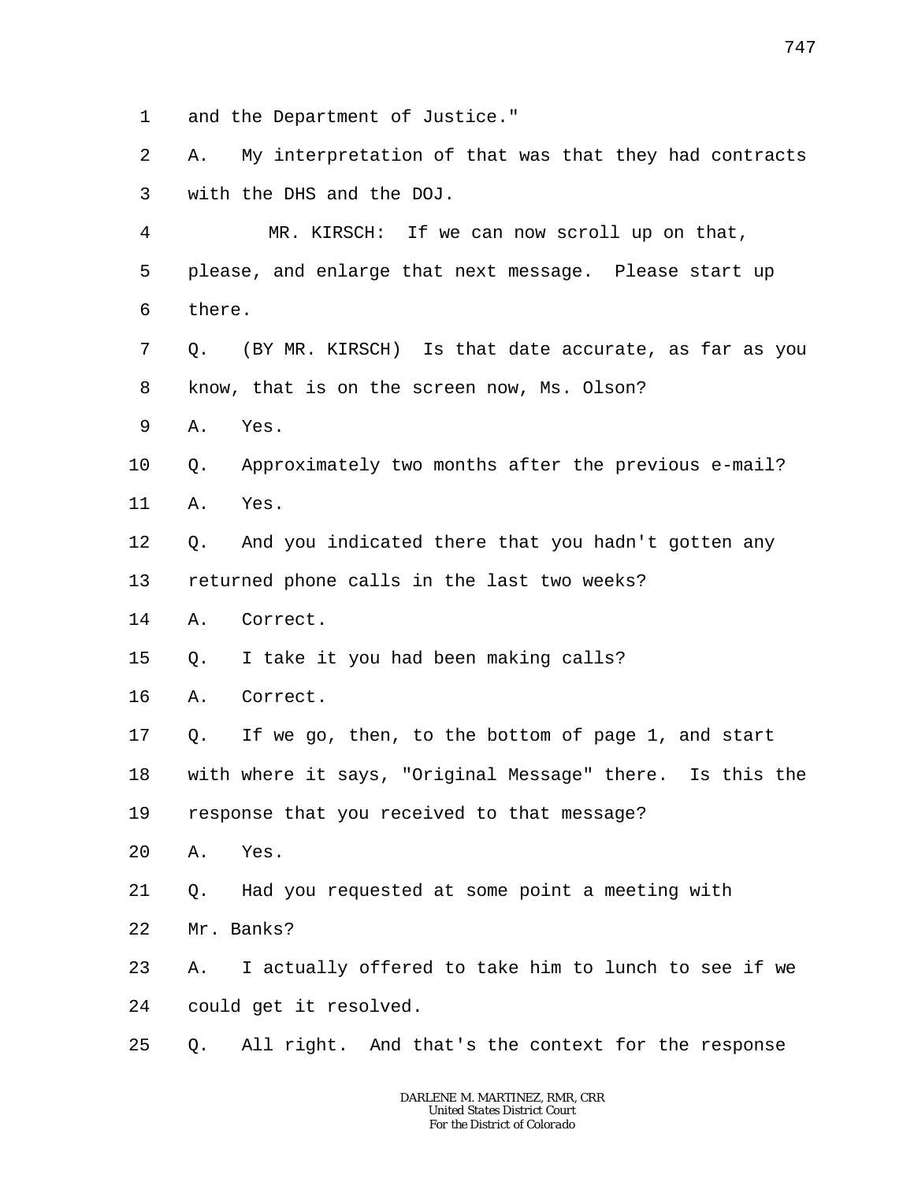1 and the Department of Justice."

2 A. My interpretation of that was that they had contracts

3 with the DHS and the DOJ.

4 MR. KIRSCH: If we can now scroll up on that,

5 please, and enlarge that next message. Please start up

6 there.

7 Q. (BY MR. KIRSCH) Is that date accurate, as far as you

8 know, that is on the screen now, Ms. Olson?

9 A. Yes.

10 Q. Approximately two months after the previous e-mail?

11 A. Yes.

12 Q. And you indicated there that you hadn't gotten any

13 returned phone calls in the last two weeks?

14 A. Correct.

15 Q. I take it you had been making calls?

16 A. Correct.

17 Q. If we go, then, to the bottom of page 1, and start

18 with where it says, "Original Message" there. Is this the

19 response that you received to that message?

20 A. Yes.

21 Q. Had you requested at some point a meeting with

22 Mr. Banks?

23 A. I actually offered to take him to lunch to see if we

24 could get it resolved.

25 Q. All right. And that's the context for the response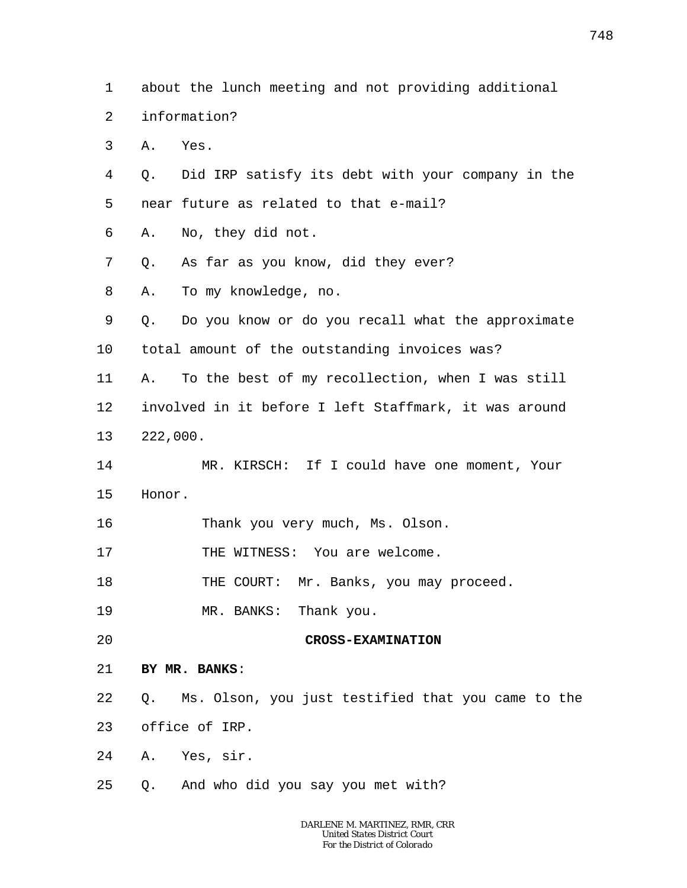1 about the lunch meeting and not providing additional
2 information?
3 A. Yes.
4 Q. Did IRP satisfy its debt with your company in the
5 near future as related to that e-mail?
6 A. No, they did not.
7 Q. As far as you know, did they ever?
8 A. To my knowledge, no.
9 Q. Do you know or do you recall what the approximate
10 total amount of the outstanding invoices was?
11 A. To the best of my recollection, when I was still
12 involved in it before I left Staffmark, it was around
13 222,000.
14 MR. KIRSCH: If I could have one moment, Your
15 Honor.
16 Thank you very much, Ms. Olson.
17 THE WITNESS: You are welcome.
18 THE COURT: Mr. Banks, you may proceed.
19 MR. BANKS: Thank you.
20 **CROSS-EXAMINATION**
21 **BY MR. BANKS**:
22 Q. Ms. Olson, you just testified that you came to the
23 office of IRP.
24 A. Yes, sir.
25 Q. And who did you say you met with?

DARLENE M. MARTINEZ, RMR, CRR
United States District Court
For the District of Colorado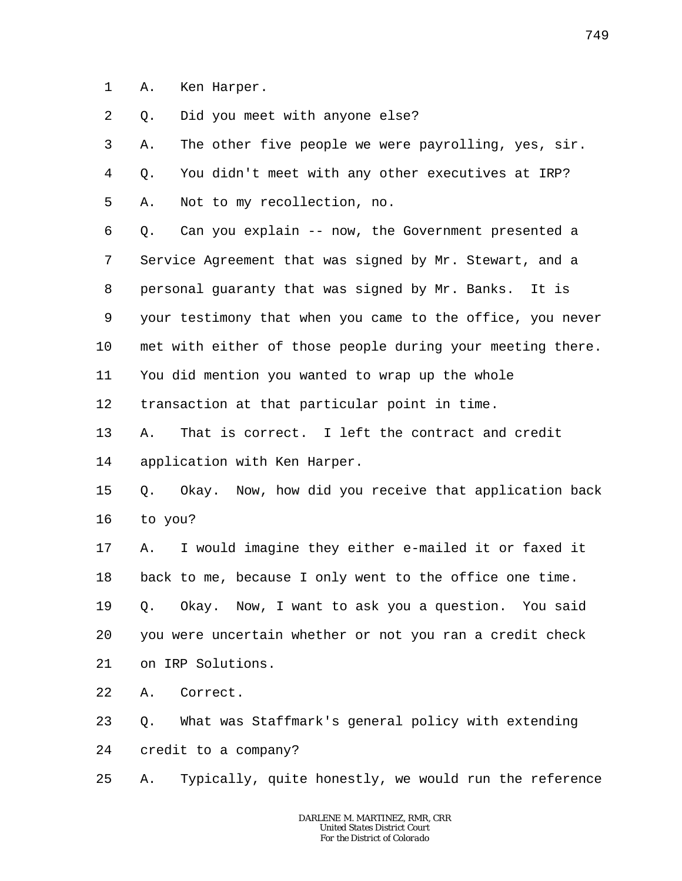1 A. Ken Harper.

2 Q. Did you meet with anyone else?

3 A. The other five people we were payrolling, yes, sir.

4 Q. You didn't meet with any other executives at IRP?

5 A. Not to my recollection, no.

6 Q. Can you explain -- now, the Government presented a

7 Service Agreement that was signed by Mr. Stewart, and a

8 personal guaranty that was signed by Mr. Banks. It is

9 your testimony that when you came to the office, you never

10 met with either of those people during your meeting there.

11 You did mention you wanted to wrap up the whole

12 transaction at that particular point in time.

13 A. That is correct. I left the contract and credit

14 application with Ken Harper.

15 Q. Okay. Now, how did you receive that application back

16 to you?

17 A. I would imagine they either e-mailed it or faxed it

18 back to me, because I only went to the office one time.

19 Q. Okay. Now, I want to ask you a question. You said

20 you were uncertain whether or not you ran a credit check

21 on IRP Solutions.

22 A. Correct.

23 Q. What was Staffmark's general policy with extending

24 credit to a company?

25 A. Typically, quite honestly, we would run the reference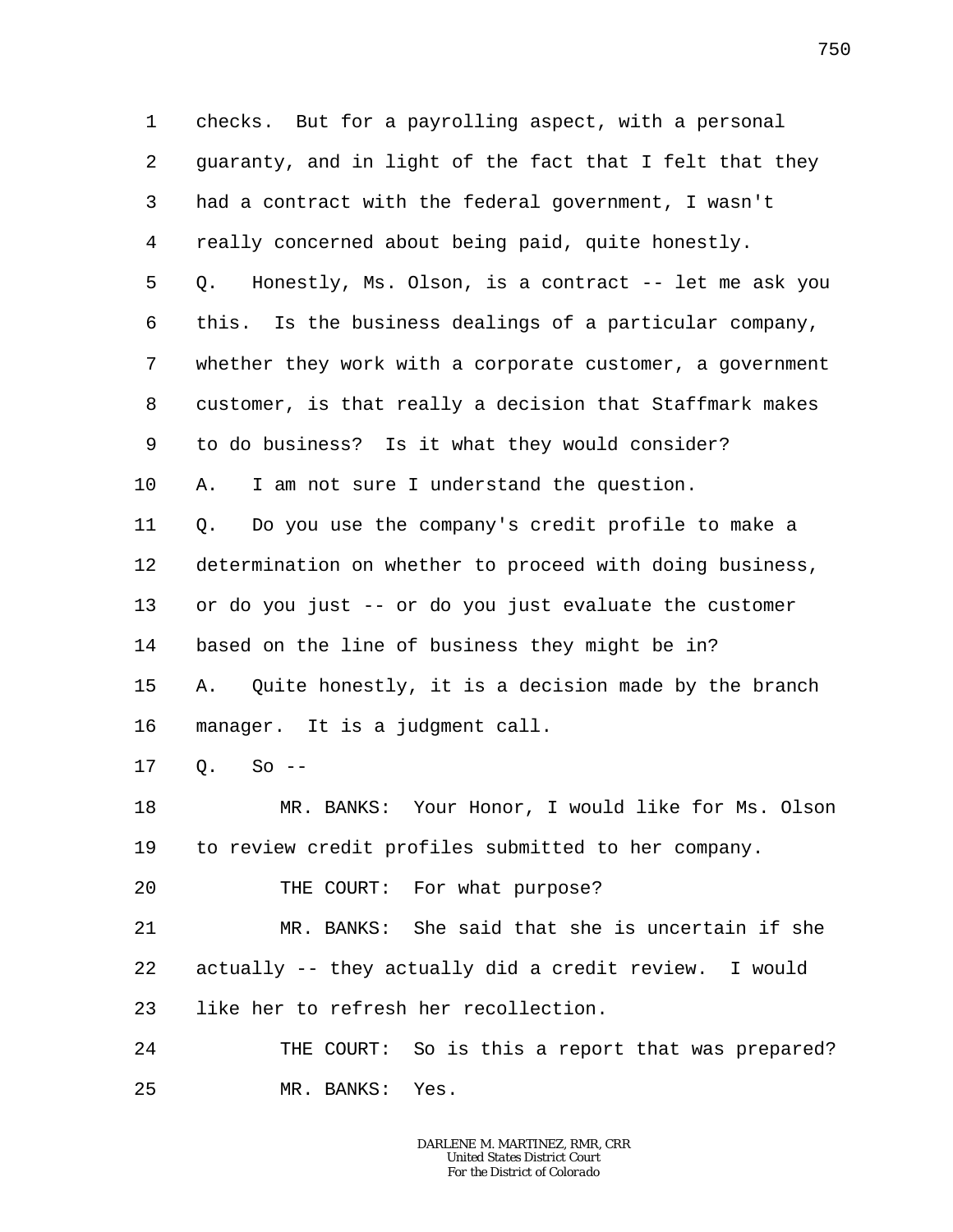1 checks. But for a payrolling aspect, with a personal
2 guaranty, and in light of the fact that I felt that they
3 had a contract with the federal government, I wasn't
4 really concerned about being paid, quite honestly.
5 Q. Honestly, Ms. Olson, is a contract -- let me ask you
6 this. Is the business dealings of a particular company,
7 whether they work with a corporate customer, a government
8 customer, is that really a decision that Staffmark makes
9 to do business? Is it what they would consider?
10 A. I am not sure I understand the question.
11 Q. Do you use the company's credit profile to make a
12 determination on whether to proceed with doing business,
13 or do you just -- or do you just evaluate the customer
14 based on the line of business they might be in?
15 A. Quite honestly, it is a decision made by the branch
16 manager. It is a judgment call.
17 Q. So --
18 MR. BANKS: Your Honor, I would like for Ms. Olson
19 to review credit profiles submitted to her company.
20 THE COURT: For what purpose?
21 MR. BANKS: She said that she is uncertain if she
22 actually -- they actually did a credit review. I would
23 like her to refresh her recollection.
24 THE COURT: So is this a report that was prepared?
25 MR. BANKS: Yes.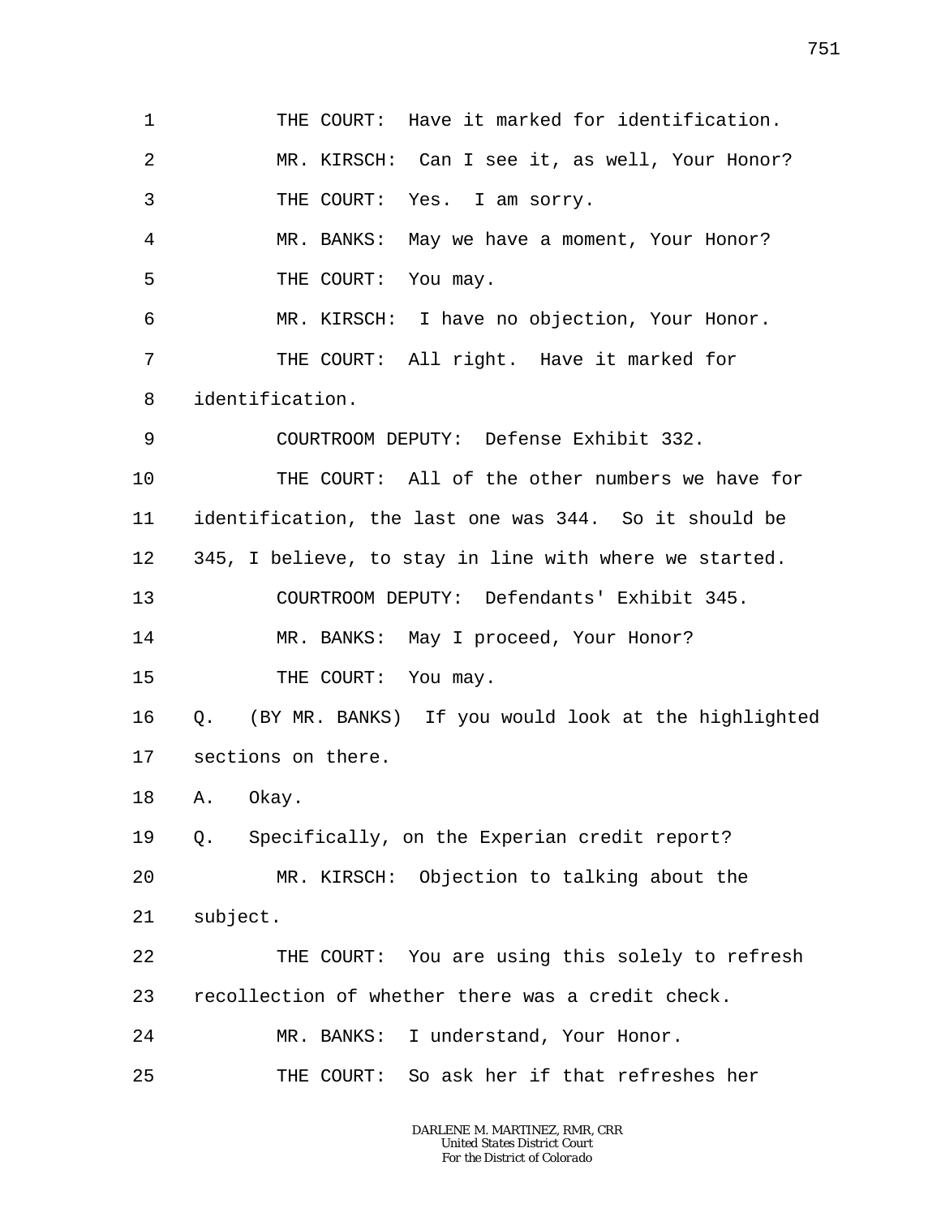1 THE COURT: Have it marked for identification.

2 MR. KIRSCH: Can I see it, as well, Your Honor?

3 THE COURT: Yes. I am sorry.

4 MR. BANKS: May we have a moment, Your Honor?

5 THE COURT: You may.

6 MR. KIRSCH: I have no objection, Your Honor.

7 THE COURT: All right. Have it marked for

8 identification.

9 COURTROOM DEPUTY: Defense Exhibit 332.

10 THE COURT: All of the other numbers we have for

11 identification, the last one was 344. So it should be

12 345, I believe, to stay in line with where we started.

13 COURTROOM DEPUTY: Defendants' Exhibit 345.

14 MR. BANKS: May I proceed, Your Honor?

15 THE COURT: You may.

16 Q. (BY MR. BANKS) If you would look at the highlighted

17 sections on there.

18 A. Okay.

19 Q. Specifically, on the Experian credit report?

20 MR. KIRSCH: Objection to talking about the

21 subject.

22 THE COURT: You are using this solely to refresh

23 recollection of whether there was a credit check.

24 MR. BANKS: I understand, Your Honor.

25 THE COURT: So ask her if that refreshes her

DARLENE M. MARTINEZ, RMR, CRR
United States District Court
For the District of Colorado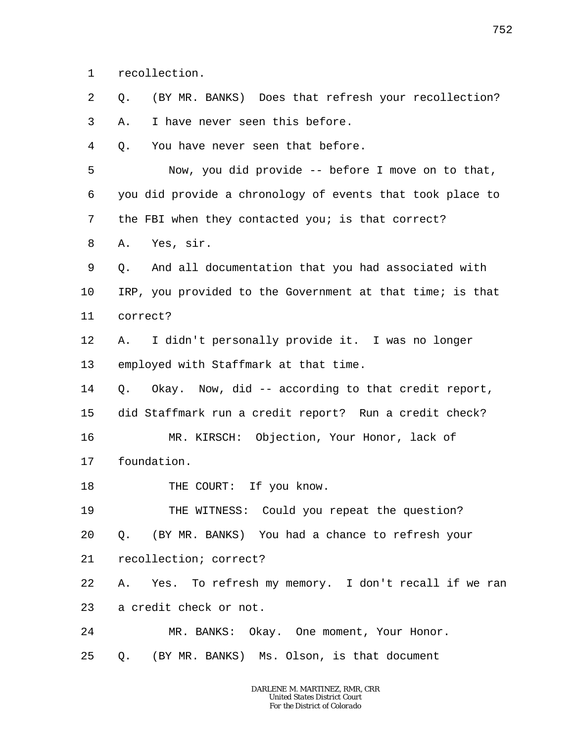1 recollection.

2 Q. (BY MR. BANKS) Does that refresh your recollection?

3 A. I have never seen this before.

4 Q. You have never seen that before.

5 Now, you did provide -- before I move on to that,

6 you did provide a chronology of events that took place to

7 the FBI when they contacted you; is that correct?

8 A. Yes, sir.

9 Q. And all documentation that you had associated with

10 IRP, you provided to the Government at that time; is that

11 correct?

12 A. I didn't personally provide it. I was no longer

13 employed with Staffmark at that time.

14 Q. Okay. Now, did -- according to that credit report,

15 did Staffmark run a credit report? Run a credit check?

16 MR. KIRSCH: Objection, Your Honor, lack of

17 foundation.

18 THE COURT: If you know.

19 THE WITNESS: Could you repeat the question?

20 Q. (BY MR. BANKS) You had a chance to refresh your

21 recollection; correct?

22 A. Yes. To refresh my memory. I don't recall if we ran

23 a credit check or not.

24 MR. BANKS: Okay. One moment, Your Honor.

25 Q. (BY MR. BANKS) Ms. Olson, is that document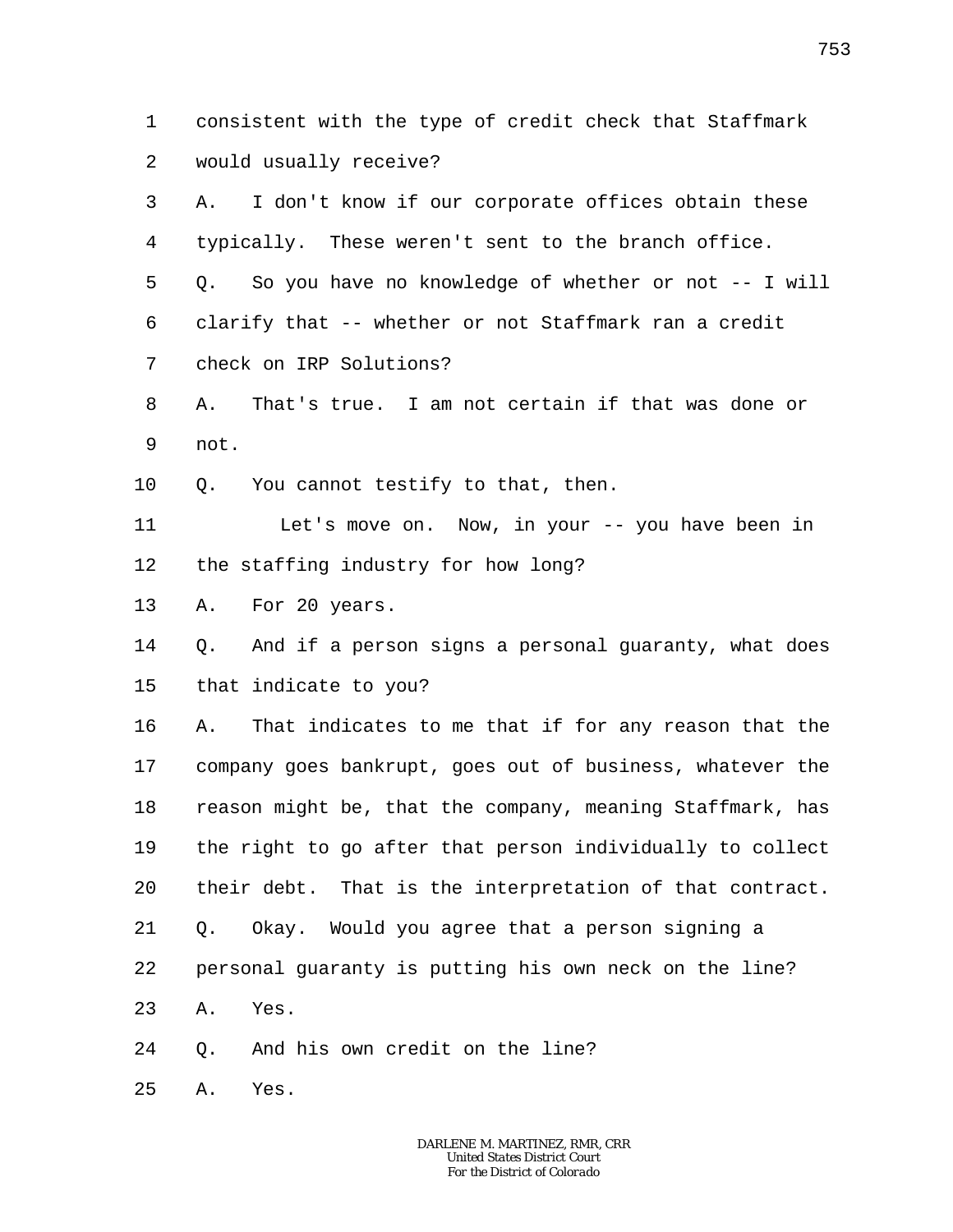1 consistent with the type of credit check that Staffmark
2 would usually receive?
3 A. I don't know if our corporate offices obtain these
4 typically. These weren't sent to the branch office.
5 Q. So you have no knowledge of whether or not -- I will
6 clarify that -- whether or not Staffmark ran a credit
7 check on IRP Solutions?
8 A. That's true. I am not certain if that was done or
9 not.
10 Q. You cannot testify to that, then.
11 Let's move on. Now, in your -- you have been in
12 the staffing industry for how long?
13 A. For 20 years.
14 Q. And if a person signs a personal guaranty, what does
15 that indicate to you?
16 A. That indicates to me that if for any reason that the
17 company goes bankrupt, goes out of business, whatever the
18 reason might be, that the company, meaning Staffmark, has
19 the right to go after that person individually to collect
20 their debt. That is the interpretation of that contract.
21 Q. Okay. Would you agree that a person signing a
22 personal guaranty is putting his own neck on the line?
23 A. Yes.
24 Q. And his own credit on the line?
25 A. Yes.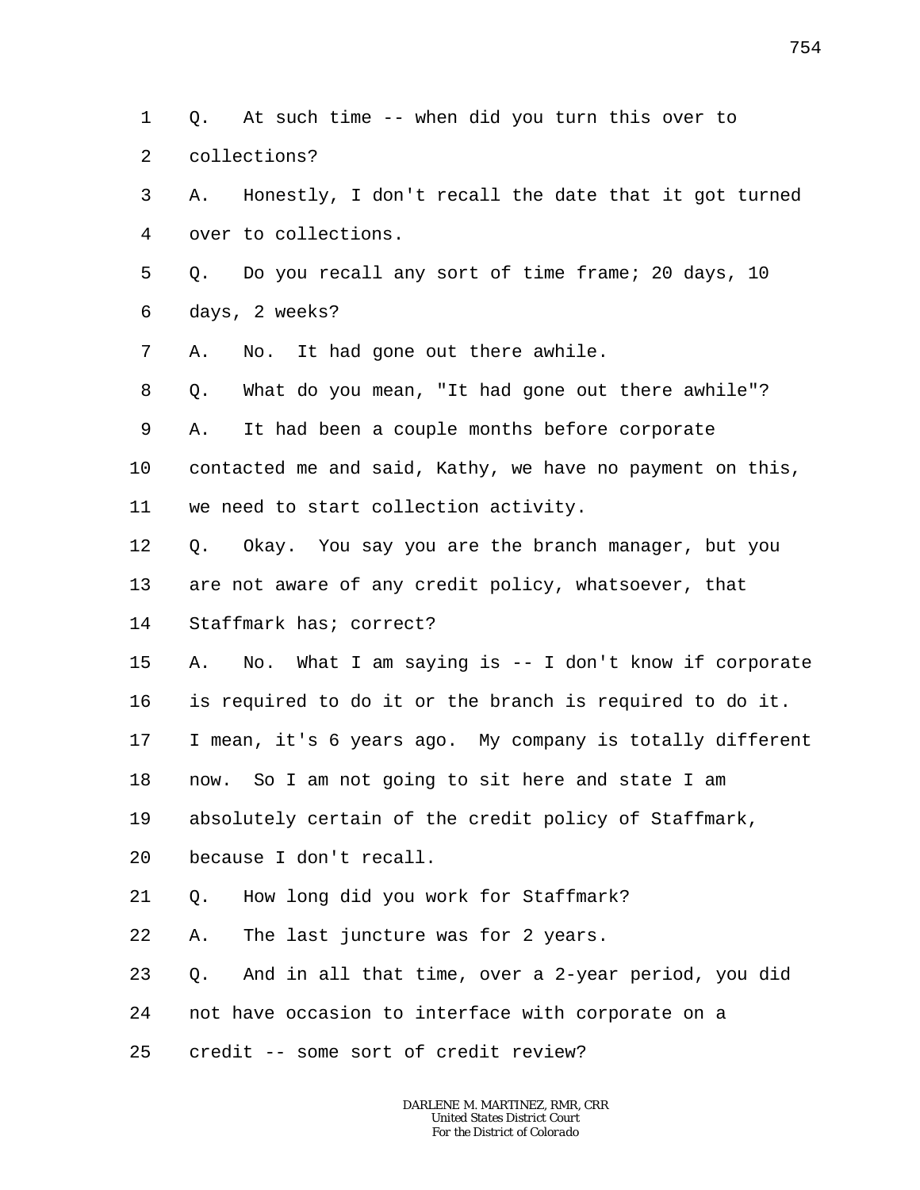1 Q. At such time -- when did you turn this over to
2 collections?
3 A. Honestly, I don't recall the date that it got turned
4 over to collections.
5 Q. Do you recall any sort of time frame; 20 days, 10
6 days, 2 weeks?
7 A. No. It had gone out there awhile.
8 Q. What do you mean, "It had gone out there awhile"?
9 A. It had been a couple months before corporate
10 contacted me and said, Kathy, we have no payment on this,
11 we need to start collection activity.
12 Q. Okay. You say you are the branch manager, but you
13 are not aware of any credit policy, whatsoever, that
14 Staffmark has; correct?
15 A. No. What I am saying is -- I don't know if corporate
16 is required to do it or the branch is required to do it.
17 I mean, it's 6 years ago. My company is totally different
18 now. So I am not going to sit here and state I am
19 absolutely certain of the credit policy of Staffmark,
20 because I don't recall.
21 Q. How long did you work for Staffmark?
22 A. The last juncture was for 2 years.
23 Q. And in all that time, over a 2-year period, you did
24 not have occasion to interface with corporate on a
25 credit -- some sort of credit review?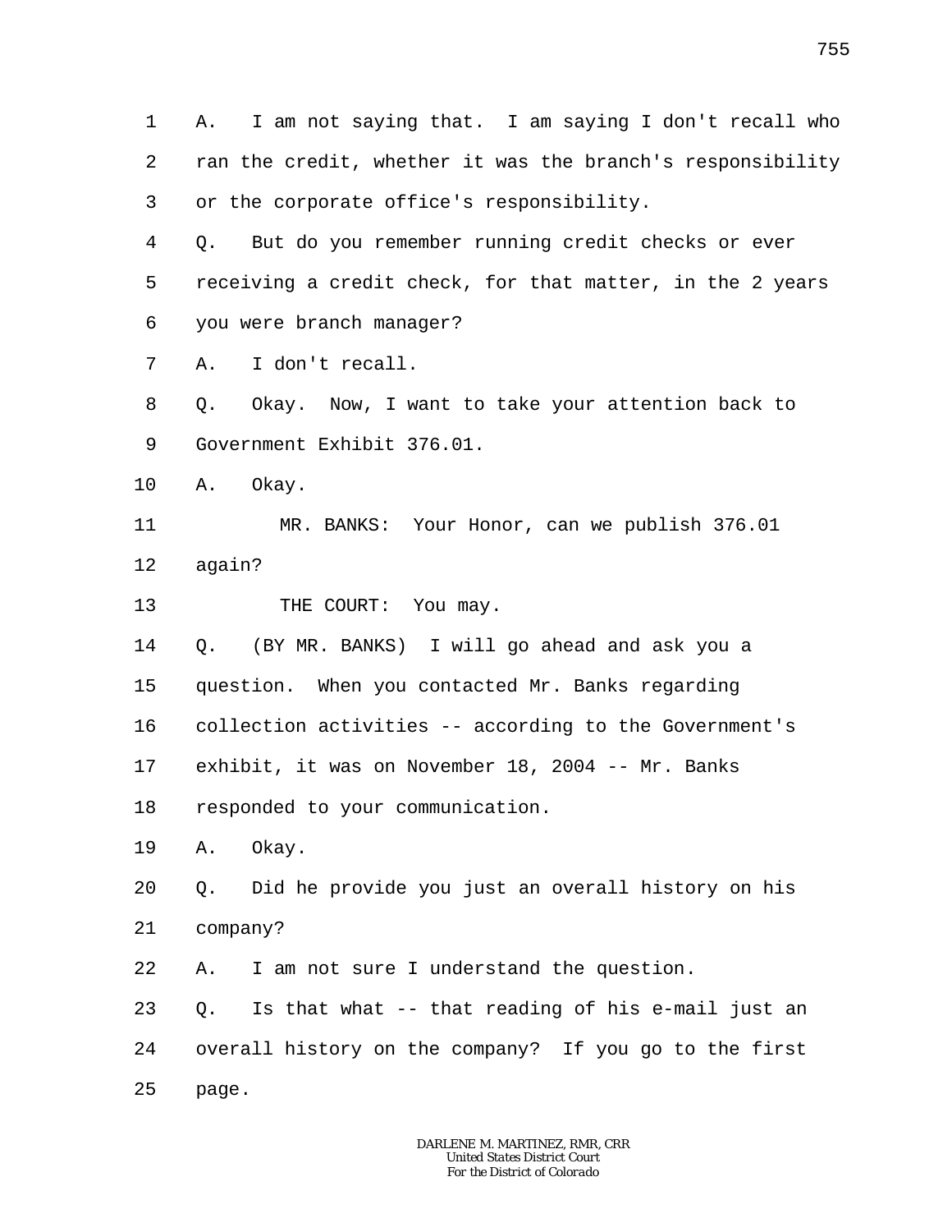1 A. I am not saying that. I am saying I don't recall who
2 ran the credit, whether it was the branch's responsibility
3 or the corporate office's responsibility.
4 Q. But do you remember running credit checks or ever
5 receiving a credit check, for that matter, in the 2 years
6 you were branch manager?
7 A. I don't recall.
8 Q. Okay. Now, I want to take your attention back to
9 Government Exhibit 376.01.
10 A. Okay.
11 MR. BANKS: Your Honor, can we publish 376.01
12 again?
13 THE COURT: You may.
14 Q. (BY MR. BANKS) I will go ahead and ask you a
15 question. When you contacted Mr. Banks regarding
16 collection activities -- according to the Government's
17 exhibit, it was on November 18, 2004 -- Mr. Banks
18 responded to your communication.
19 A. Okay.
20 Q. Did he provide you just an overall history on his
21 company?
22 A. I am not sure I understand the question.
23 Q. Is that what -- that reading of his e-mail just an
24 overall history on the company? If you go to the first
25 page.

DARLENE M. MARTINEZ, RMR, CRR
United States District Court
For the District of Colorado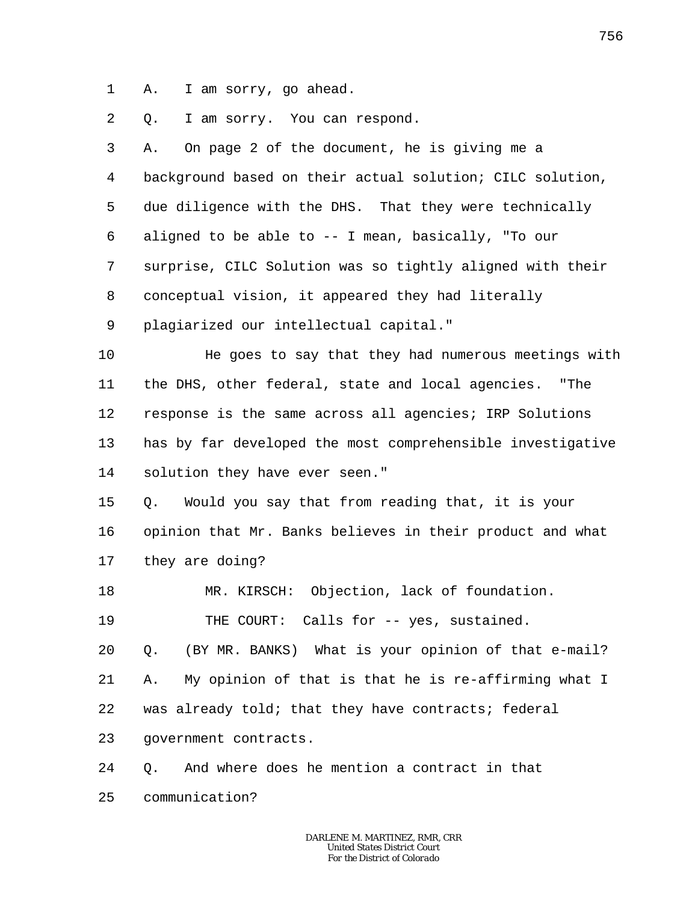A. I am sorry, go ahead.

Q. I am sorry. You can respond.

A. On page 2 of the document, he is giving me a background based on their actual solution; CILC solution, due diligence with the DHS. That they were technically aligned to be able to -- I mean, basically, "To our surprise, CILC Solution was so tightly aligned with their conceptual vision, it appeared they had literally plagiarized our intellectual capital."

He goes to say that they had numerous meetings with the DHS, other federal, state and local agencies. "The response is the same across all agencies; IRP Solutions has by far developed the most comprehensible investigative solution they have ever seen."

Q. Would you say that from reading that, it is your opinion that Mr. Banks believes in their product and what they are doing?

MR. KIRSCH: Objection, lack of foundation.

THE COURT: Calls for -- yes, sustained.

Q. (BY MR. BANKS) What is your opinion of that e-mail?

A. My opinion of that is that he is re-affirming what I was already told; that they have contracts; federal government contracts.

Q. And where does he mention a contract in that communication?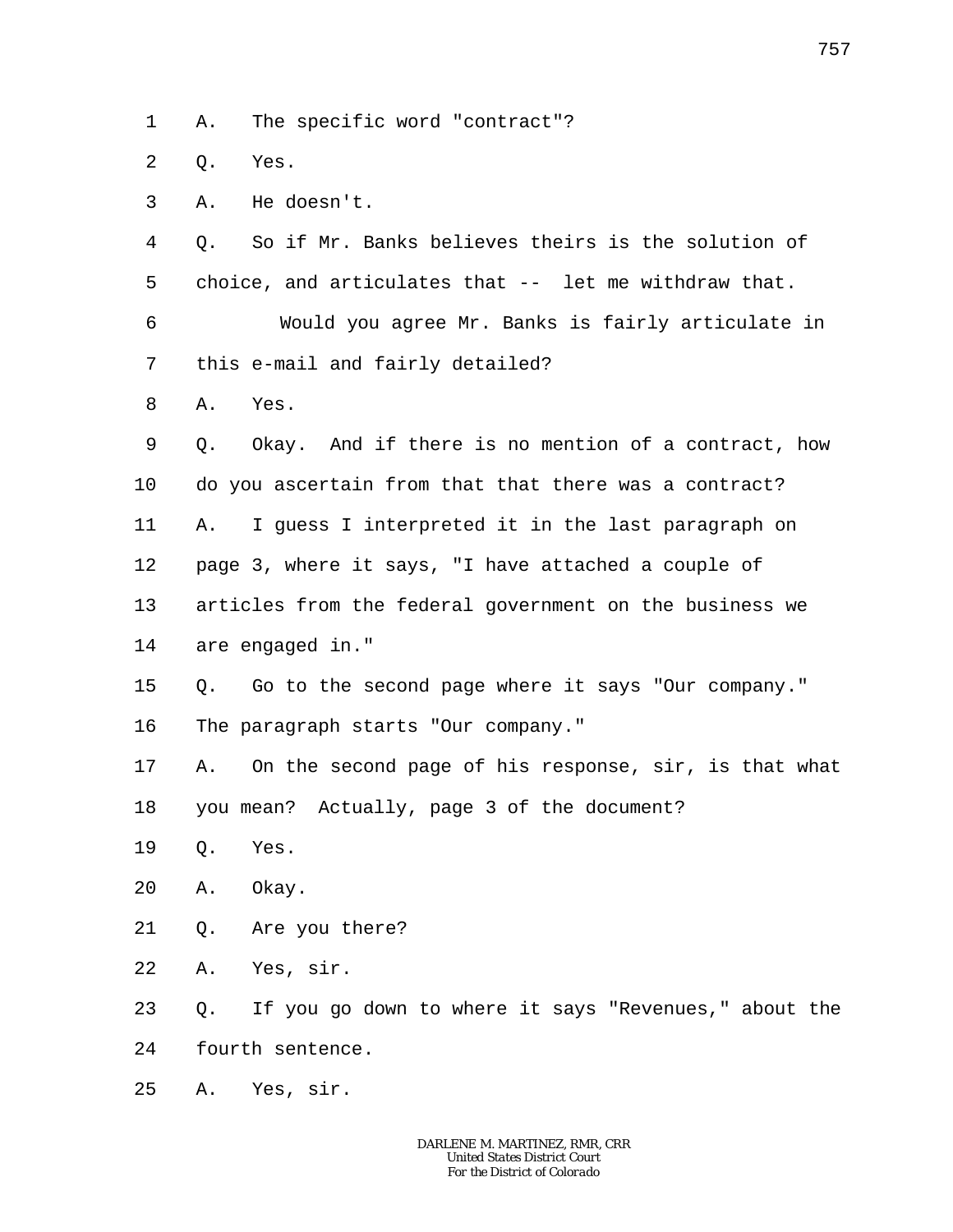1 A. The specific word "contract"?

2 Q. Yes.

3 A. He doesn't.

4 Q. So if Mr. Banks believes theirs is the solution of

5 choice, and articulates that -- let me withdraw that.

6 Would you agree Mr. Banks is fairly articulate in

7 this e-mail and fairly detailed?

8 A. Yes.

9 Q. Okay. And if there is no mention of a contract, how

10 do you ascertain from that that there was a contract?

11 A. I guess I interpreted it in the last paragraph on

12 page 3, where it says, "I have attached a couple of

13 articles from the federal government on the business we

14 are engaged in."

15 Q. Go to the second page where it says "Our company."

16 The paragraph starts "Our company."

17 A. On the second page of his response, sir, is that what

18 you mean? Actually, page 3 of the document?

19 Q. Yes.

20 A. Okay.

21 Q. Are you there?

22 A. Yes, sir.

23 Q. If you go down to where it says "Revenues," about the

24 fourth sentence.

25 A. Yes, sir.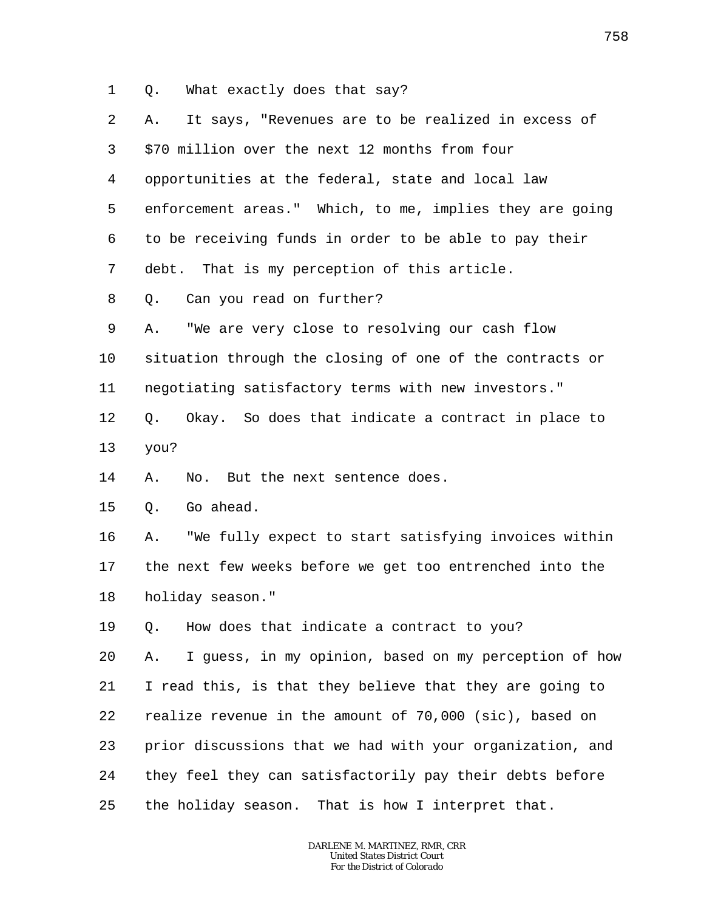Q. What exactly does that say?

A. It says, "Revenues are to be realized in excess of $70 million over the next 12 months from four opportunities at the federal, state and local law enforcement areas." Which, to me, implies they are going to be receiving funds in order to be able to pay their debt. That is my perception of this article.

Q. Can you read on further?

A. "We are very close to resolving our cash flow situation through the closing of one of the contracts or negotiating satisfactory terms with new investors."

Q. Okay. So does that indicate a contract in place to you?

A. No. But the next sentence does.

Q. Go ahead.

A. "We fully expect to start satisfying invoices within the next few weeks before we get too entrenched into the holiday season."

Q. How does that indicate a contract to you?

A. I guess, in my opinion, based on my perception of how I read this, is that they believe that they are going to realize revenue in the amount of 70,000 (sic), based on prior discussions that we had with your organization, and they feel they can satisfactorily pay their debts before the holiday season. That is how I interpret that.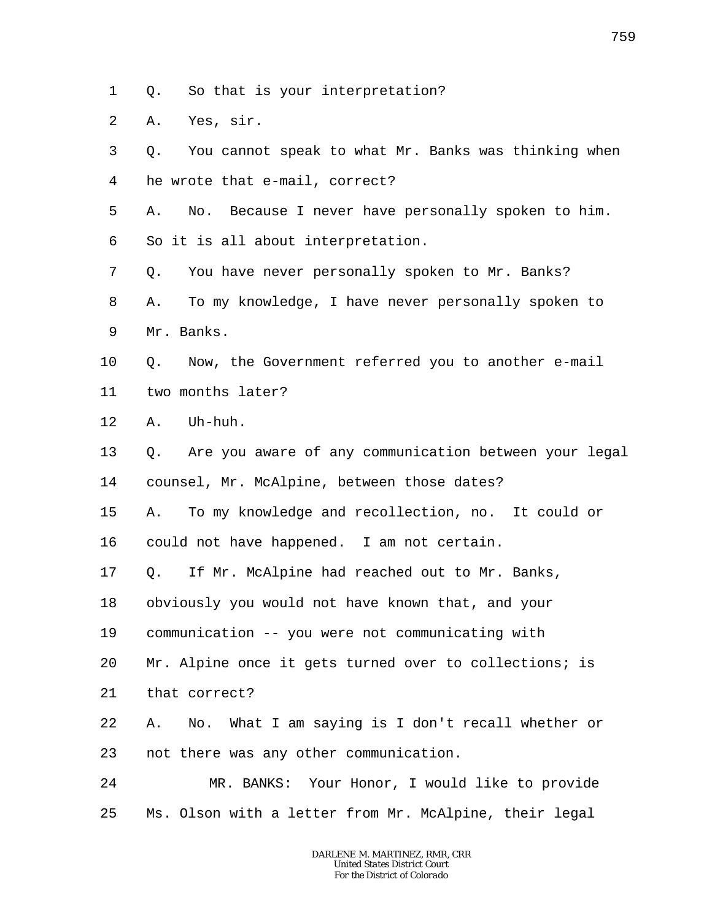1 Q. So that is your interpretation?

2 A. Yes, sir.

3 Q. You cannot speak to what Mr. Banks was thinking when

4 he wrote that e-mail, correct?

5 A. No. Because I never have personally spoken to him.

6 So it is all about interpretation.

7 Q. You have never personally spoken to Mr. Banks?

8 A. To my knowledge, I have never personally spoken to

9 Mr. Banks.

10 Q. Now, the Government referred you to another e-mail

11 two months later?

12 A. Uh-huh.

13 Q. Are you aware of any communication between your legal

14 counsel, Mr. McAlpine, between those dates?

15 A. To my knowledge and recollection, no. It could or

16 could not have happened. I am not certain.

17 Q. If Mr. McAlpine had reached out to Mr. Banks,

18 obviously you would not have known that, and your

19 communication -- you were not communicating with

20 Mr. Alpine once it gets turned over to collections; is

21 that correct?

22 A. No. What I am saying is I don't recall whether or

23 not there was any other communication.

24 MR. BANKS: Your Honor, I would like to provide

25 Ms. Olson with a letter from Mr. McAlpine, their legal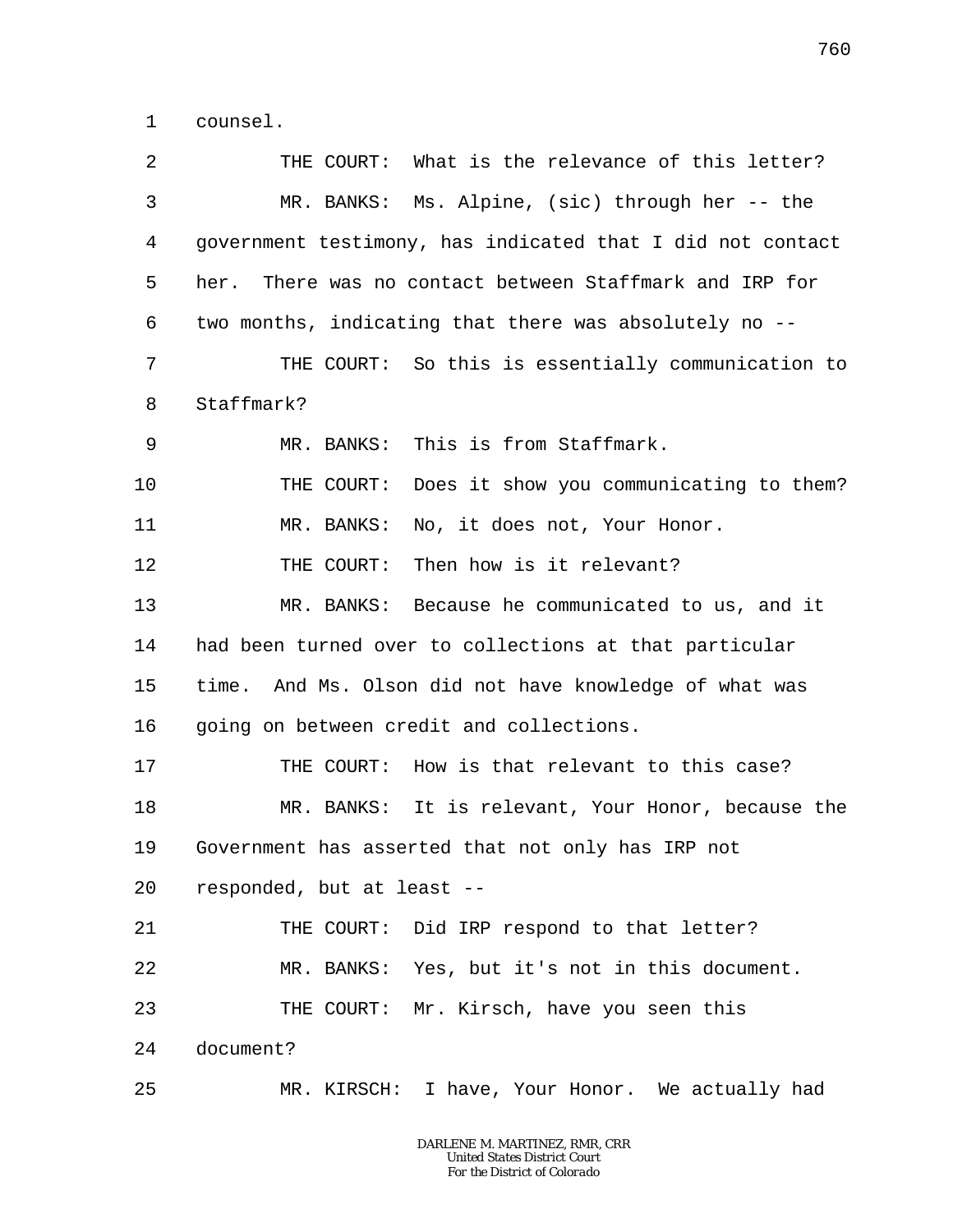1 counsel.

2 THE COURT: What is the relevance of this letter?

3 MR. BANKS: Ms. Alpine, (sic) through her -- the

4 government testimony, has indicated that I did not contact

5 her. There was no contact between Staffmark and IRP for

6 two months, indicating that there was absolutely no --

7 THE COURT: So this is essentially communication to

8 Staffmark?

9 MR. BANKS: This is from Staffmark.

10 THE COURT: Does it show you communicating to them?

11 MR. BANKS: No, it does not, Your Honor.

12 THE COURT: Then how is it relevant?

13 MR. BANKS: Because he communicated to us, and it

14 had been turned over to collections at that particular

15 time. And Ms. Olson did not have knowledge of what was

16 going on between credit and collections.

17 THE COURT: How is that relevant to this case?

18 MR. BANKS: It is relevant, Your Honor, because the

19 Government has asserted that not only has IRP not

20 responded, but at least --

21 THE COURT: Did IRP respond to that letter?

22 MR. BANKS: Yes, but it's not in this document.

23 THE COURT: Mr. Kirsch, have you seen this

24 document?

25 MR. KIRSCH: I have, Your Honor. We actually had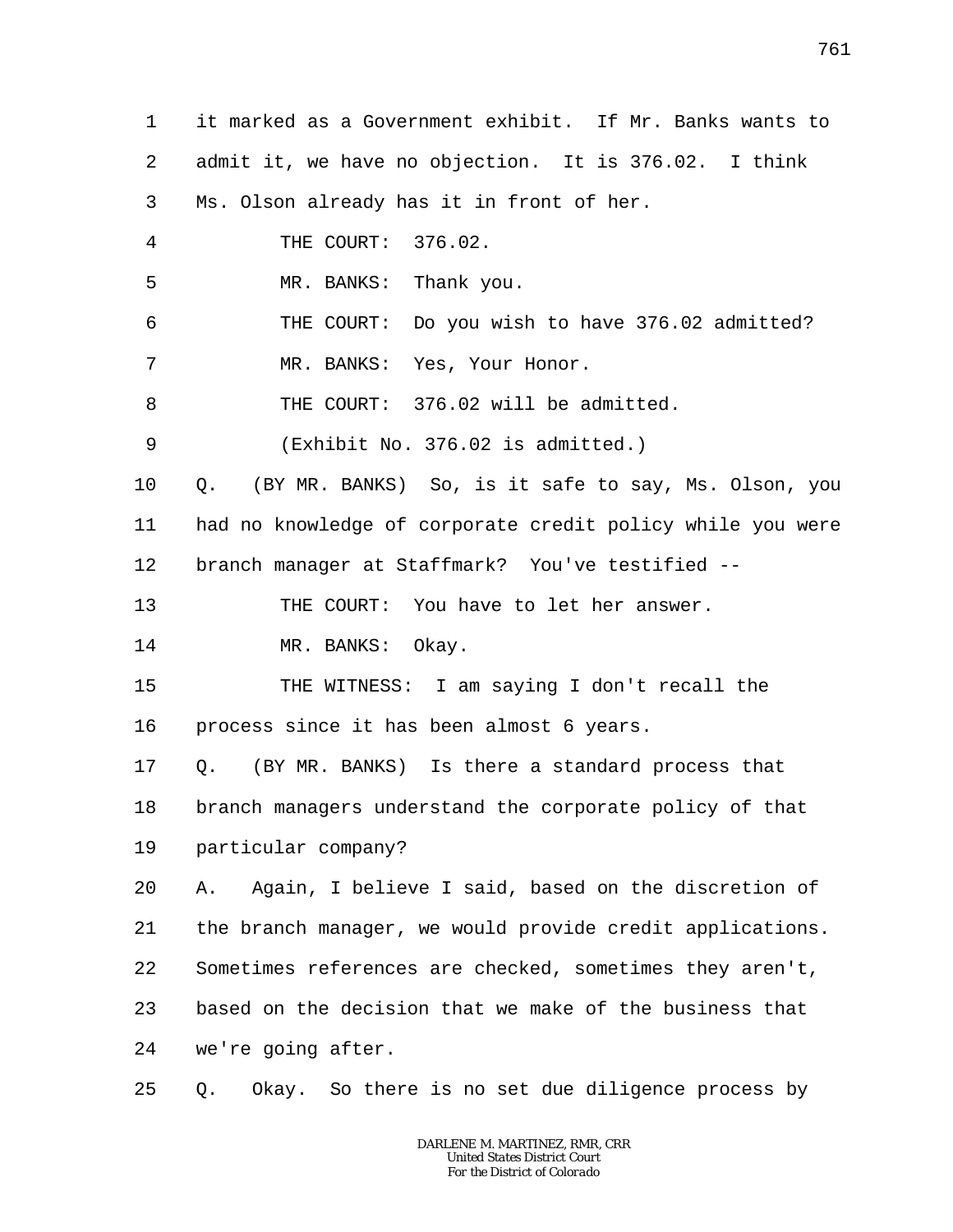1 it marked as a Government exhibit. If Mr. Banks wants to
2 admit it, we have no objection. It is 376.02. I think
3 Ms. Olson already has it in front of her.
4 THE COURT: 376.02.
5 MR. BANKS: Thank you.
6 THE COURT: Do you wish to have 376.02 admitted?
7 MR. BANKS: Yes, Your Honor.
8 THE COURT: 376.02 will be admitted.
9 (Exhibit No. 376.02 is admitted.)
10 Q. (BY MR. BANKS) So, is it safe to say, Ms. Olson, you
11 had no knowledge of corporate credit policy while you were
12 branch manager at Staffmark? You've testified --
13 THE COURT: You have to let her answer.
14 MR. BANKS: Okay.
15 THE WITNESS: I am saying I don't recall the
16 process since it has been almost 6 years.
17 Q. (BY MR. BANKS) Is there a standard process that
18 branch managers understand the corporate policy of that
19 particular company?
20 A. Again, I believe I said, based on the discretion of
21 the branch manager, we would provide credit applications.
22 Sometimes references are checked, sometimes they aren't,
23 based on the decision that we make of the business that
24 we're going after.
25 Q. Okay. So there is no set due diligence process by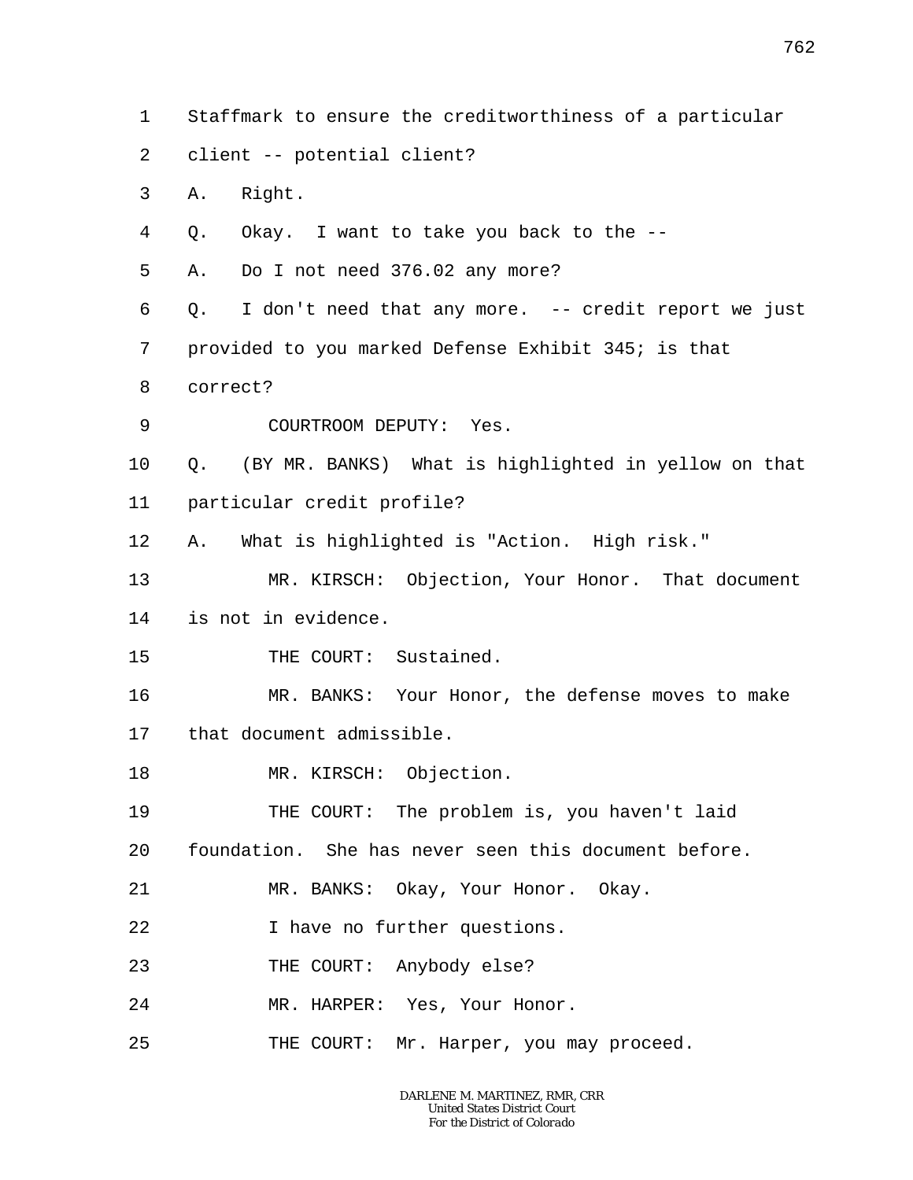1 Staffmark to ensure the creditworthiness of a particular
2 client -- potential client?
3 A. Right.
4 Q. Okay. I want to take you back to the --
5 A. Do I not need 376.02 any more?
6 Q. I don't need that any more. -- credit report we just
7 provided to you marked Defense Exhibit 345; is that
8 correct?
9 COURTROOM DEPUTY: Yes.
10 Q. (BY MR. BANKS) What is highlighted in yellow on that
11 particular credit profile?
12 A. What is highlighted is "Action. High risk."
13 MR. KIRSCH: Objection, Your Honor. That document
14 is not in evidence.
15 THE COURT: Sustained.
16 MR. BANKS: Your Honor, the defense moves to make
17 that document admissible.
18 MR. KIRSCH: Objection.
19 THE COURT: The problem is, you haven't laid
20 foundation. She has never seen this document before.
21 MR. BANKS: Okay, Your Honor. Okay.
22 I have no further questions.
23 THE COURT: Anybody else?
24 MR. HARPER: Yes, Your Honor.
25 THE COURT: Mr. Harper, you may proceed.

DARLENE M. MARTINEZ, RMR, CRR
United States District Court
For the District of Colorado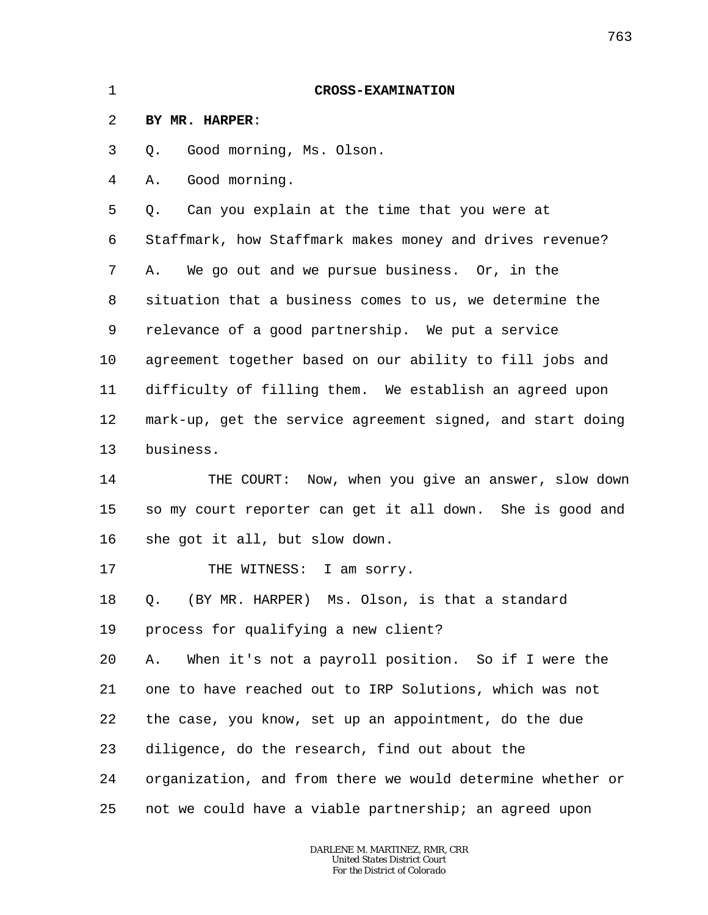## CROSS-EXAMINATION

**BY MR. HARPER**:

Q. Good morning, Ms. Olson.

A. Good morning.

Q. Can you explain at the time that you were at Staffmark, how Staffmark makes money and drives revenue?

A. We go out and we pursue business. Or, in the situation that a business comes to us, we determine the relevance of a good partnership. We put a service agreement together based on our ability to fill jobs and difficulty of filling them. We establish an agreed upon mark-up, get the service agreement signed, and start doing business.

THE COURT: Now, when you give an answer, slow down so my court reporter can get it all down. She is good and she got it all, but slow down.

THE WITNESS: I am sorry.

Q. (BY MR. HARPER) Ms. Olson, is that a standard process for qualifying a new client?

A. When it's not a payroll position. So if I were the one to have reached out to IRP Solutions, which was not the case, you know, set up an appointment, do the due diligence, do the research, find out about the organization, and from there we would determine whether or not we could have a viable partnership; an agreed upon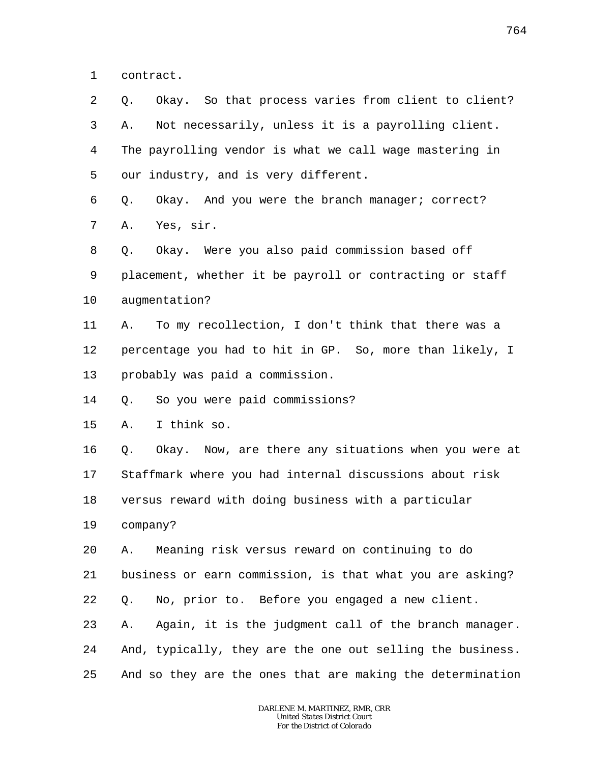1 contract.

2 Q. Okay. So that process varies from client to client?

3 A. Not necessarily, unless it is a payrolling client.

4 The payrolling vendor is what we call wage mastering in

5 our industry, and is very different.

6 Q. Okay. And you were the branch manager; correct?

7 A. Yes, sir.

8 Q. Okay. Were you also paid commission based off

9 placement, whether it be payroll or contracting or staff

10 augmentation?

11 A. To my recollection, I don't think that there was a

12 percentage you had to hit in GP. So, more than likely, I

13 probably was paid a commission.

14 Q. So you were paid commissions?

15 A. I think so.

16 Q. Okay. Now, are there any situations when you were at

17 Staffmark where you had internal discussions about risk

18 versus reward with doing business with a particular

19 company?

20 A. Meaning risk versus reward on continuing to do

21 business or earn commission, is that what you are asking?

22 Q. No, prior to. Before you engaged a new client.

23 A. Again, it is the judgment call of the branch manager.

24 And, typically, they are the one out selling the business.

25 And so they are the ones that are making the determination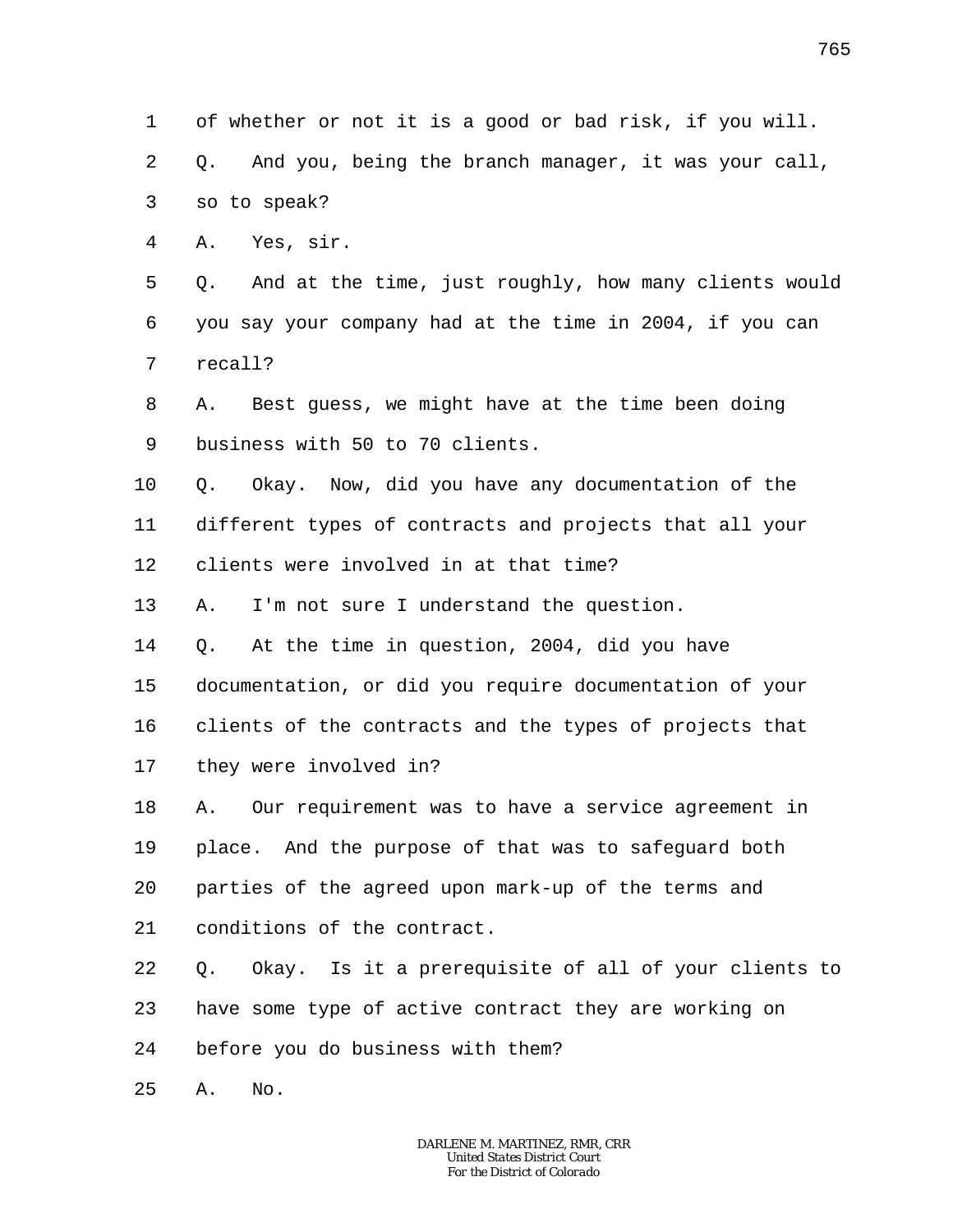1 of whether or not it is a good or bad risk, if you will.

2 Q. And you, being the branch manager, it was your call,

3 so to speak?

4 A. Yes, sir.

5 Q. And at the time, just roughly, how many clients would

6 you say your company had at the time in 2004, if you can

7 recall?

8 A. Best guess, we might have at the time been doing

9 business with 50 to 70 clients.

10 Q. Okay. Now, did you have any documentation of the

11 different types of contracts and projects that all your

12 clients were involved in at that time?

13 A. I'm not sure I understand the question.

14 Q. At the time in question, 2004, did you have

15 documentation, or did you require documentation of your

16 clients of the contracts and the types of projects that

17 they were involved in?

18 A. Our requirement was to have a service agreement in

19 place. And the purpose of that was to safeguard both

20 parties of the agreed upon mark-up of the terms and

21 conditions of the contract.

22 Q. Okay. Is it a prerequisite of all of your clients to

23 have some type of active contract they are working on

24 before you do business with them?

25 A. No.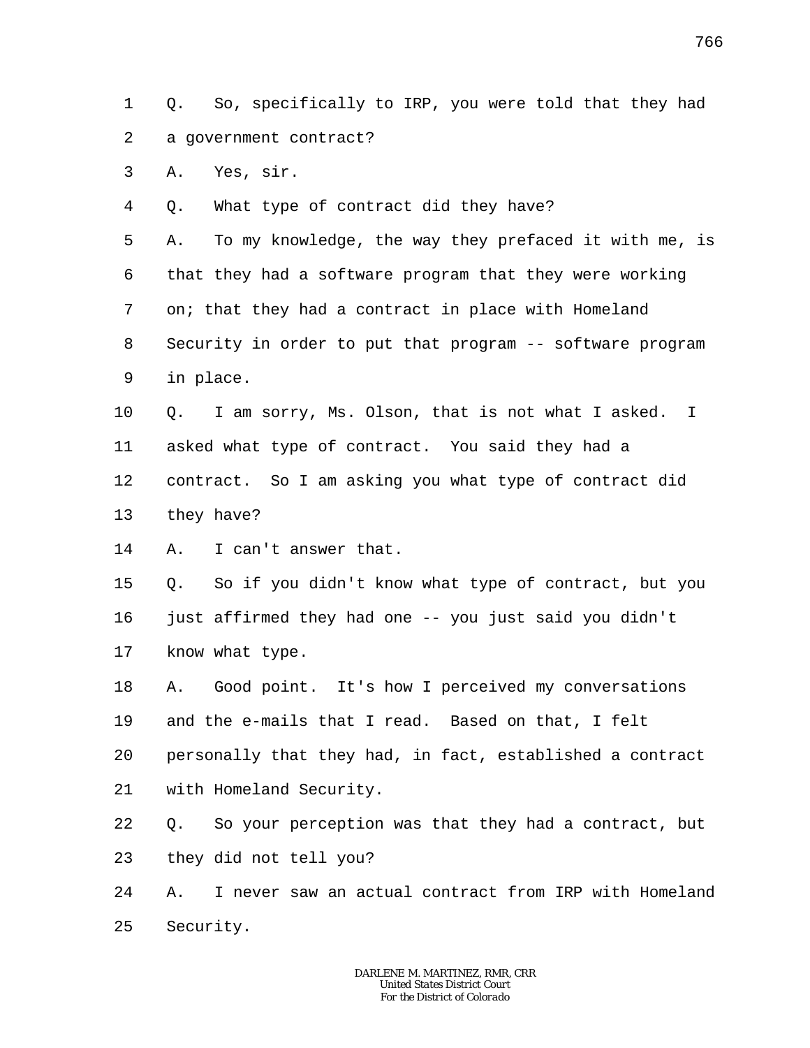Q. So, specifically to IRP, you were told that they had a government contract?

A. Yes, sir.

Q. What type of contract did they have?

A. To my knowledge, the way they prefaced it with me, is that they had a software program that they were working on; that they had a contract in place with Homeland Security in order to put that program -- software program in place.

Q. I am sorry, Ms. Olson, that is not what I asked. I asked what type of contract. You said they had a contract. So I am asking you what type of contract did they have?

A. I can't answer that.

Q. So if you didn't know what type of contract, but you just affirmed they had one -- you just said you didn't know what type.

A. Good point. It's how I perceived my conversations and the e-mails that I read. Based on that, I felt personally that they had, in fact, established a contract with Homeland Security.

Q. So your perception was that they had a contract, but they did not tell you?

A. I never saw an actual contract from IRP with Homeland Security.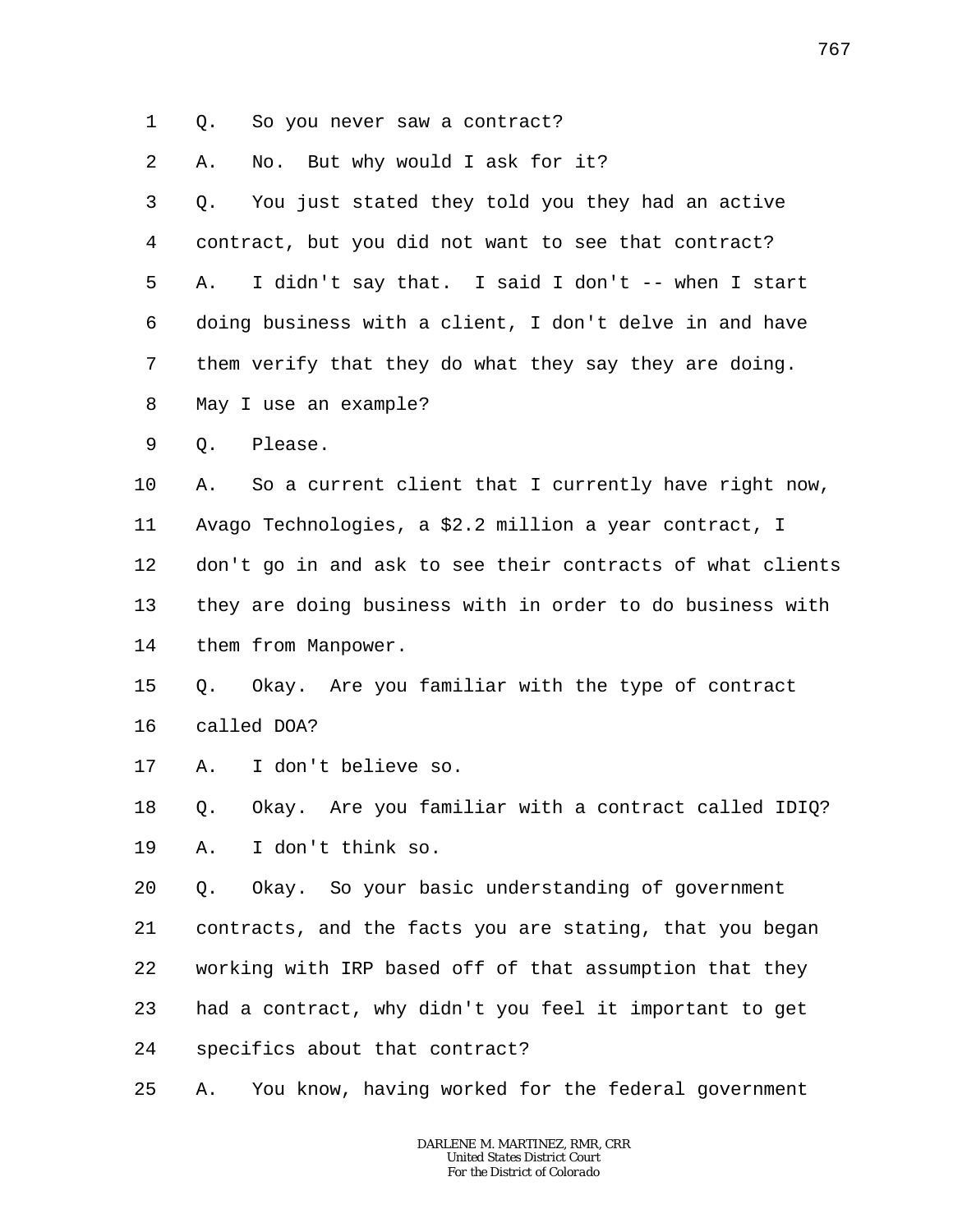1 Q. So you never saw a contract?

2 A. No. But why would I ask for it?

3 Q. You just stated they told you they had an active

4 contract, but you did not want to see that contract?

5 A. I didn't say that. I said I don't -- when I start

6 doing business with a client, I don't delve in and have

7 them verify that they do what they say they are doing.

8 May I use an example?

9 Q. Please.

10 A. So a current client that I currently have right now,

11 Avago Technologies, a $2.2 million a year contract, I

12 don't go in and ask to see their contracts of what clients

13 they are doing business with in order to do business with

14 them from Manpower.

15 Q. Okay. Are you familiar with the type of contract

16 called DOA?

17 A. I don't believe so.

18 Q. Okay. Are you familiar with a contract called IDIQ?

19 A. I don't think so.

20 Q. Okay. So your basic understanding of government

21 contracts, and the facts you are stating, that you began

22 working with IRP based off of that assumption that they

23 had a contract, why didn't you feel it important to get

24 specifics about that contract?

25 A. You know, having worked for the federal government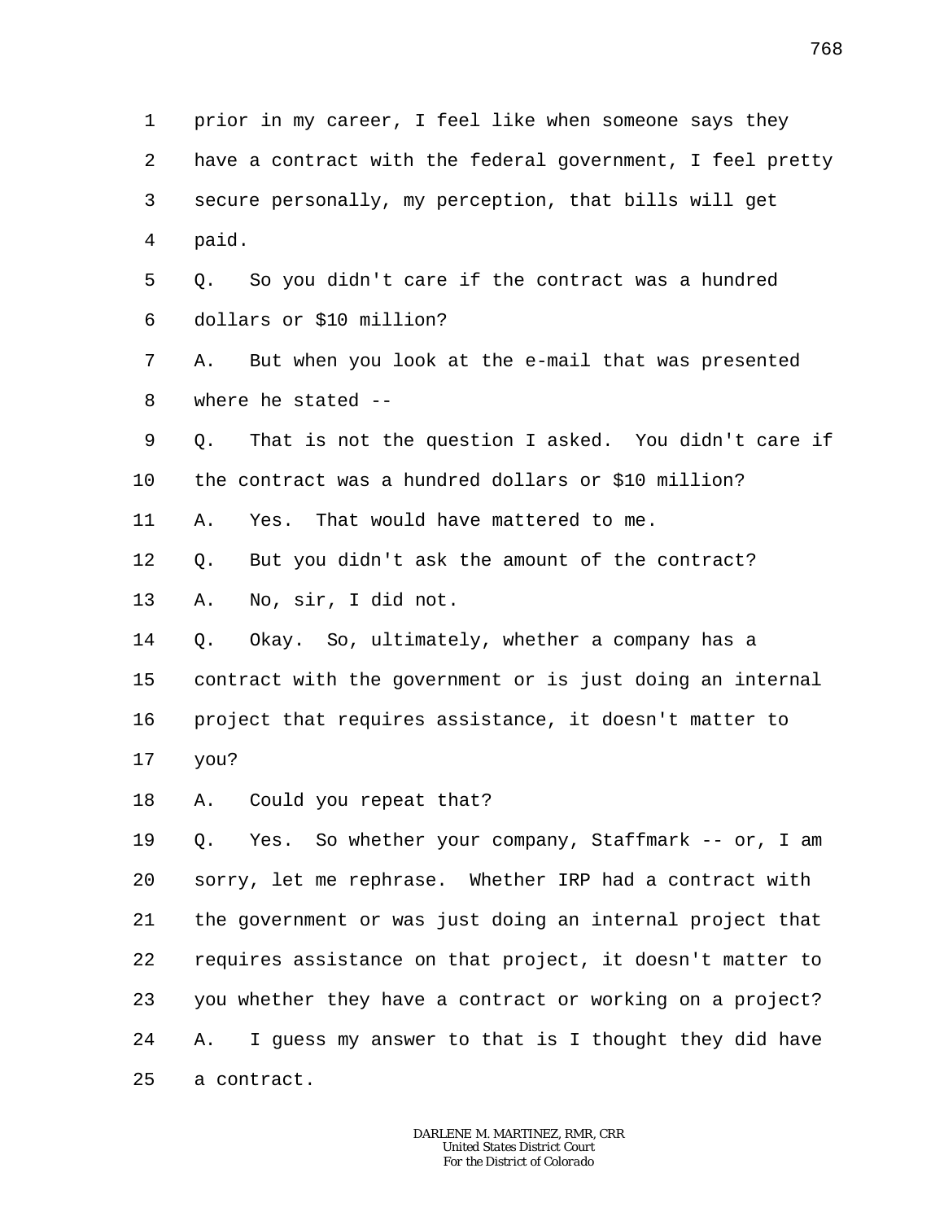prior in my career, I feel like when someone says they have a contract with the federal government, I feel pretty secure personally, my perception, that bills will get paid.

Q. So you didn't care if the contract was a hundred dollars or $10 million?

A. But when you look at the e-mail that was presented where he stated --

Q. That is not the question I asked. You didn't care if the contract was a hundred dollars or $10 million?

A. Yes. That would have mattered to me.

Q. But you didn't ask the amount of the contract?

A. No, sir, I did not.

Q. Okay. So, ultimately, whether a company has a contract with the government or is just doing an internal project that requires assistance, it doesn't matter to you?

A. Could you repeat that?

Q. Yes. So whether your company, Staffmark -- or, I am sorry, let me rephrase. Whether IRP had a contract with the government or was just doing an internal project that requires assistance on that project, it doesn't matter to you whether they have a contract or working on a project?

A. I guess my answer to that is I thought they did have a contract.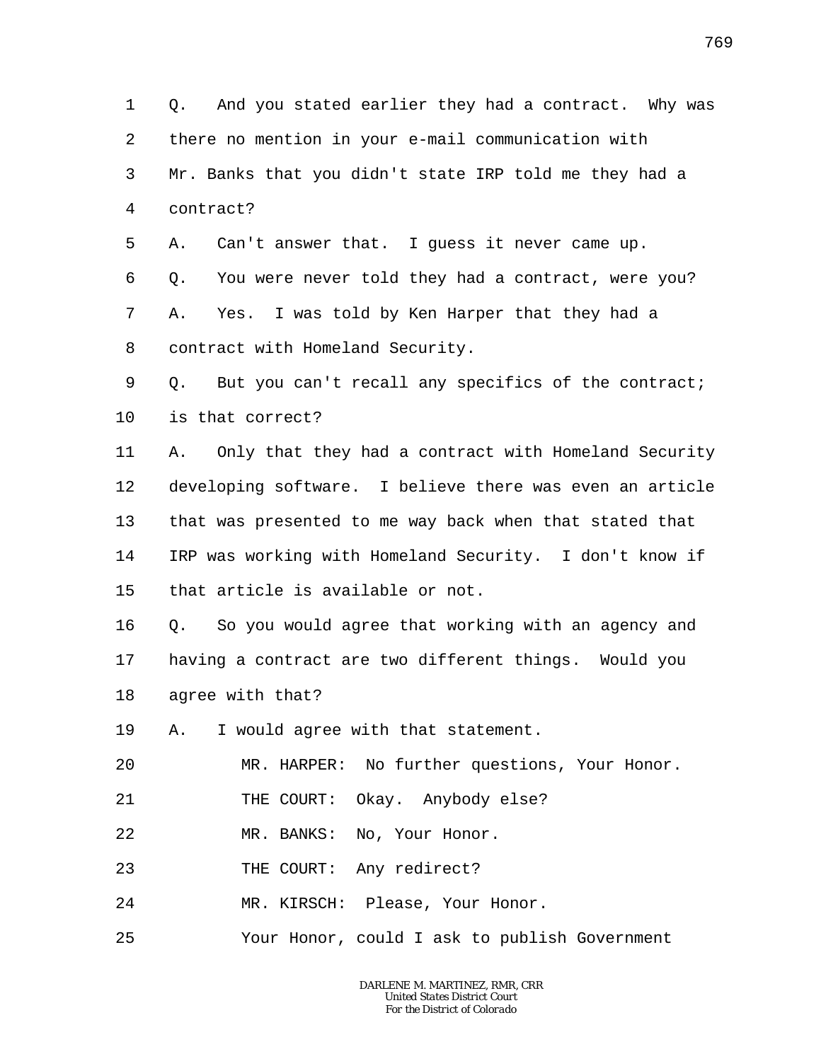1 Q. And you stated earlier they had a contract. Why was
2 there no mention in your e-mail communication with
3 Mr. Banks that you didn't state IRP told me they had a
4 contract?
5 A. Can't answer that. I guess it never came up.
6 Q. You were never told they had a contract, were you?
7 A. Yes. I was told by Ken Harper that they had a
8 contract with Homeland Security.
9 Q. But you can't recall any specifics of the contract;
10 is that correct?
11 A. Only that they had a contract with Homeland Security
12 developing software. I believe there was even an article
13 that was presented to me way back when that stated that
14 IRP was working with Homeland Security. I don't know if
15 that article is available or not.
16 Q. So you would agree that working with an agency and
17 having a contract are two different things. Would you
18 agree with that?
19 A. I would agree with that statement.
20 MR. HARPER: No further questions, Your Honor.
21 THE COURT: Okay. Anybody else?
22 MR. BANKS: No, Your Honor.
23 THE COURT: Any redirect?
24 MR. KIRSCH: Please, Your Honor.
25 Your Honor, could I ask to publish Government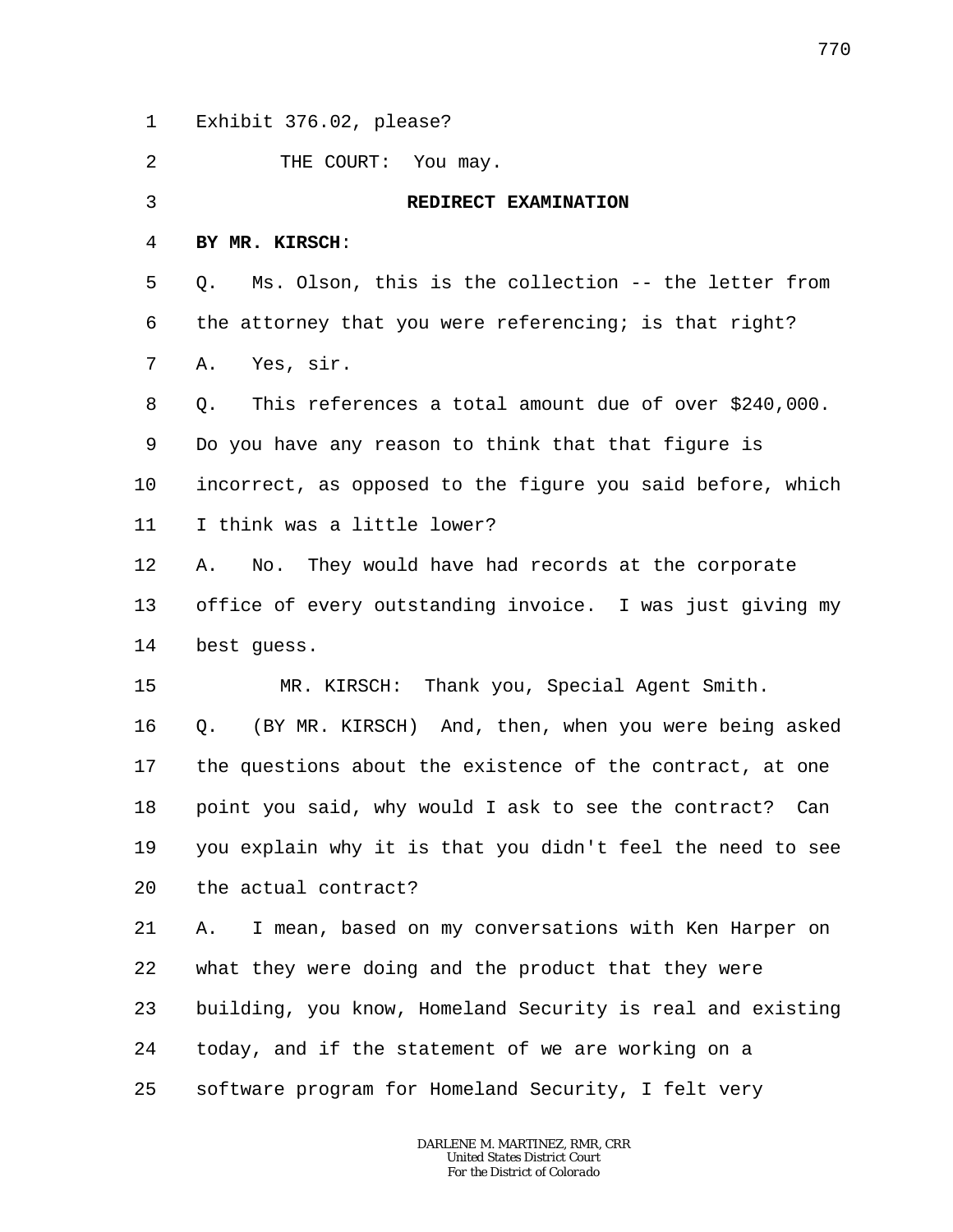Exhibit 376.02, please?

THE COURT: You may.

**REDIRECT EXAMINATION**

**BY MR. KIRSCH**:

Q. Ms. Olson, this is the collection -- the letter from the attorney that you were referencing; is that right?

A. Yes, sir.

Q. This references a total amount due of over $240,000. Do you have any reason to think that that figure is incorrect, as opposed to the figure you said before, which I think was a little lower?

A. No. They would have had records at the corporate office of every outstanding invoice. I was just giving my best guess.

MR. KIRSCH: Thank you, Special Agent Smith.

Q. (BY MR. KIRSCH) And, then, when you were being asked the questions about the existence of the contract, at one point you said, why would I ask to see the contract? Can you explain why it is that you didn't feel the need to see the actual contract?

A. I mean, based on my conversations with Ken Harper on what they were doing and the product that they were building, you know, Homeland Security is real and existing today, and if the statement of we are working on a software program for Homeland Security, I felt very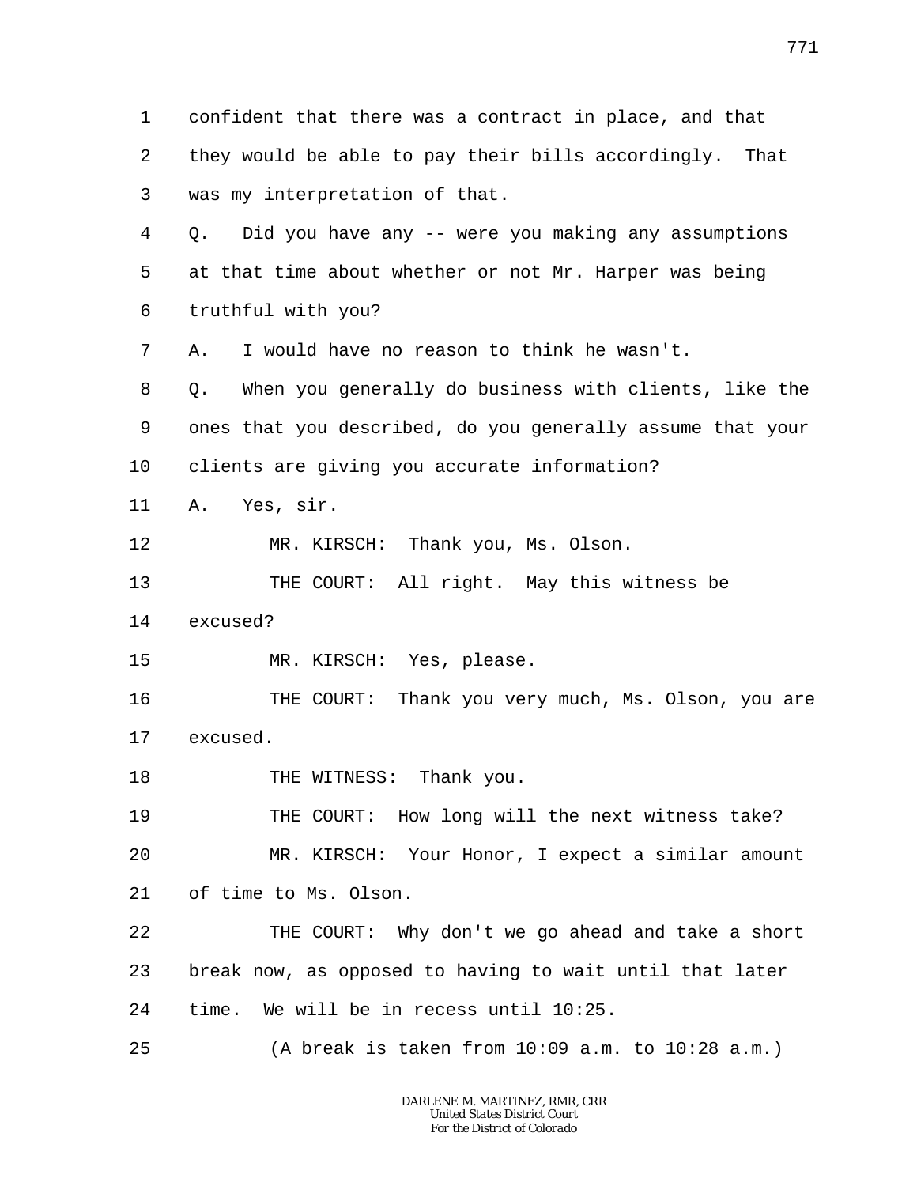1 confident that there was a contract in place, and that
2 they would be able to pay their bills accordingly. That
3 was my interpretation of that.
4 Q. Did you have any -- were you making any assumptions
5 at that time about whether or not Mr. Harper was being
6 truthful with you?
7 A. I would have no reason to think he wasn't.
8 Q. When you generally do business with clients, like the
9 ones that you described, do you generally assume that your
10 clients are giving you accurate information?
11 A. Yes, sir.
12 MR. KIRSCH: Thank you, Ms. Olson.
13 THE COURT: All right. May this witness be
14 excused?
15 MR. KIRSCH: Yes, please.
16 THE COURT: Thank you very much, Ms. Olson, you are
17 excused.
18 THE WITNESS: Thank you.
19 THE COURT: How long will the next witness take?
20 MR. KIRSCH: Your Honor, I expect a similar amount
21 of time to Ms. Olson.
22 THE COURT: Why don't we go ahead and take a short
23 break now, as opposed to having to wait until that later
24 time. We will be in recess until 10:25.
25 (A break is taken from 10:09 a.m. to 10:28 a.m.)

DARLENE M. MARTINEZ, RMR, CRR
United States District Court
For the District of Colorado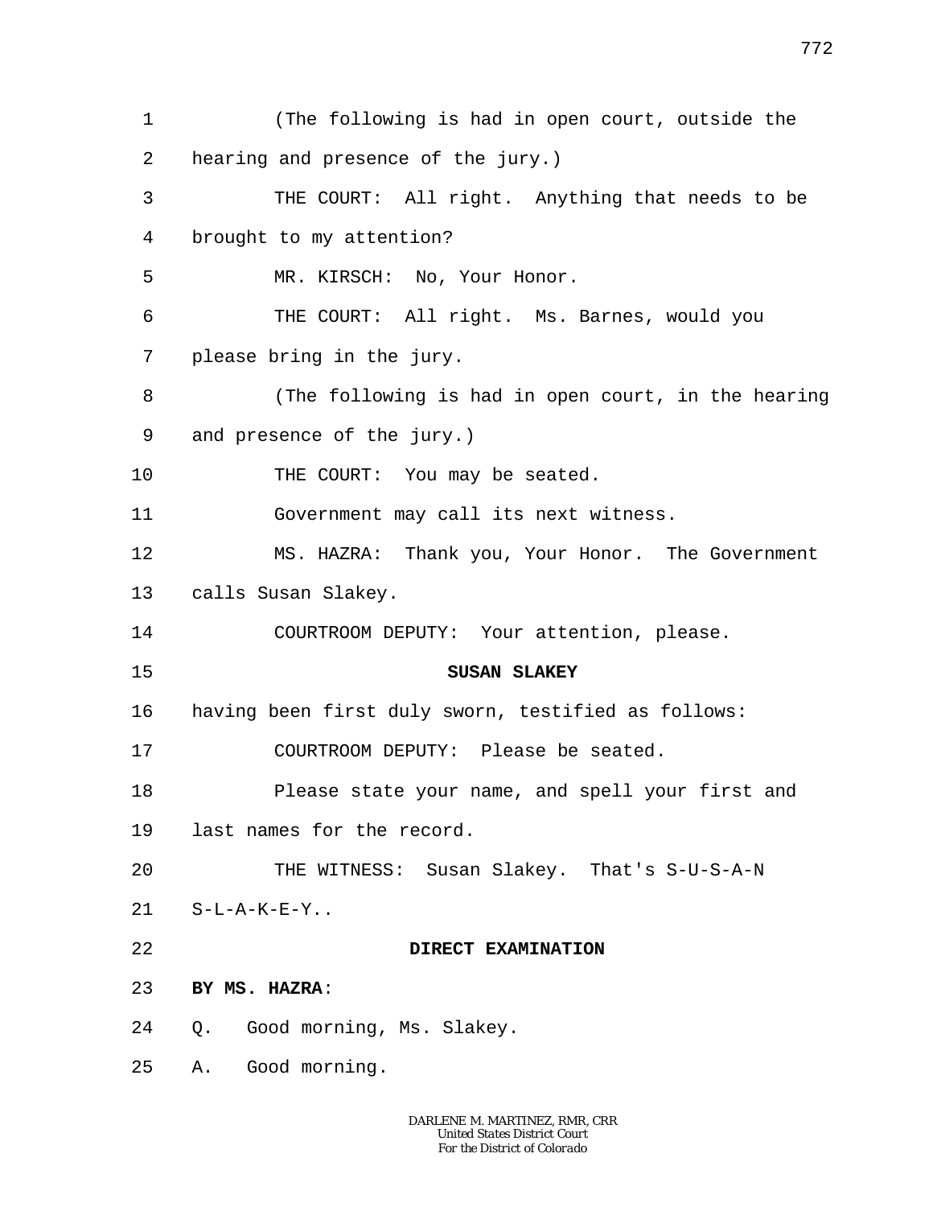(The following is had in open court, outside the hearing and presence of the jury.)

THE COURT: All right. Anything that needs to be brought to my attention?

MR. KIRSCH: No, Your Honor.

THE COURT: All right. Ms. Barnes, would you please bring in the jury.

(The following is had in open court, in the hearing and presence of the jury.)

THE COURT: You may be seated.

Government may call its next witness.

MS. HAZRA: Thank you, Your Honor. The Government calls Susan Slakey.

COURTROOM DEPUTY: Your attention, please.

**SUSAN SLAKEY**

having been first duly sworn, testified as follows:

COURTROOM DEPUTY: Please be seated.

Please state your name, and spell your first and last names for the record.

THE WITNESS: Susan Slakey. That's S-U-S-A-N S-L-A-K-E-Y..

**DIRECT EXAMINATION**

**BY MS. HAZRA**:

Q. Good morning, Ms. Slakey.

A. Good morning.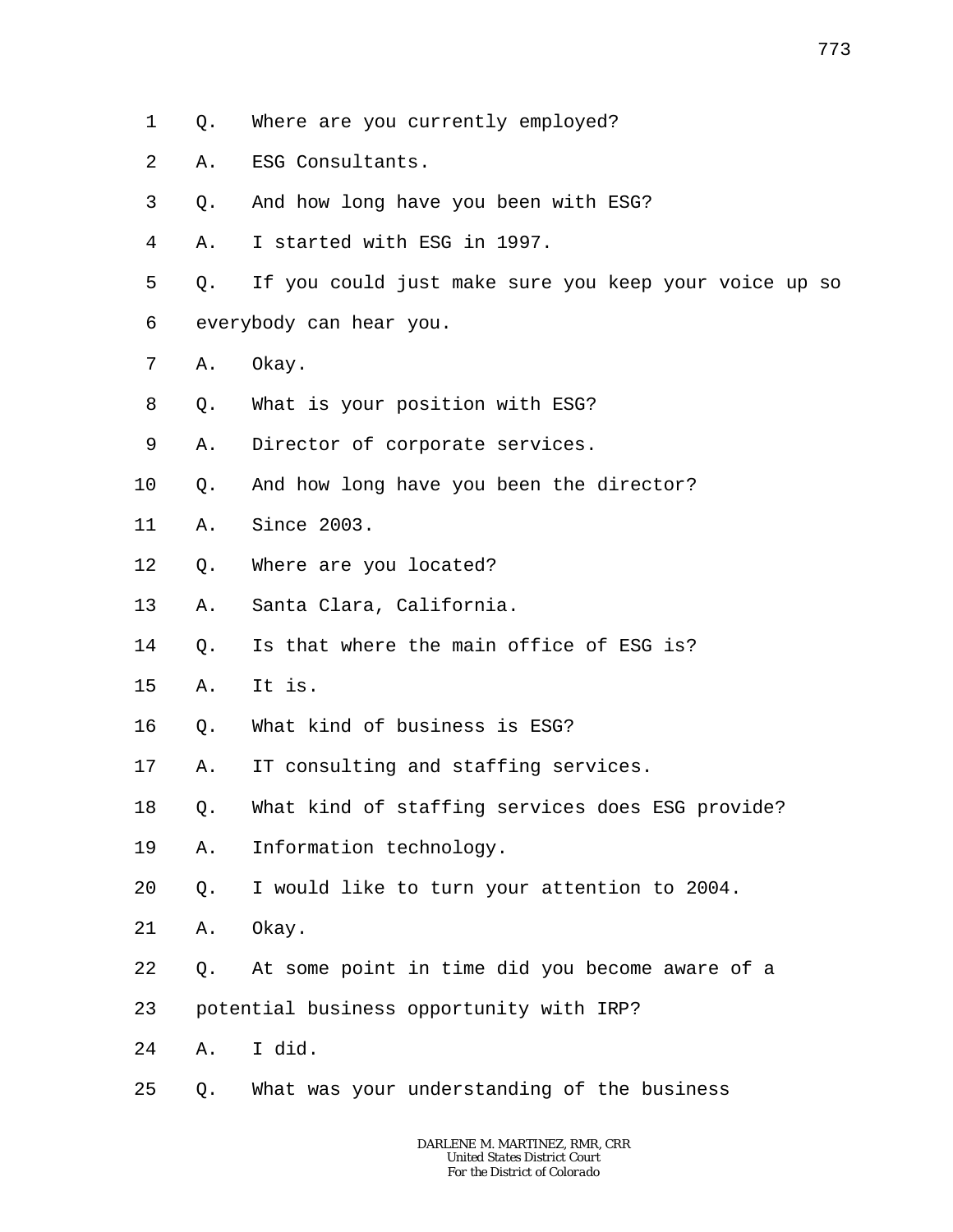1 Q. Where are you currently employed?

2 A. ESG Consultants.

3 Q. And how long have you been with ESG?

4 A. I started with ESG in 1997.

5 Q. If you could just make sure you keep your voice up so

6 everybody can hear you.

7 A. Okay.

8 Q. What is your position with ESG?

9 A. Director of corporate services.

10 Q. And how long have you been the director?

11 A. Since 2003.

12 Q. Where are you located?

13 A. Santa Clara, California.

14 Q. Is that where the main office of ESG is?

15 A. It is.

16 Q. What kind of business is ESG?

17 A. IT consulting and staffing services.

18 Q. What kind of staffing services does ESG provide?

19 A. Information technology.

20 Q. I would like to turn your attention to 2004.

21 A. Okay.

22 Q. At some point in time did you become aware of a

23 potential business opportunity with IRP?

24 A. I did.

25 Q. What was your understanding of the business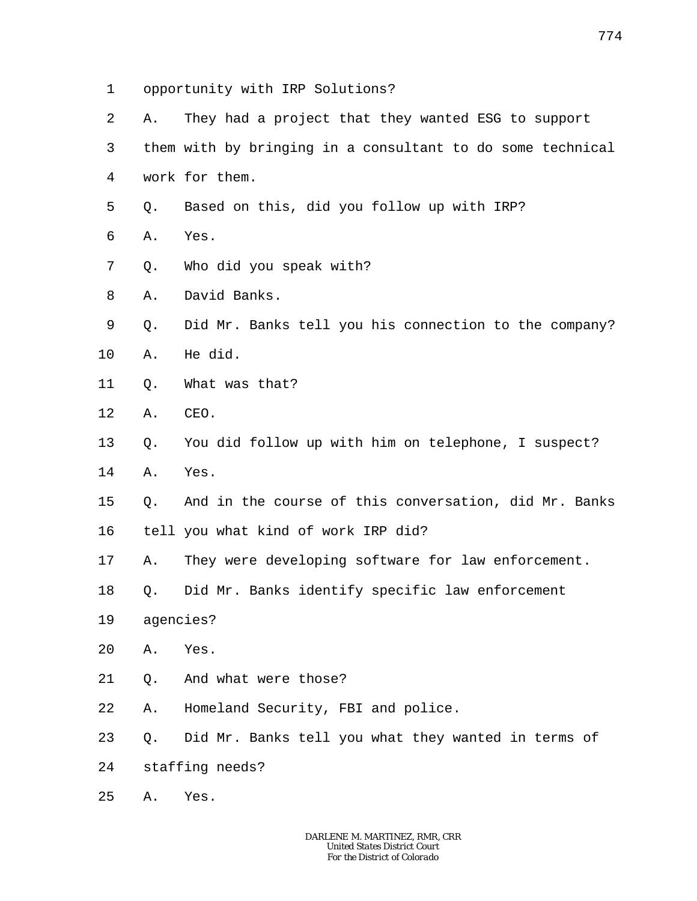1 opportunity with IRP Solutions?

2 A. They had a project that they wanted ESG to support

3 them with by bringing in a consultant to do some technical

4 work for them.

5 Q. Based on this, did you follow up with IRP?

6 A. Yes.

7 Q. Who did you speak with?

8 A. David Banks.

9 Q. Did Mr. Banks tell you his connection to the company?

10 A. He did.

11 Q. What was that?

12 A. CEO.

13 Q. You did follow up with him on telephone, I suspect?

14 A. Yes.

15 Q. And in the course of this conversation, did Mr. Banks

16 tell you what kind of work IRP did?

17 A. They were developing software for law enforcement.

18 Q. Did Mr. Banks identify specific law enforcement

19 agencies?

20 A. Yes.

21 Q. And what were those?

22 A. Homeland Security, FBI and police.

23 Q. Did Mr. Banks tell you what they wanted in terms of

24 staffing needs?

25 A. Yes.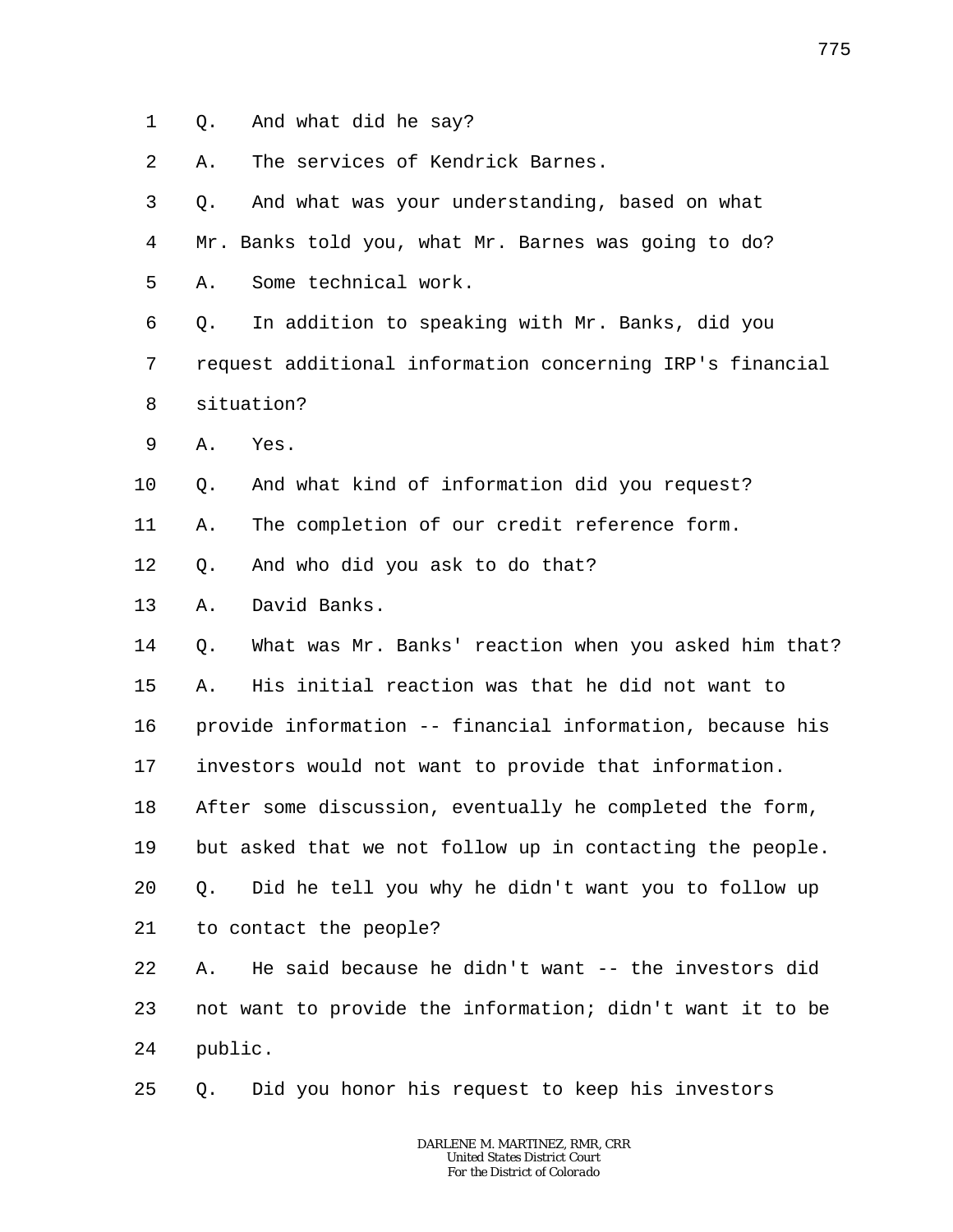1 Q. And what did he say?

2 A. The services of Kendrick Barnes.

3 Q. And what was your understanding, based on what

4 Mr. Banks told you, what Mr. Barnes was going to do?

5 A. Some technical work.

6 Q. In addition to speaking with Mr. Banks, did you

7 request additional information concerning IRP's financial

8 situation?

9 A. Yes.

10 Q. And what kind of information did you request?

11 A. The completion of our credit reference form.

12 Q. And who did you ask to do that?

13 A. David Banks.

14 Q. What was Mr. Banks' reaction when you asked him that?

15 A. His initial reaction was that he did not want to

16 provide information -- financial information, because his

17 investors would not want to provide that information.

18 After some discussion, eventually he completed the form,

19 but asked that we not follow up in contacting the people.

20 Q. Did he tell you why he didn't want you to follow up

21 to contact the people?

22 A. He said because he didn't want -- the investors did

23 not want to provide the information; didn't want it to be

24 public.

25 Q. Did you honor his request to keep his investors

DARLENE M. MARTINEZ, RMR, CRR
United States District Court
For the District of Colorado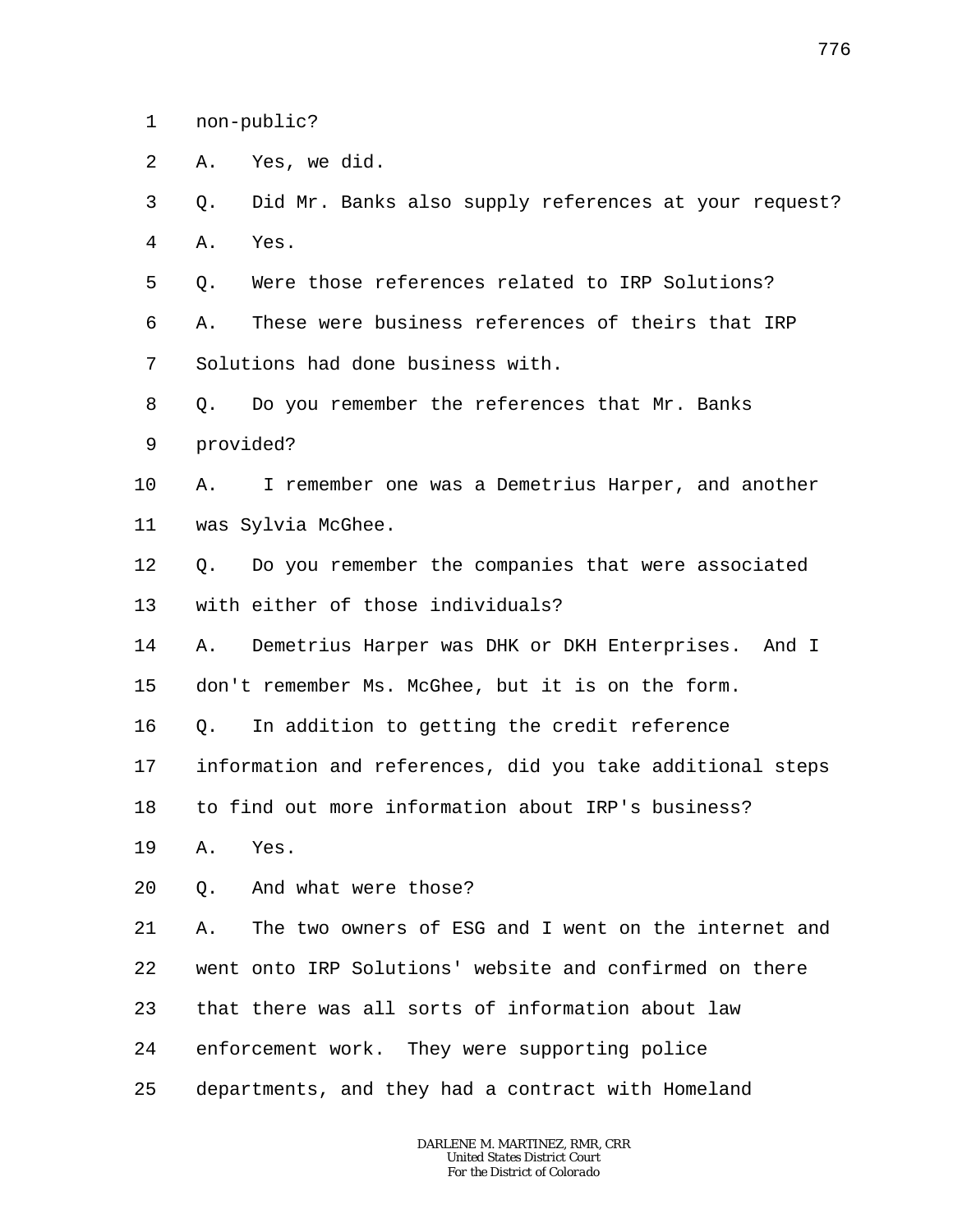non-public?

A. Yes, we did.

Q. Did Mr. Banks also supply references at your request?

A. Yes.

Q. Were those references related to IRP Solutions?

A. These were business references of theirs that IRP Solutions had done business with.

Q. Do you remember the references that Mr. Banks provided?

A. I remember one was a Demetrius Harper, and another was Sylvia McGhee.

Q. Do you remember the companies that were associated with either of those individuals?

A. Demetrius Harper was DHK or DKH Enterprises. And I don't remember Ms. McGhee, but it is on the form.

Q. In addition to getting the credit reference information and references, did you take additional steps to find out more information about IRP's business?

A. Yes.

Q. And what were those?

A. The two owners of ESG and I went on the internet and went onto IRP Solutions' website and confirmed on there that there was all sorts of information about law enforcement work. They were supporting police departments, and they had a contract with Homeland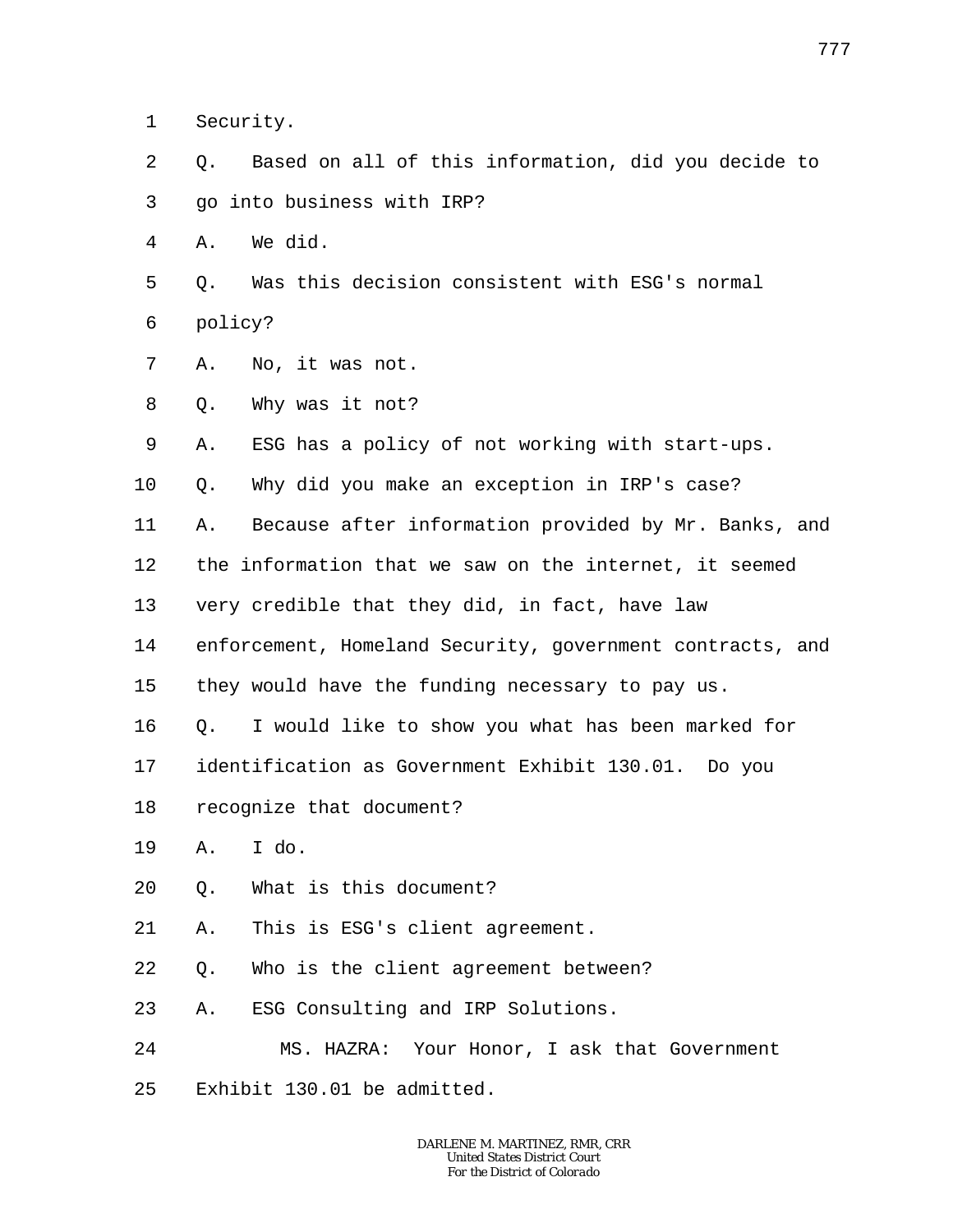Security.

Q. Based on all of this information, did you decide to go into business with IRP?

A. We did.

Q. Was this decision consistent with ESG's normal policy?

A. No, it was not.

Q. Why was it not?

A. ESG has a policy of not working with start-ups.

Q. Why did you make an exception in IRP's case?

A. Because after information provided by Mr. Banks, and the information that we saw on the internet, it seemed very credible that they did, in fact, have law enforcement, Homeland Security, government contracts, and they would have the funding necessary to pay us.

Q. I would like to show you what has been marked for identification as Government Exhibit 130.01. Do you recognize that document?

A. I do.

Q. What is this document?

A. This is ESG's client agreement.

Q. Who is the client agreement between?

A. ESG Consulting and IRP Solutions.

MS. HAZRA: Your Honor, I ask that Government Exhibit 130.01 be admitted.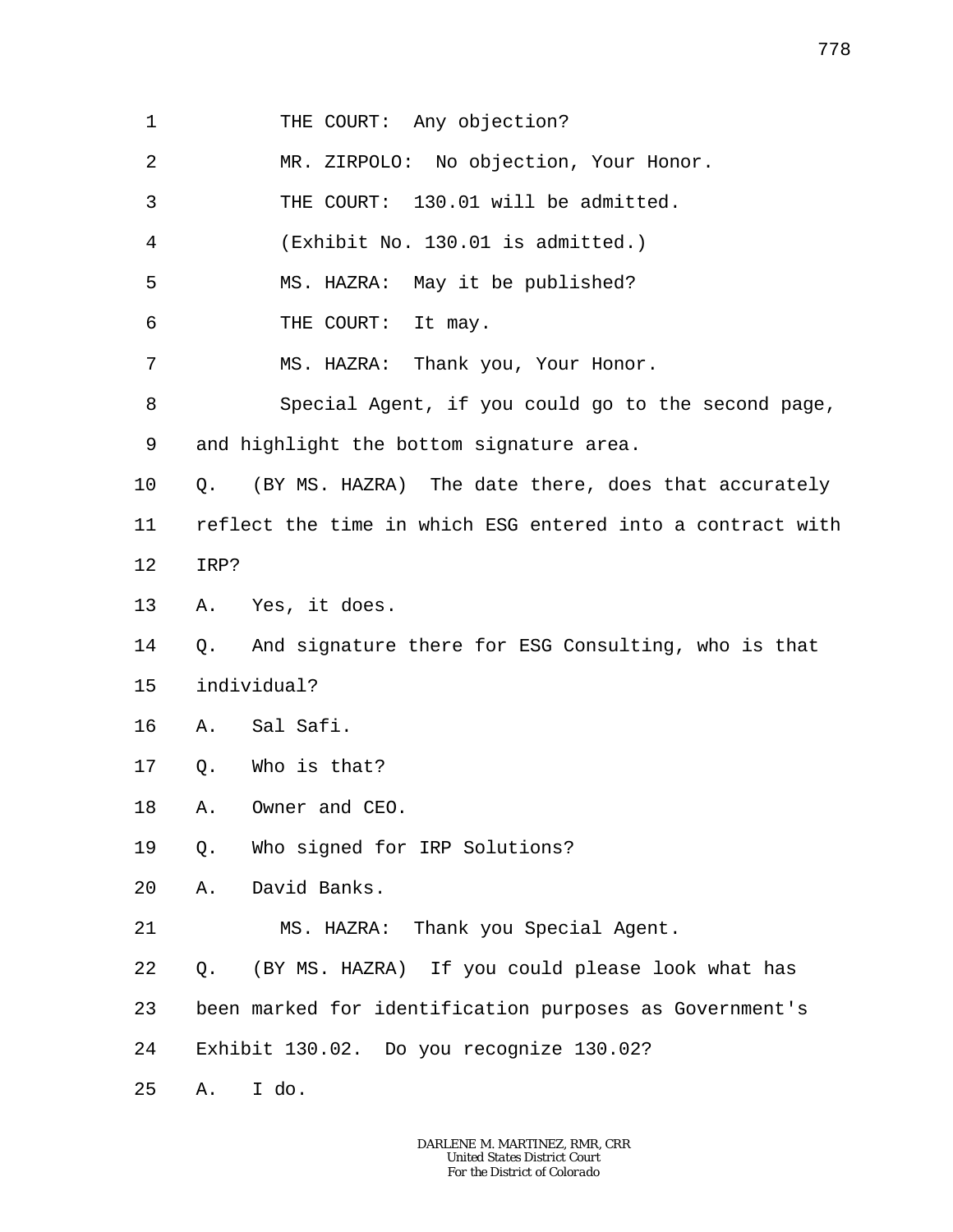1 THE COURT: Any objection?

2 MR. ZIRPOLO: No objection, Your Honor.

3 THE COURT: 130.01 will be admitted.

4 (Exhibit No. 130.01 is admitted.)

5 MS. HAZRA: May it be published?

6 THE COURT: It may.

7 MS. HAZRA: Thank you, Your Honor.

8 Special Agent, if you could go to the second page,

9 and highlight the bottom signature area.

10 Q. (BY MS. HAZRA) The date there, does that accurately

11 reflect the time in which ESG entered into a contract with

12 IRP?

13 A. Yes, it does.

14 Q. And signature there for ESG Consulting, who is that

15 individual?

16 A. Sal Safi.

17 Q. Who is that?

18 A. Owner and CEO.

19 Q. Who signed for IRP Solutions?

20 A. David Banks.

21 MS. HAZRA: Thank you Special Agent.

22 Q. (BY MS. HAZRA) If you could please look what has

23 been marked for identification purposes as Government's

24 Exhibit 130.02. Do you recognize 130.02?

25 A. I do.

DARLENE M. MARTINEZ, RMR, CRR
United States District Court
For the District of Colorado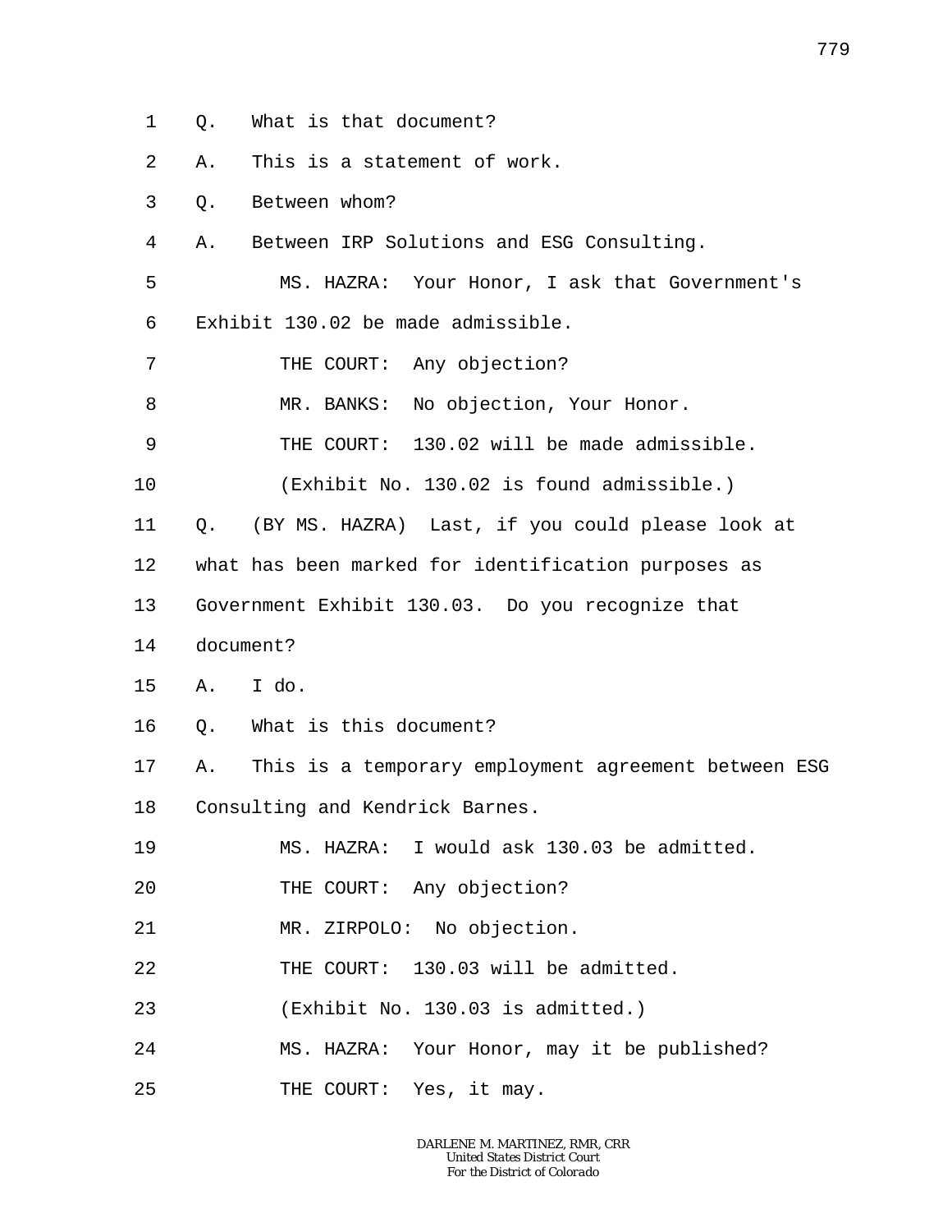Q. What is that document?

A. This is a statement of work.

Q. Between whom?

A. Between IRP Solutions and ESG Consulting.

MS. HAZRA: Your Honor, I ask that Government's Exhibit 130.02 be made admissible.

THE COURT: Any objection?

MR. BANKS: No objection, Your Honor.

THE COURT: 130.02 will be made admissible.

(Exhibit No. 130.02 is found admissible.)

Q. (BY MS. HAZRA) Last, if you could please look at what has been marked for identification purposes as Government Exhibit 130.03. Do you recognize that document?

A. I do.

Q. What is this document?

A. This is a temporary employment agreement between ESG Consulting and Kendrick Barnes.

MS. HAZRA: I would ask 130.03 be admitted.

THE COURT: Any objection?

MR. ZIRPOLO: No objection.

THE COURT: 130.03 will be admitted.

(Exhibit No. 130.03 is admitted.)

MS. HAZRA: Your Honor, may it be published?

THE COURT: Yes, it may.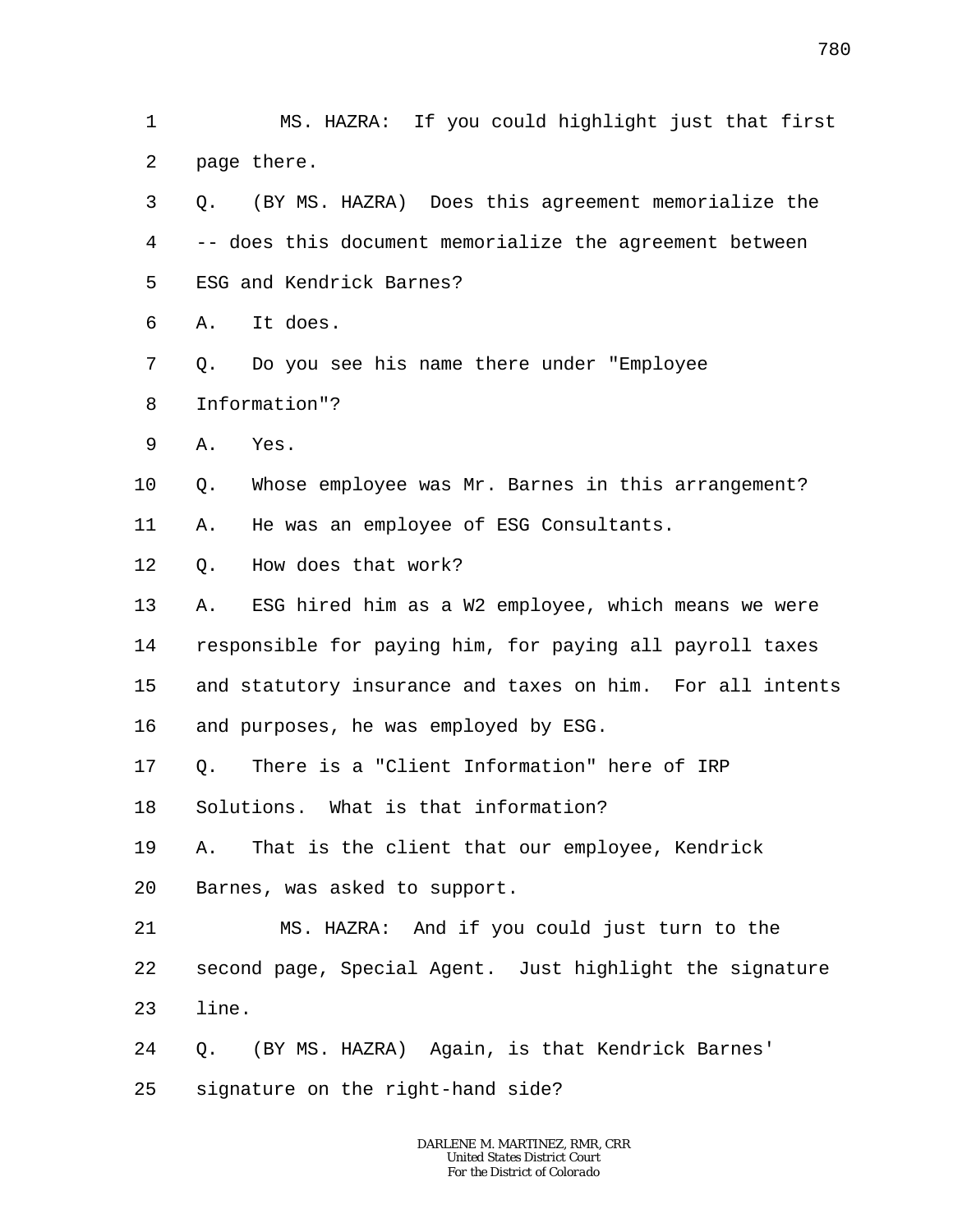MS. HAZRA: If you could highlight just that first page there.

Q. (BY MS. HAZRA) Does this agreement memorialize the -- does this document memorialize the agreement between ESG and Kendrick Barnes?

A. It does.

Q. Do you see his name there under "Employee Information"?

A. Yes.

Q. Whose employee was Mr. Barnes in this arrangement?

A. He was an employee of ESG Consultants.

Q. How does that work?

A. ESG hired him as a W2 employee, which means we were responsible for paying him, for paying all payroll taxes and statutory insurance and taxes on him. For all intents and purposes, he was employed by ESG.

Q. There is a "Client Information" here of IRP Solutions. What is that information?

A. That is the client that our employee, Kendrick Barnes, was asked to support.

MS. HAZRA: And if you could just turn to the second page, Special Agent. Just highlight the signature line.

Q. (BY MS. HAZRA) Again, is that Kendrick Barnes' signature on the right-hand side?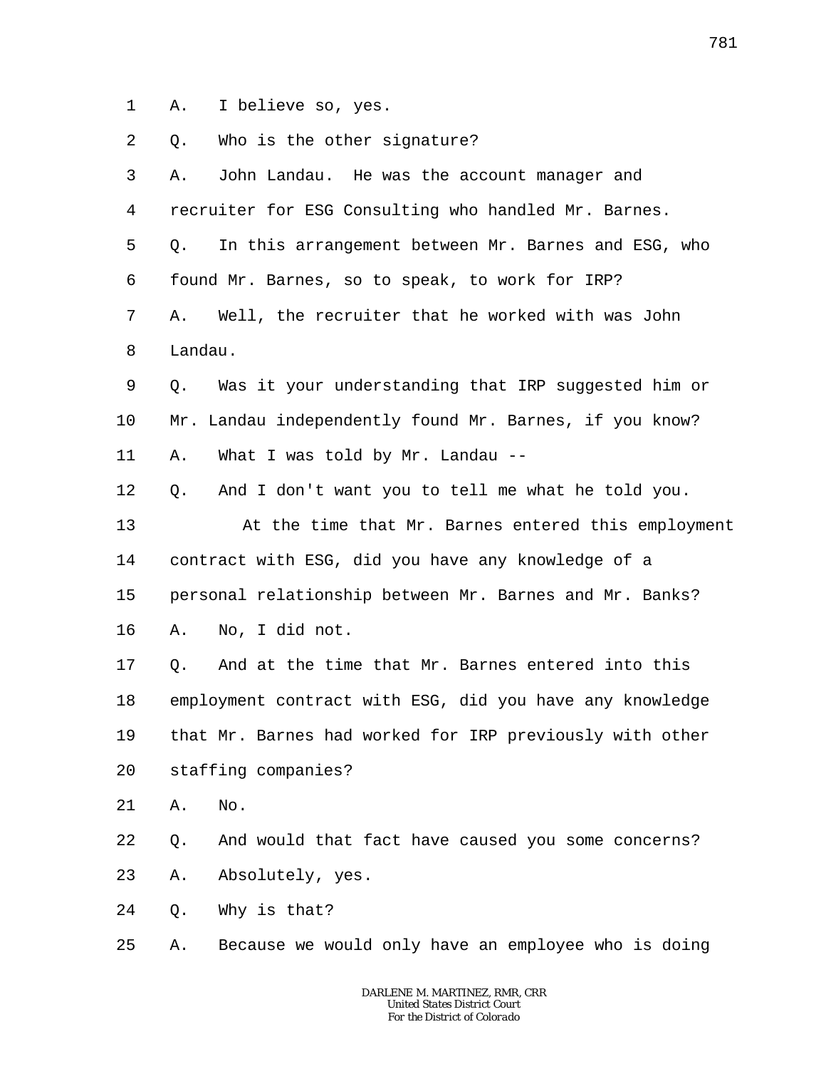1 A. I believe so, yes.

2 Q. Who is the other signature?

3 A. John Landau. He was the account manager and

4 recruiter for ESG Consulting who handled Mr. Barnes.

5 Q. In this arrangement between Mr. Barnes and ESG, who

6 found Mr. Barnes, so to speak, to work for IRP?

7 A. Well, the recruiter that he worked with was John

8 Landau.

9 Q. Was it your understanding that IRP suggested him or

10 Mr. Landau independently found Mr. Barnes, if you know?

11 A. What I was told by Mr. Landau --

12 Q. And I don't want you to tell me what he told you.

13 At the time that Mr. Barnes entered this employment

14 contract with ESG, did you have any knowledge of a

15 personal relationship between Mr. Barnes and Mr. Banks?

16 A. No, I did not.

17 Q. And at the time that Mr. Barnes entered into this

18 employment contract with ESG, did you have any knowledge

19 that Mr. Barnes had worked for IRP previously with other

20 staffing companies?

21 A. No.

22 Q. And would that fact have caused you some concerns?

23 A. Absolutely, yes.

24 Q. Why is that?

25 A. Because we would only have an employee who is doing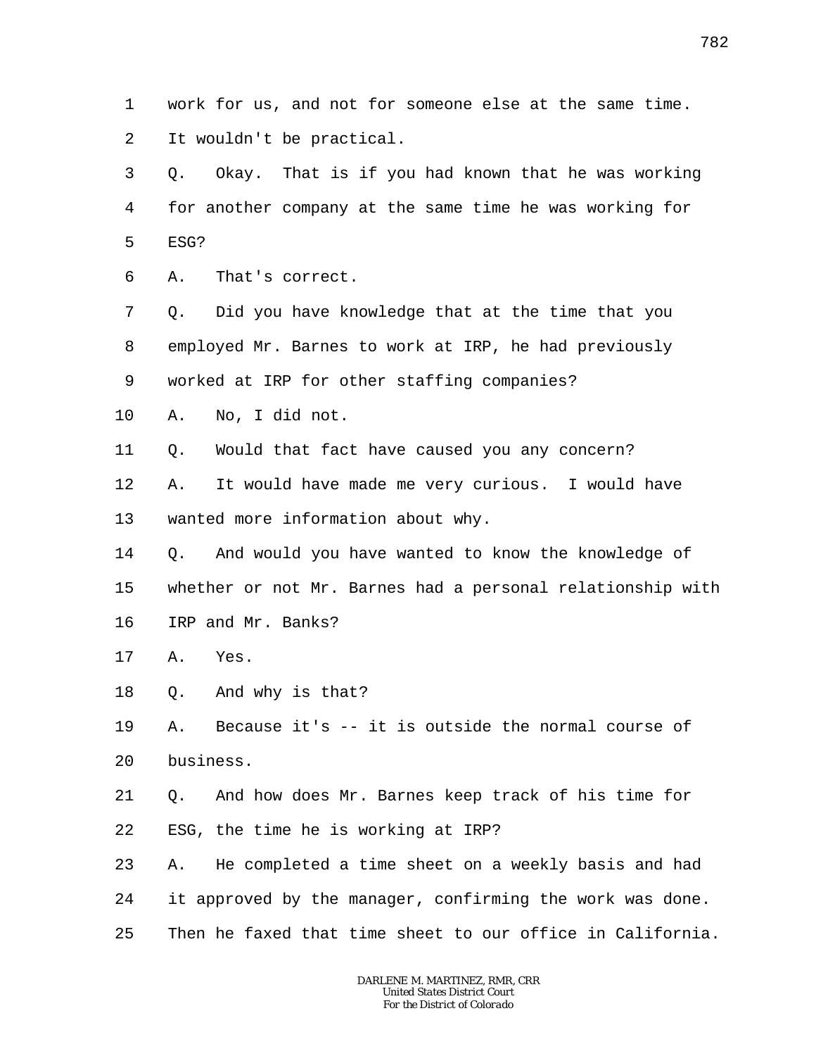work for us, and not for someone else at the same time. It wouldn't be practical.

Q. Okay. That is if you had known that he was working for another company at the same time he was working for ESG?

A. That's correct.

Q. Did you have knowledge that at the time that you employed Mr. Barnes to work at IRP, he had previously worked at IRP for other staffing companies?

A. No, I did not.

Q. Would that fact have caused you any concern?

A. It would have made me very curious. I would have wanted more information about why.

Q. And would you have wanted to know the knowledge of whether or not Mr. Barnes had a personal relationship with IRP and Mr. Banks?

A. Yes.

Q. And why is that?

A. Because it's -- it is outside the normal course of business.

Q. And how does Mr. Barnes keep track of his time for ESG, the time he is working at IRP?

A. He completed a time sheet on a weekly basis and had it approved by the manager, confirming the work was done. Then he faxed that time sheet to our office in California.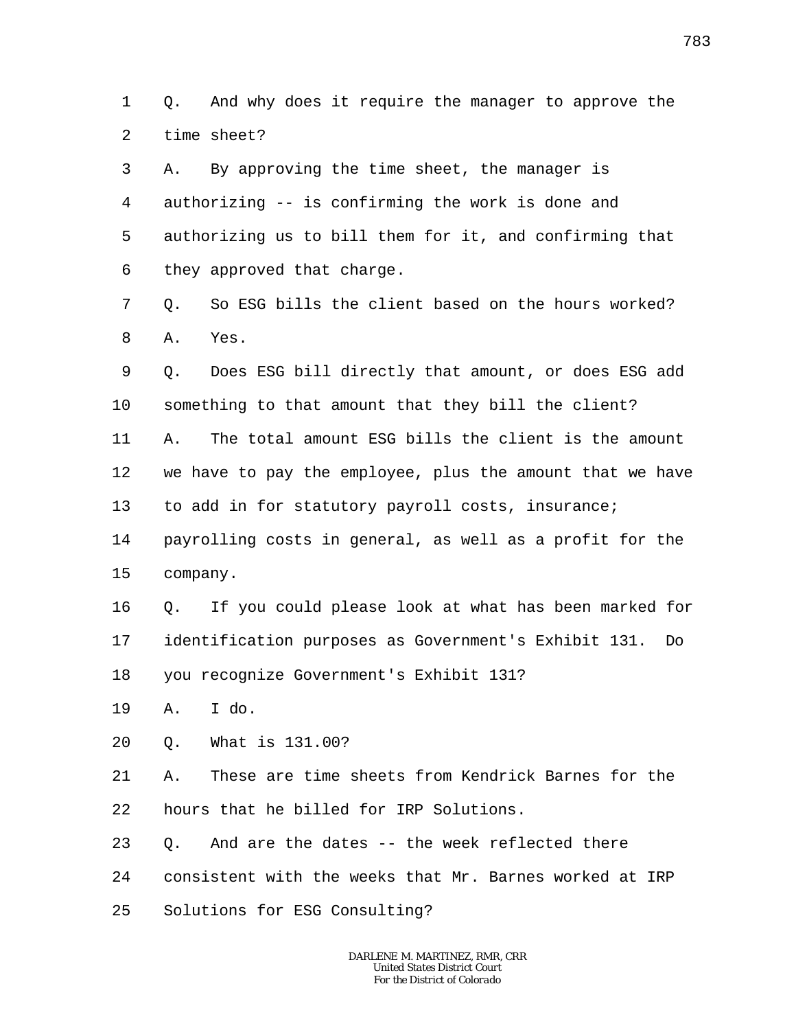Q. And why does it require the manager to approve the time sheet?

A. By approving the time sheet, the manager is authorizing -- is confirming the work is done and authorizing us to bill them for it, and confirming that they approved that charge.

Q. So ESG bills the client based on the hours worked?

A. Yes.

Q. Does ESG bill directly that amount, or does ESG add something to that amount that they bill the client?

A. The total amount ESG bills the client is the amount we have to pay the employee, plus the amount that we have to add in for statutory payroll costs, insurance; payrolling costs in general, as well as a profit for the company.

Q. If you could please look at what has been marked for identification purposes as Government's Exhibit 131. Do you recognize Government's Exhibit 131?

A. I do.

Q. What is 131.00?

A. These are time sheets from Kendrick Barnes for the hours that he billed for IRP Solutions.

Q. And are the dates -- the week reflected there consistent with the weeks that Mr. Barnes worked at IRP Solutions for ESG Consulting?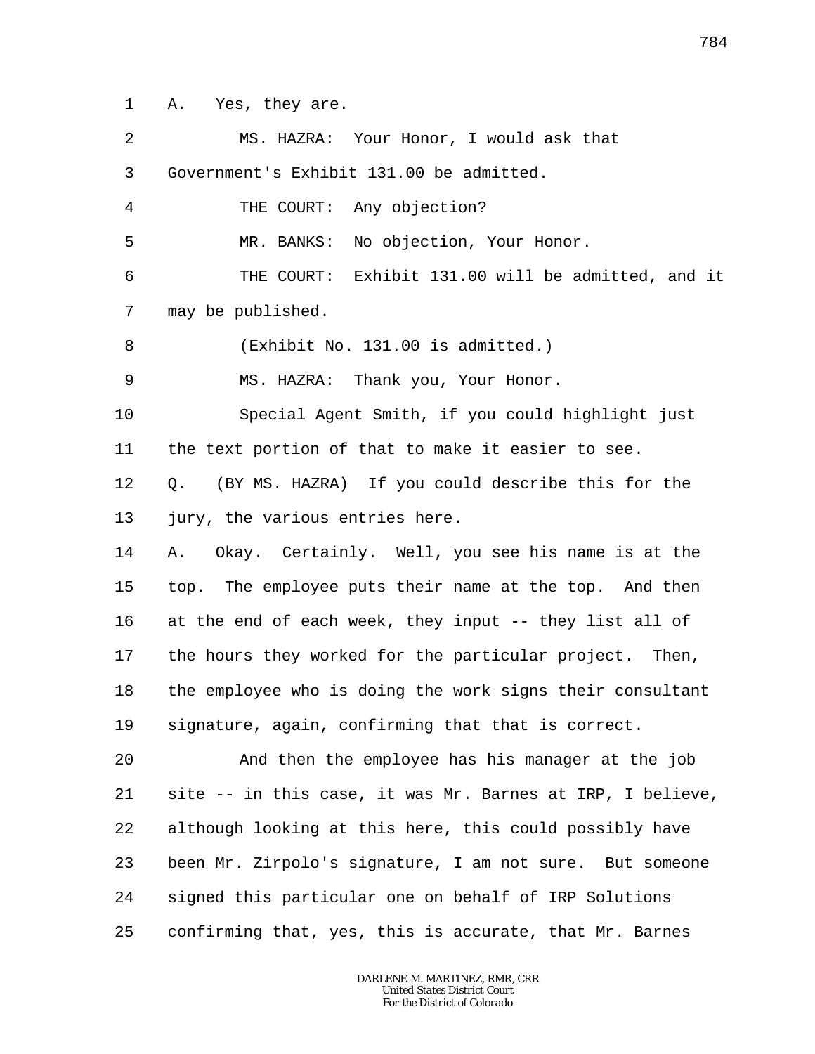A. Yes, they are.

MS. HAZRA: Your Honor, I would ask that Government's Exhibit 131.00 be admitted.

THE COURT: Any objection?

MR. BANKS: No objection, Your Honor.

THE COURT: Exhibit 131.00 will be admitted, and it may be published.

(Exhibit No. 131.00 is admitted.)

MS. HAZRA: Thank you, Your Honor.

Special Agent Smith, if you could highlight just the text portion of that to make it easier to see.

Q. (BY MS. HAZRA) If you could describe this for the jury, the various entries here.

A. Okay. Certainly. Well, you see his name is at the top. The employee puts their name at the top. And then at the end of each week, they input -- they list all of the hours they worked for the particular project. Then, the employee who is doing the work signs their consultant signature, again, confirming that that is correct.

And then the employee has his manager at the job site -- in this case, it was Mr. Barnes at IRP, I believe, although looking at this here, this could possibly have been Mr. Zirpolo's signature, I am not sure. But someone signed this particular one on behalf of IRP Solutions confirming that, yes, this is accurate, that Mr. Barnes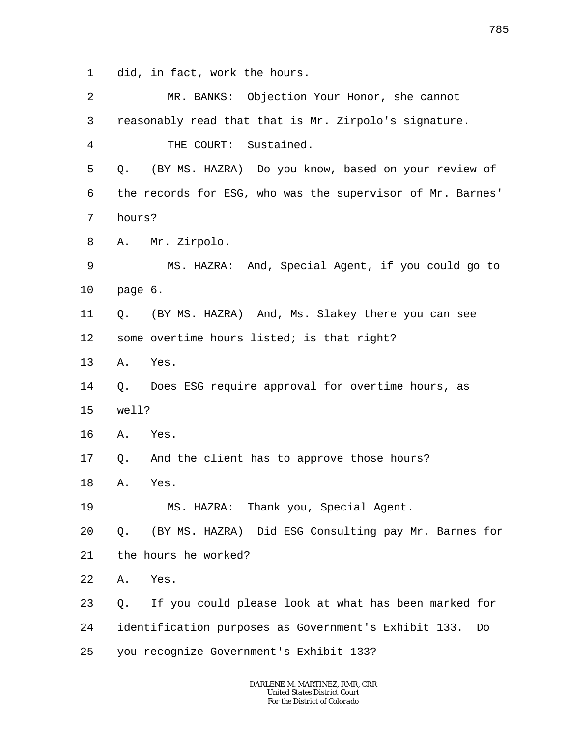1 did, in fact, work the hours.

2 MR. BANKS: Objection Your Honor, she cannot

3 reasonably read that that is Mr. Zirpolo's signature.

4 THE COURT: Sustained.

5 Q. (BY MS. HAZRA) Do you know, based on your review of

6 the records for ESG, who was the supervisor of Mr. Barnes'

7 hours?

8 A. Mr. Zirpolo.

9 MS. HAZRA: And, Special Agent, if you could go to

10 page 6.

11 Q. (BY MS. HAZRA) And, Ms. Slakey there you can see

12 some overtime hours listed; is that right?

13 A. Yes.

14 Q. Does ESG require approval for overtime hours, as

15 well?

16 A. Yes.

17 Q. And the client has to approve those hours?

18 A. Yes.

19 MS. HAZRA: Thank you, Special Agent.

20 Q. (BY MS. HAZRA) Did ESG Consulting pay Mr. Barnes for

21 the hours he worked?

22 A. Yes.

23 Q. If you could please look at what has been marked for

24 identification purposes as Government's Exhibit 133. Do

25 you recognize Government's Exhibit 133?

DARLENE M. MARTINEZ, RMR, CRR
United States District Court
For the District of Colorado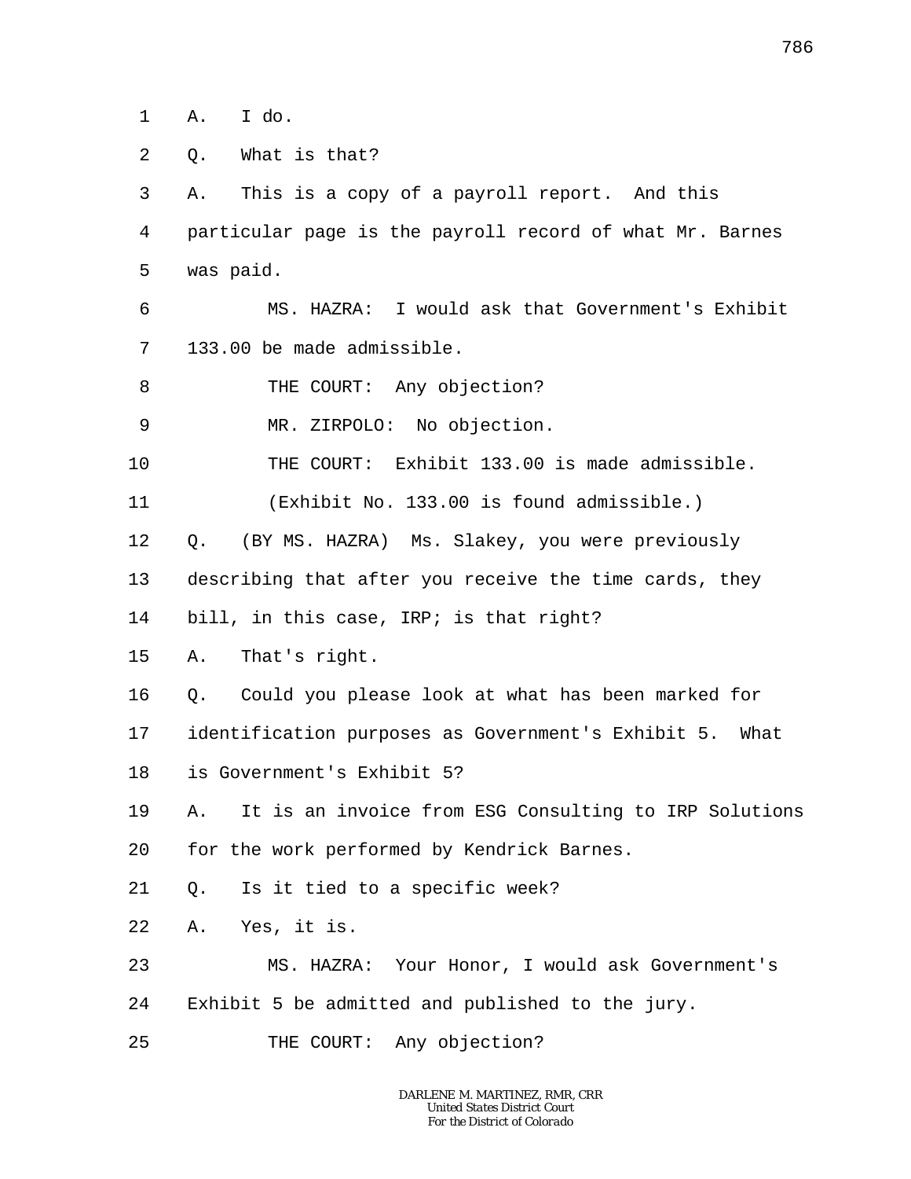1 A. I do.

2 Q. What is that?

3 A. This is a copy of a payroll report. And this

4 particular page is the payroll record of what Mr. Barnes

5 was paid.

6 MS. HAZRA: I would ask that Government's Exhibit

7 133.00 be made admissible.

8 THE COURT: Any objection?

9 MR. ZIRPOLO: No objection.

10 THE COURT: Exhibit 133.00 is made admissible.

11 (Exhibit No. 133.00 is found admissible.)

12 Q. (BY MS. HAZRA) Ms. Slakey, you were previously

13 describing that after you receive the time cards, they

14 bill, in this case, IRP; is that right?

15 A. That's right.

16 Q. Could you please look at what has been marked for

17 identification purposes as Government's Exhibit 5. What

18 is Government's Exhibit 5?

19 A. It is an invoice from ESG Consulting to IRP Solutions

20 for the work performed by Kendrick Barnes.

21 Q. Is it tied to a specific week?

22 A. Yes, it is.

23 MS. HAZRA: Your Honor, I would ask Government's

24 Exhibit 5 be admitted and published to the jury.

25 THE COURT: Any objection?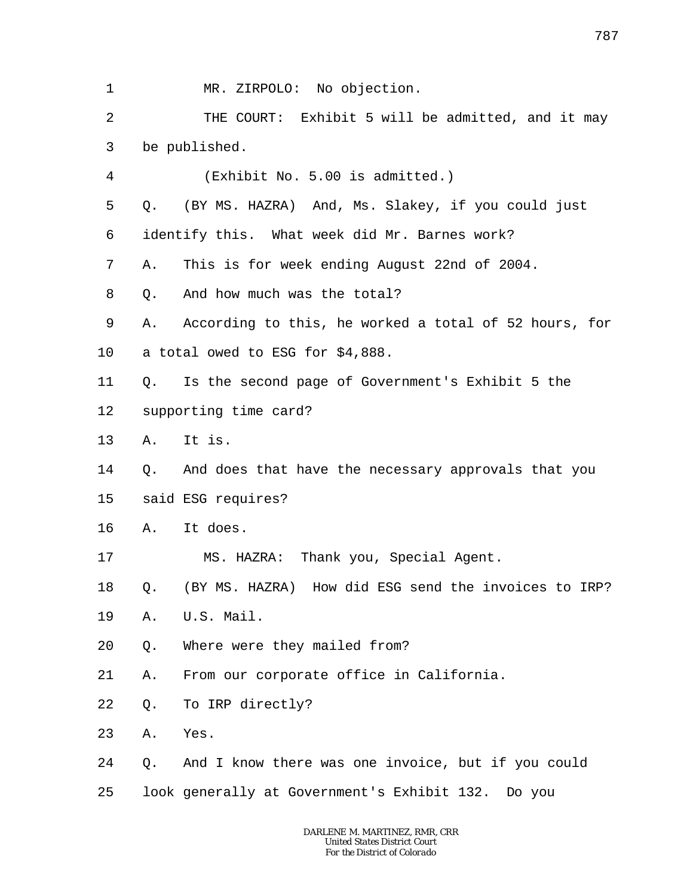1 MR. ZIRPOLO: No objection.

2 THE COURT: Exhibit 5 will be admitted, and it may

3 be published.

4 (Exhibit No. 5.00 is admitted.)

5 Q. (BY MS. HAZRA) And, Ms. Slakey, if you could just

6 identify this. What week did Mr. Barnes work?

7 A. This is for week ending August 22nd of 2004.

8 Q. And how much was the total?

9 A. According to this, he worked a total of 52 hours, for

10 a total owed to ESG for $4,888.

11 Q. Is the second page of Government's Exhibit 5 the

12 supporting time card?

13 A. It is.

14 Q. And does that have the necessary approvals that you

15 said ESG requires?

16 A. It does.

17 MS. HAZRA: Thank you, Special Agent.

18 Q. (BY MS. HAZRA) How did ESG send the invoices to IRP?

19 A. U.S. Mail.

20 Q. Where were they mailed from?

21 A. From our corporate office in California.

22 Q. To IRP directly?

23 A. Yes.

24 Q. And I know there was one invoice, but if you could

25 look generally at Government's Exhibit 132. Do you

DARLENE M. MARTINEZ, RMR, CRR
United States District Court
For the District of Colorado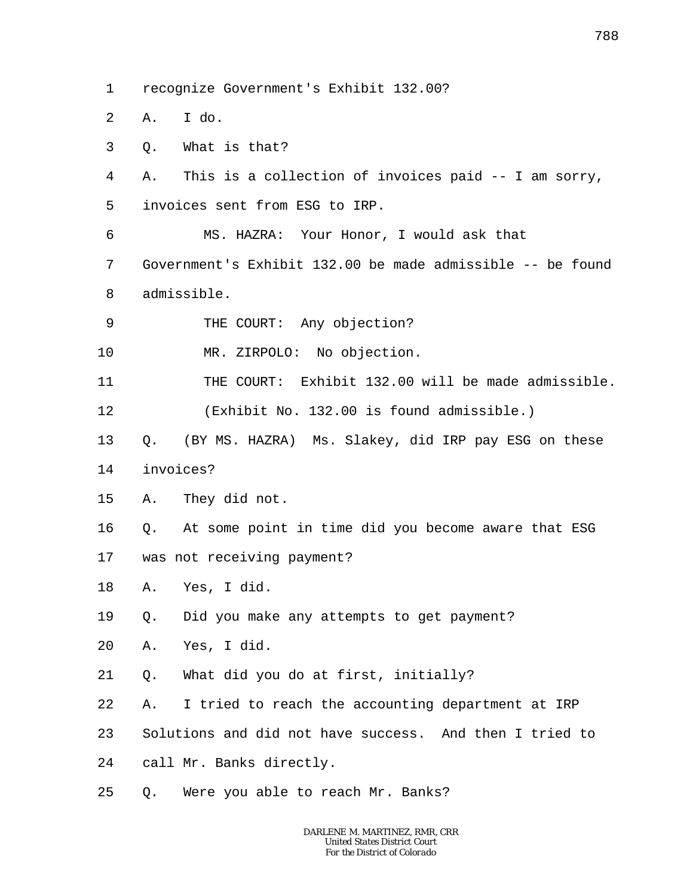recognize Government's Exhibit 132.00?

A. I do.

Q. What is that?

A. This is a collection of invoices paid -- I am sorry, invoices sent from ESG to IRP.

MS. HAZRA: Your Honor, I would ask that Government's Exhibit 132.00 be made admissible -- be found admissible.

THE COURT: Any objection?

MR. ZIRPOLO: No objection.

THE COURT: Exhibit 132.00 will be made admissible.

(Exhibit No. 132.00 is found admissible.)

Q. (BY MS. HAZRA) Ms. Slakey, did IRP pay ESG on these invoices?

A. They did not.

Q. At some point in time did you become aware that ESG was not receiving payment?

A. Yes, I did.

Q. Did you make any attempts to get payment?

A. Yes, I did.

Q. What did you do at first, initially?

A. I tried to reach the accounting department at IRP Solutions and did not have success. And then I tried to call Mr. Banks directly.

Q. Were you able to reach Mr. Banks?

DARLENE M. MARTINEZ, RMR, CRR
United States District Court
For the District of Colorado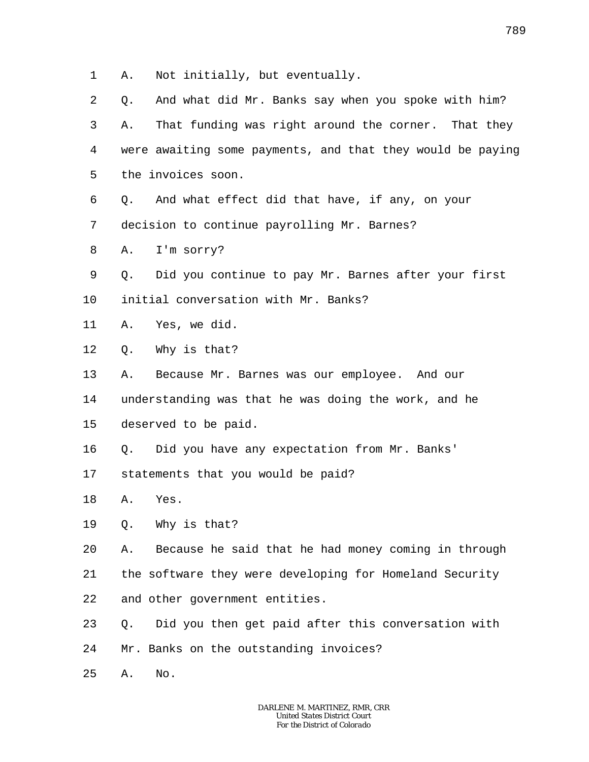A. Not initially, but eventually.

Q. And what did Mr. Banks say when you spoke with him?

A. That funding was right around the corner. That they were awaiting some payments, and that they would be paying the invoices soon.

Q. And what effect did that have, if any, on your decision to continue payrolling Mr. Barnes?

A. I'm sorry?

Q. Did you continue to pay Mr. Barnes after your first initial conversation with Mr. Banks?

A. Yes, we did.

Q. Why is that?

A. Because Mr. Barnes was our employee. And our understanding was that he was doing the work, and he deserved to be paid.

Q. Did you have any expectation from Mr. Banks' statements that you would be paid?

A. Yes.

Q. Why is that?

A. Because he said that he had money coming in through the software they were developing for Homeland Security and other government entities.

Q. Did you then get paid after this conversation with Mr. Banks on the outstanding invoices?

A. No.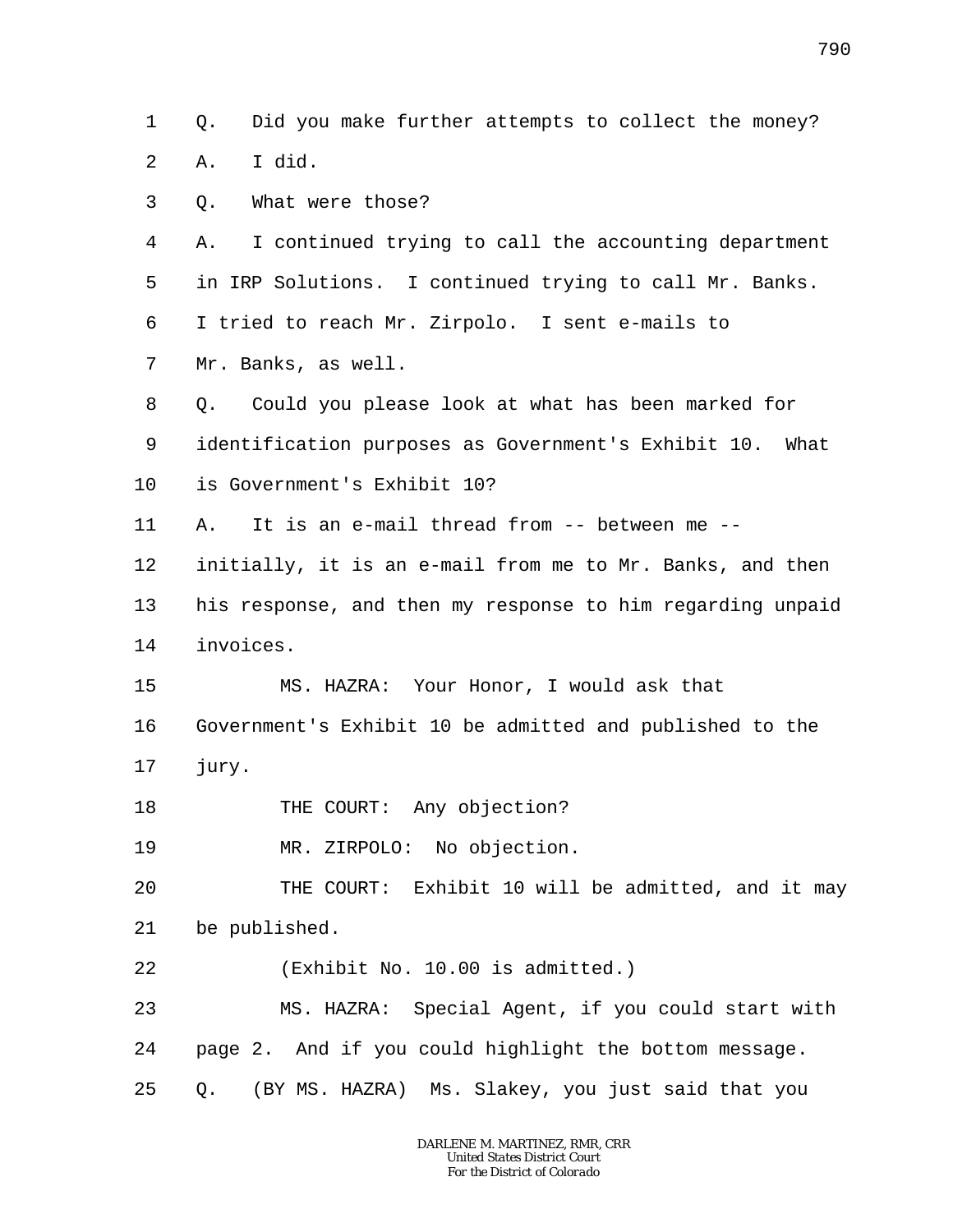1 Q. Did you make further attempts to collect the money?

2 A. I did.

3 Q. What were those?

4 A. I continued trying to call the accounting department

5 in IRP Solutions. I continued trying to call Mr. Banks.

6 I tried to reach Mr. Zirpolo. I sent e-mails to

7 Mr. Banks, as well.

8 Q. Could you please look at what has been marked for

9 identification purposes as Government's Exhibit 10. What

10 is Government's Exhibit 10?

11 A. It is an e-mail thread from -- between me --

12 initially, it is an e-mail from me to Mr. Banks, and then

13 his response, and then my response to him regarding unpaid

14 invoices.

15 MS. HAZRA: Your Honor, I would ask that

16 Government's Exhibit 10 be admitted and published to the

17 jury.

18 THE COURT: Any objection?

19 MR. ZIRPOLO: No objection.

20 THE COURT: Exhibit 10 will be admitted, and it may

21 be published.

22 (Exhibit No. 10.00 is admitted.)

23 MS. HAZRA: Special Agent, if you could start with

24 page 2. And if you could highlight the bottom message.

25 Q. (BY MS. HAZRA) Ms. Slakey, you just said that you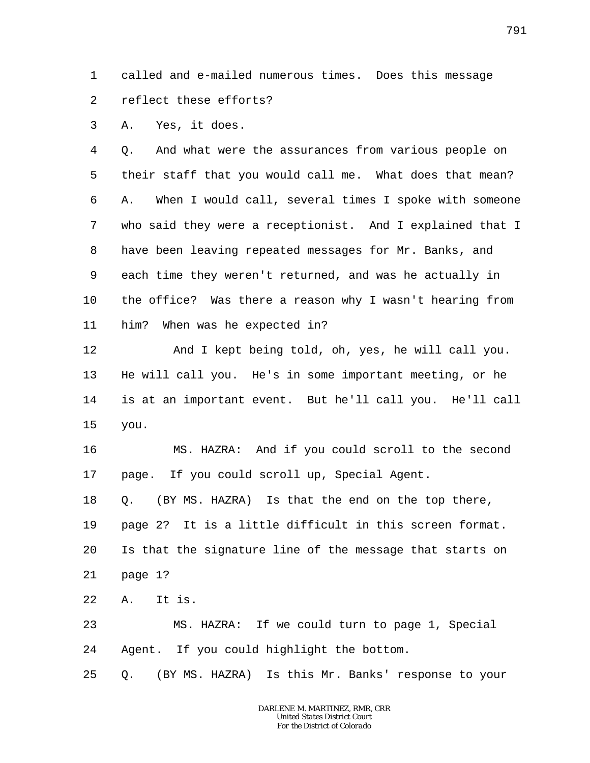called and e-mailed numerous times. Does this message reflect these efforts?

A. Yes, it does.

Q. And what were the assurances from various people on their staff that you would call me. What does that mean?

A. When I would call, several times I spoke with someone who said they were a receptionist. And I explained that I have been leaving repeated messages for Mr. Banks, and each time they weren't returned, and was he actually in the office? Was there a reason why I wasn't hearing from him? When was he expected in?

And I kept being told, oh, yes, he will call you. He will call you. He's in some important meeting, or he is at an important event. But he'll call you. He'll call you.

MS. HAZRA: And if you could scroll to the second page. If you could scroll up, Special Agent.

Q. (BY MS. HAZRA) Is that the end on the top there, page 2? It is a little difficult in this screen format. Is that the signature line of the message that starts on page 1?

A. It is.

MS. HAZRA: If we could turn to page 1, Special Agent. If you could highlight the bottom.

Q. (BY MS. HAZRA) Is this Mr. Banks' response to your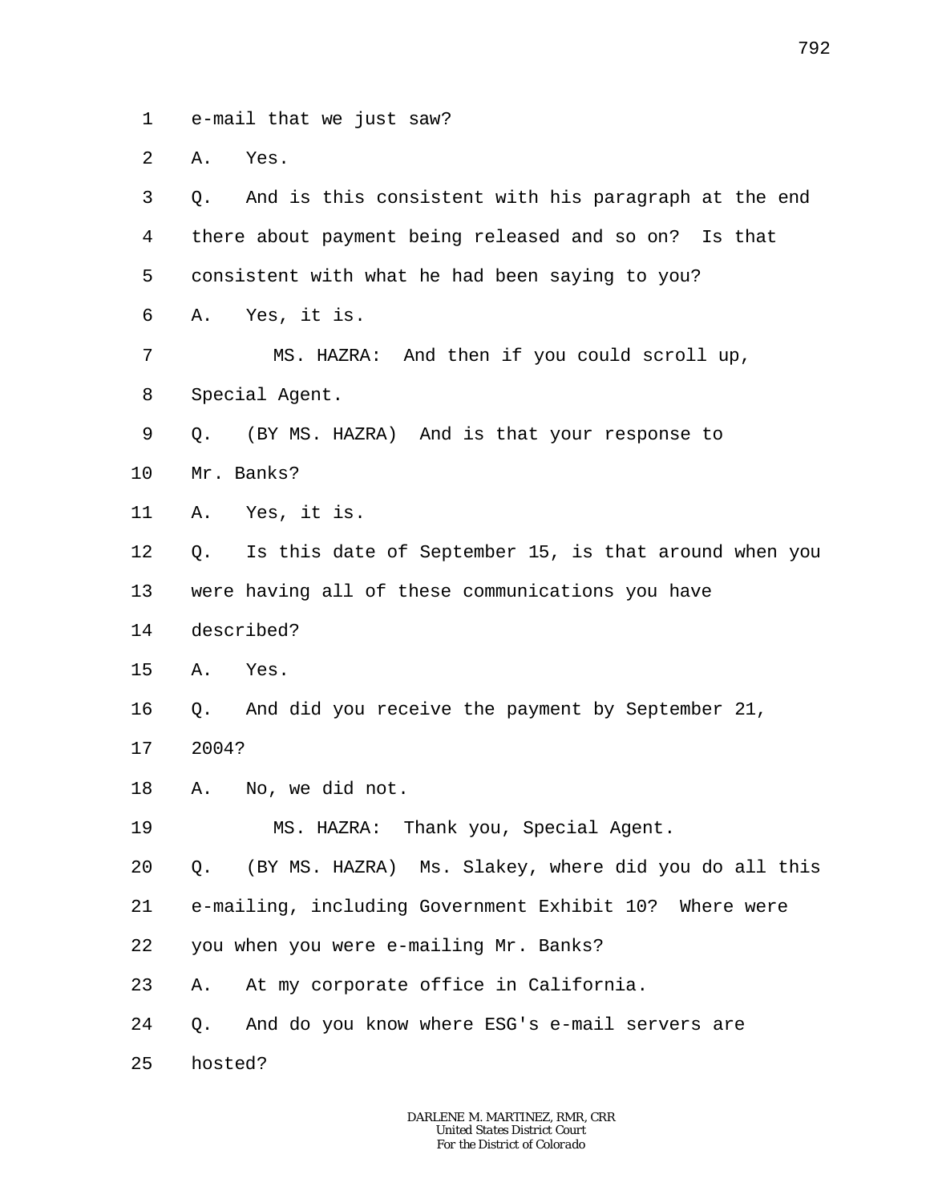1 e-mail that we just saw?

2 A. Yes.

3 Q. And is this consistent with his paragraph at the end

4 there about payment being released and so on? Is that

5 consistent with what he had been saying to you?

6 A. Yes, it is.

7 MS. HAZRA: And then if you could scroll up,

8 Special Agent.

9 Q. (BY MS. HAZRA) And is that your response to

10 Mr. Banks?

11 A. Yes, it is.

12 Q. Is this date of September 15, is that around when you

13 were having all of these communications you have

14 described?

15 A. Yes.

16 Q. And did you receive the payment by September 21,

17 2004?

18 A. No, we did not.

19 MS. HAZRA: Thank you, Special Agent.

20 Q. (BY MS. HAZRA) Ms. Slakey, where did you do all this

21 e-mailing, including Government Exhibit 10? Where were

22 you when you were e-mailing Mr. Banks?

23 A. At my corporate office in California.

24 Q. And do you know where ESG's e-mail servers are

25 hosted?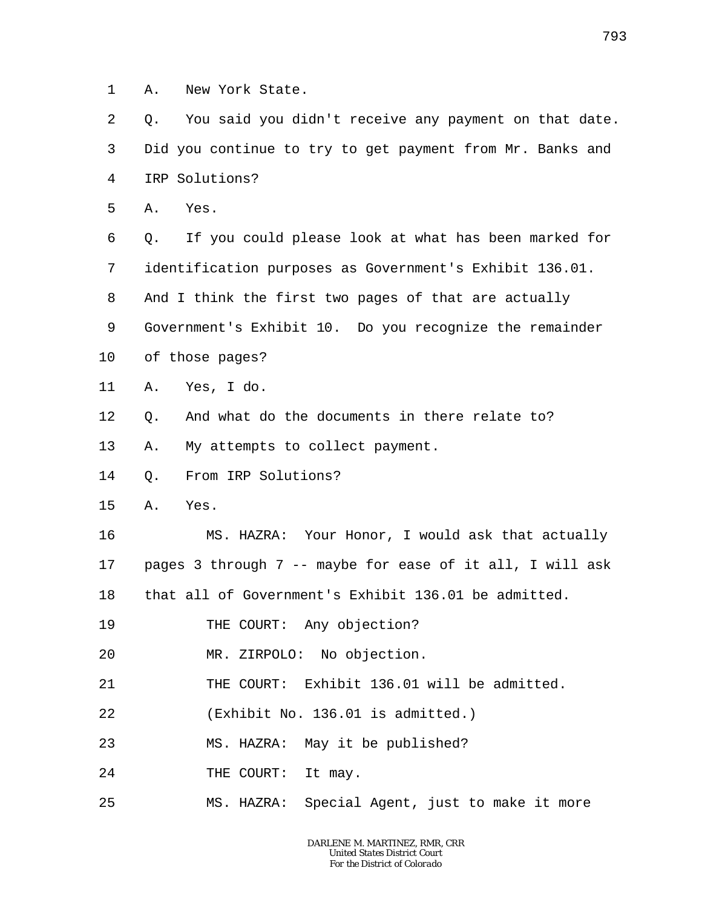A. New York State.

Q. You said you didn't receive any payment on that date. Did you continue to try to get payment from Mr. Banks and IRP Solutions?

A. Yes.

Q. If you could please look at what has been marked for identification purposes as Government's Exhibit 136.01. And I think the first two pages of that are actually Government's Exhibit 10. Do you recognize the remainder of those pages?

A. Yes, I do.

Q. And what do the documents in there relate to?

A. My attempts to collect payment.

Q. From IRP Solutions?

A. Yes.

MS. HAZRA: Your Honor, I would ask that actually pages 3 through 7 -- maybe for ease of it all, I will ask that all of Government's Exhibit 136.01 be admitted.

THE COURT: Any objection?

MR. ZIRPOLO: No objection.

THE COURT: Exhibit 136.01 will be admitted.

(Exhibit No. 136.01 is admitted.)

MS. HAZRA: May it be published?

THE COURT: It may.

MS. HAZRA: Special Agent, just to make it more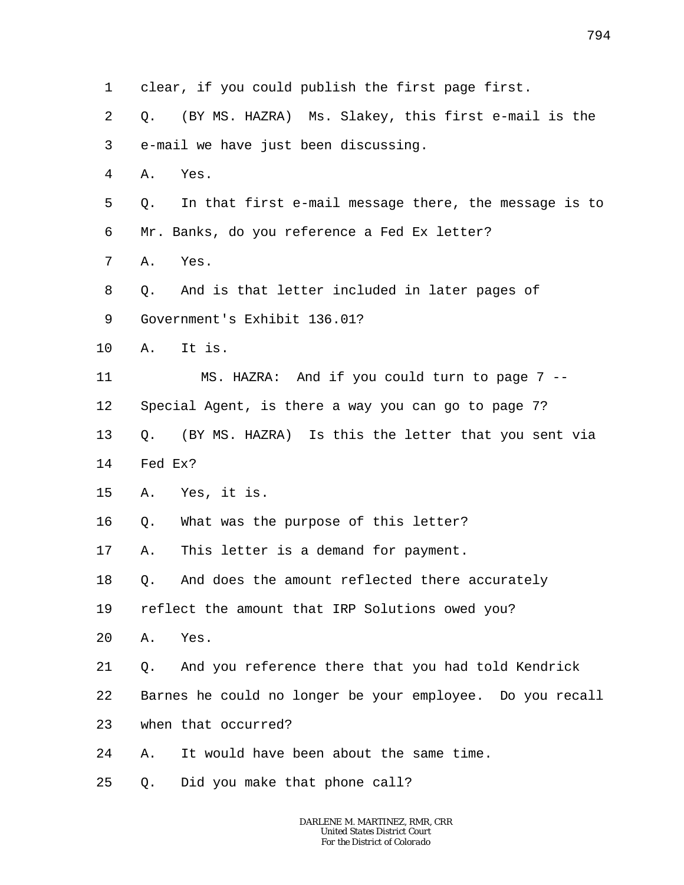1 clear, if you could publish the first page first.

2 Q. (BY MS. HAZRA) Ms. Slakey, this first e-mail is the

3 e-mail we have just been discussing.

4 A. Yes.

5 Q. In that first e-mail message there, the message is to

6 Mr. Banks, do you reference a Fed Ex letter?

7 A. Yes.

8 Q. And is that letter included in later pages of

9 Government's Exhibit 136.01?

10 A. It is.

11 MS. HAZRA: And if you could turn to page 7 --

12 Special Agent, is there a way you can go to page 7?

13 Q. (BY MS. HAZRA) Is this the letter that you sent via

14 Fed Ex?

15 A. Yes, it is.

16 Q. What was the purpose of this letter?

17 A. This letter is a demand for payment.

18 Q. And does the amount reflected there accurately

19 reflect the amount that IRP Solutions owed you?

20 A. Yes.

21 Q. And you reference there that you had told Kendrick

22 Barnes he could no longer be your employee. Do you recall

23 when that occurred?

24 A. It would have been about the same time.

25 Q. Did you make that phone call?

DARLENE M. MARTINEZ, RMR, CRR
United States District Court
For the District of Colorado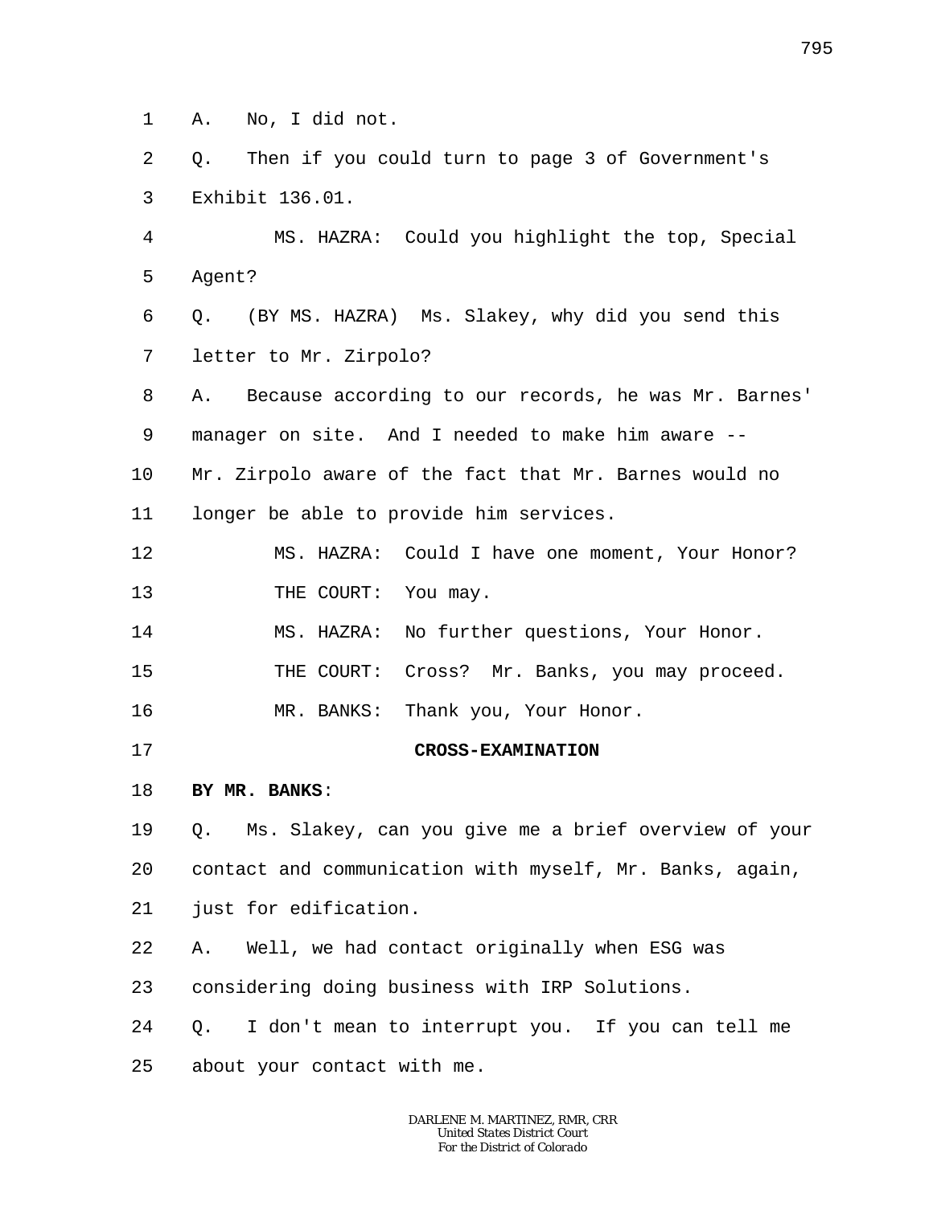A. No, I did not.

Q. Then if you could turn to page 3 of Government's Exhibit 136.01.

MS. HAZRA: Could you highlight the top, Special Agent?

Q. (BY MS. HAZRA) Ms. Slakey, why did you send this letter to Mr. Zirpolo?

A. Because according to our records, he was Mr. Barnes' manager on site. And I needed to make him aware -- Mr. Zirpolo aware of the fact that Mr. Barnes would no longer be able to provide him services.

MS. HAZRA: Could I have one moment, Your Honor?

THE COURT: You may.

MS. HAZRA: No further questions, Your Honor.

THE COURT: Cross? Mr. Banks, you may proceed.

MR. BANKS: Thank you, Your Honor.

**CROSS-EXAMINATION**

**BY MR. BANKS**:

Q. Ms. Slakey, can you give me a brief overview of your contact and communication with myself, Mr. Banks, again, just for edification.

A. Well, we had contact originally when ESG was considering doing business with IRP Solutions.

Q. I don't mean to interrupt you. If you can tell me about your contact with me.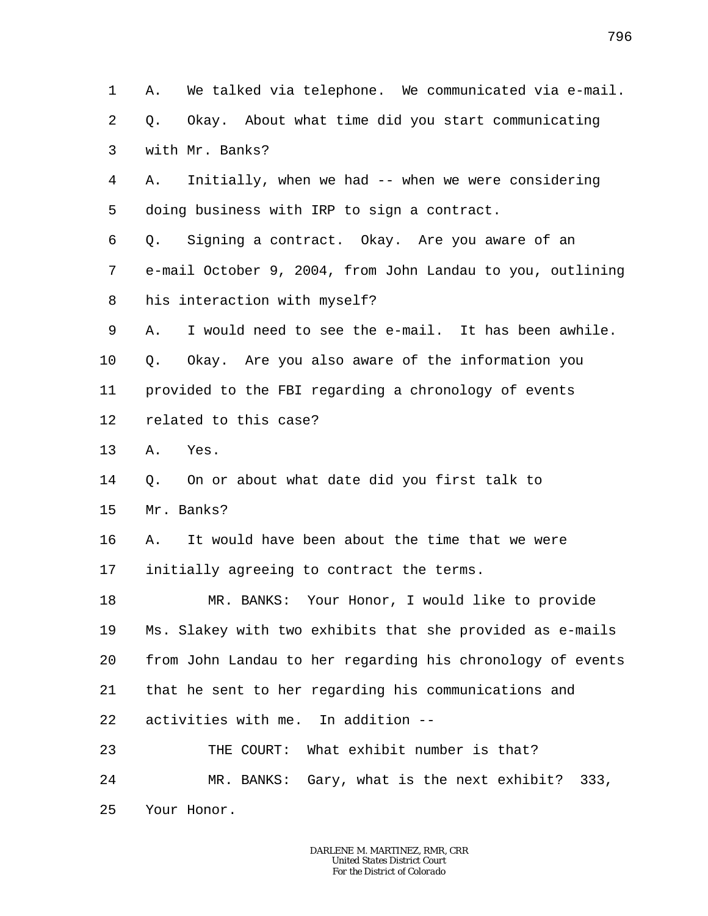A. We talked via telephone. We communicated via e-mail.

Q. Okay. About what time did you start communicating with Mr. Banks?

A. Initially, when we had -- when we were considering doing business with IRP to sign a contract.

Q. Signing a contract. Okay. Are you aware of an e-mail October 9, 2004, from John Landau to you, outlining his interaction with myself?

A. I would need to see the e-mail. It has been awhile.

Q. Okay. Are you also aware of the information you provided to the FBI regarding a chronology of events related to this case?

A. Yes.

Q. On or about what date did you first talk to Mr. Banks?

A. It would have been about the time that we were initially agreeing to contract the terms.

MR. BANKS: Your Honor, I would like to provide Ms. Slakey with two exhibits that she provided as e-mails from John Landau to her regarding his chronology of events that he sent to her regarding his communications and activities with me. In addition --

THE COURT: What exhibit number is that?

MR. BANKS: Gary, what is the next exhibit? 333, Your Honor.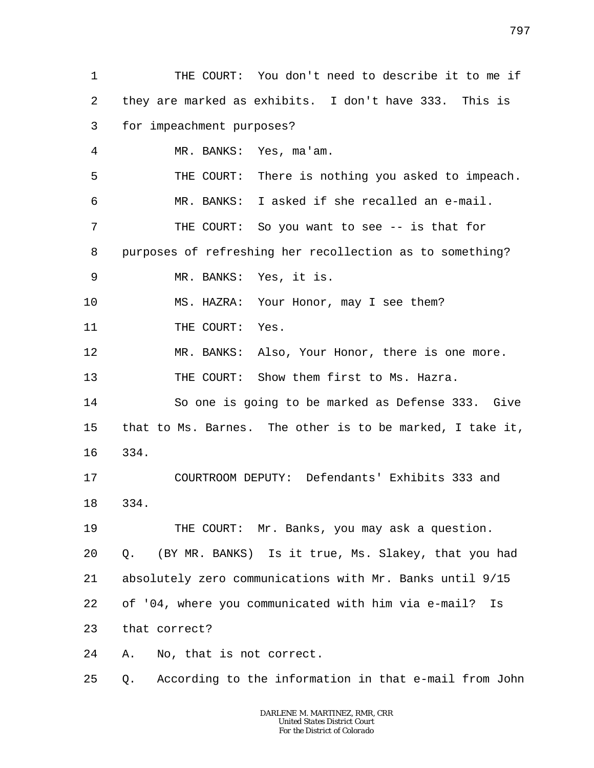1 THE COURT: You don't need to describe it to me if
2 they are marked as exhibits. I don't have 333. This is
3 for impeachment purposes?
4 MR. BANKS: Yes, ma'am.
5 THE COURT: There is nothing you asked to impeach.
6 MR. BANKS: I asked if she recalled an e-mail.
7 THE COURT: So you want to see -- is that for
8 purposes of refreshing her recollection as to something?
9 MR. BANKS: Yes, it is.
10 MS. HAZRA: Your Honor, may I see them?
11 THE COURT: Yes.
12 MR. BANKS: Also, Your Honor, there is one more.
13 THE COURT: Show them first to Ms. Hazra.
14 So one is going to be marked as Defense 333. Give
15 that to Ms. Barnes. The other is to be marked, I take it,
16 334.
17 COURTROOM DEPUTY: Defendants' Exhibits 333 and
18 334.
19 THE COURT: Mr. Banks, you may ask a question.
20 Q. (BY MR. BANKS) Is it true, Ms. Slakey, that you had
21 absolutely zero communications with Mr. Banks until 9/15
22 of '04, where you communicated with him via e-mail? Is
23 that correct?
24 A. No, that is not correct.
25 Q. According to the information in that e-mail from John

DARLENE M. MARTINEZ, RMR, CRR
United States District Court
For the District of Colorado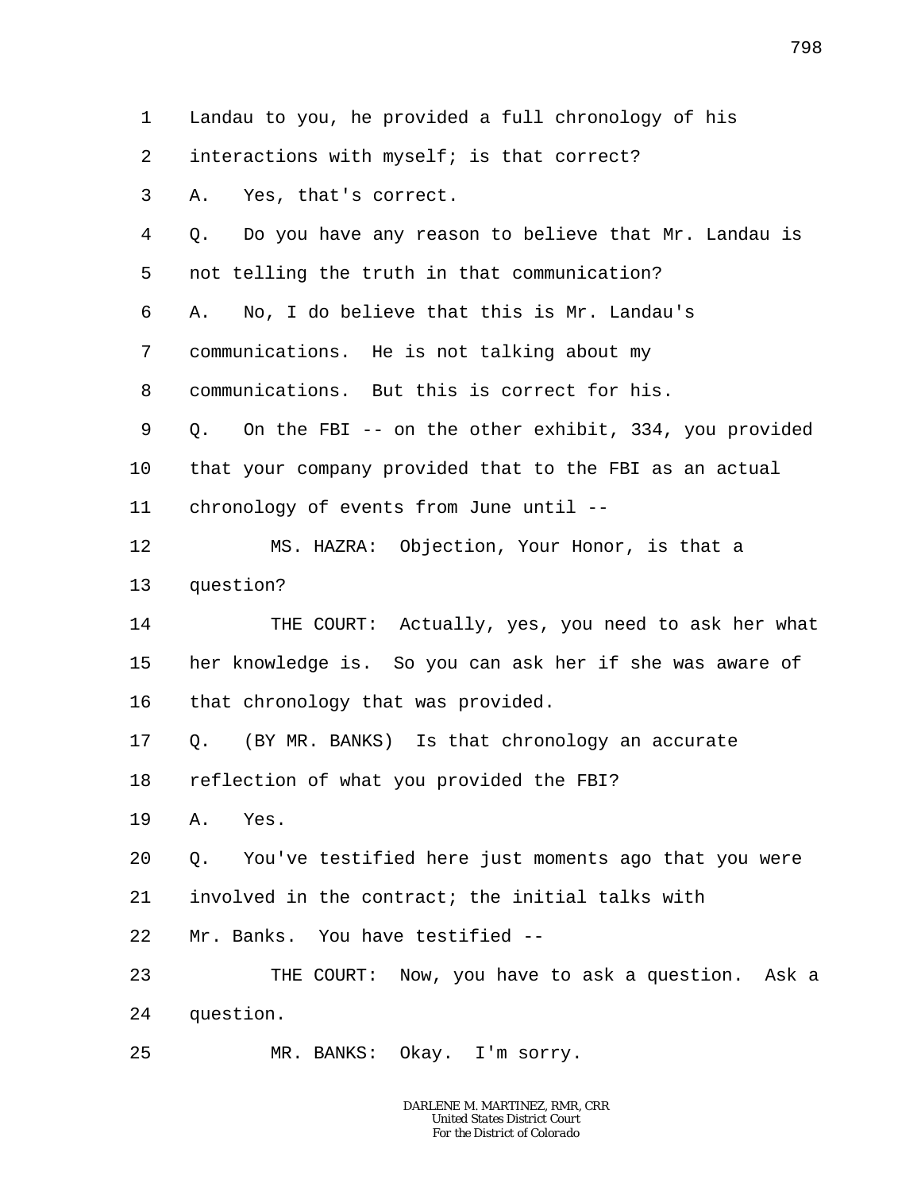Landau to you, he provided a full chronology of his interactions with myself; is that correct?

A. Yes, that's correct.

Q. Do you have any reason to believe that Mr. Landau is not telling the truth in that communication?

A. No, I do believe that this is Mr. Landau's communications. He is not talking about my communications. But this is correct for his.

Q. On the FBI -- on the other exhibit, 334, you provided that your company provided that to the FBI as an actual chronology of events from June until --

MS. HAZRA: Objection, Your Honor, is that a question?

THE COURT: Actually, yes, you need to ask her what her knowledge is. So you can ask her if she was aware of that chronology that was provided.

Q. (BY MR. BANKS) Is that chronology an accurate reflection of what you provided the FBI?

A. Yes.

Q. You've testified here just moments ago that you were involved in the contract; the initial talks with Mr. Banks. You have testified --

THE COURT: Now, you have to ask a question. Ask a question.

MR. BANKS: Okay. I'm sorry.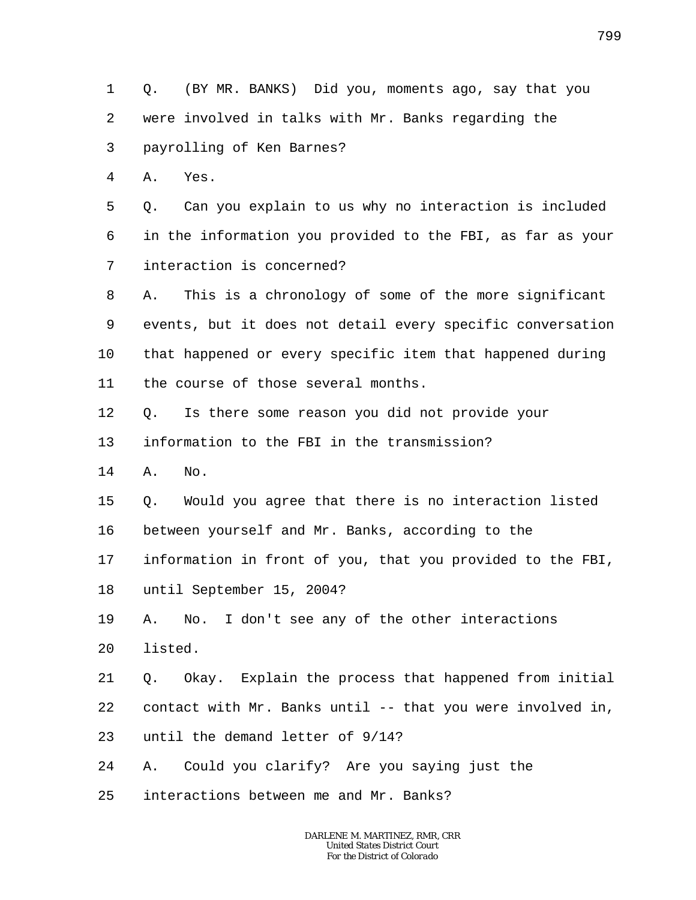1 Q. (BY MR. BANKS) Did you, moments ago, say that you
2 were involved in talks with Mr. Banks regarding the
3 payrolling of Ken Barnes?
4 A. Yes.
5 Q. Can you explain to us why no interaction is included
6 in the information you provided to the FBI, as far as your
7 interaction is concerned?
8 A. This is a chronology of some of the more significant
9 events, but it does not detail every specific conversation
10 that happened or every specific item that happened during
11 the course of those several months.
12 Q. Is there some reason you did not provide your
13 information to the FBI in the transmission?
14 A. No.
15 Q. Would you agree that there is no interaction listed
16 between yourself and Mr. Banks, according to the
17 information in front of you, that you provided to the FBI,
18 until September 15, 2004?
19 A. No. I don't see any of the other interactions
20 listed.
21 Q. Okay. Explain the process that happened from initial
22 contact with Mr. Banks until -- that you were involved in,
23 until the demand letter of 9/14?
24 A. Could you clarify? Are you saying just the
25 interactions between me and Mr. Banks?

DARLENE M. MARTINEZ, RMR, CRR
United States District Court
For the District of Colorado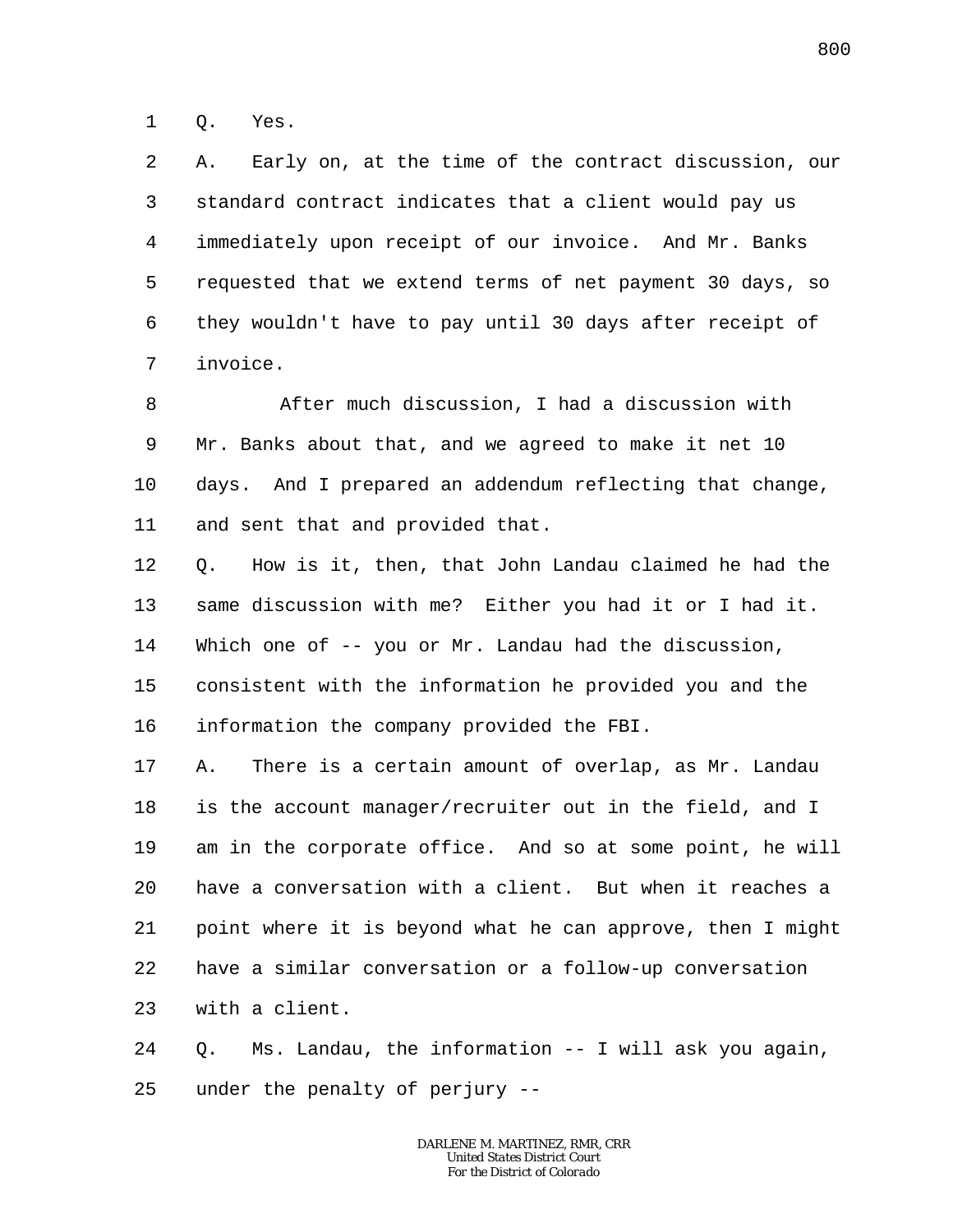Q. Yes.

A. Early on, at the time of the contract discussion, our standard contract indicates that a client would pay us immediately upon receipt of our invoice. And Mr. Banks requested that we extend terms of net payment 30 days, so they wouldn't have to pay until 30 days after receipt of invoice.

After much discussion, I had a discussion with Mr. Banks about that, and we agreed to make it net 10 days. And I prepared an addendum reflecting that change, and sent that and provided that.

Q. How is it, then, that John Landau claimed he had the same discussion with me? Either you had it or I had it. Which one of -- you or Mr. Landau had the discussion, consistent with the information he provided you and the information the company provided the FBI.

A. There is a certain amount of overlap, as Mr. Landau is the account manager/recruiter out in the field, and I am in the corporate office. And so at some point, he will have a conversation with a client. But when it reaches a point where it is beyond what he can approve, then I might have a similar conversation or a follow-up conversation with a client.

Q. Ms. Landau, the information -- I will ask you again, under the penalty of perjury --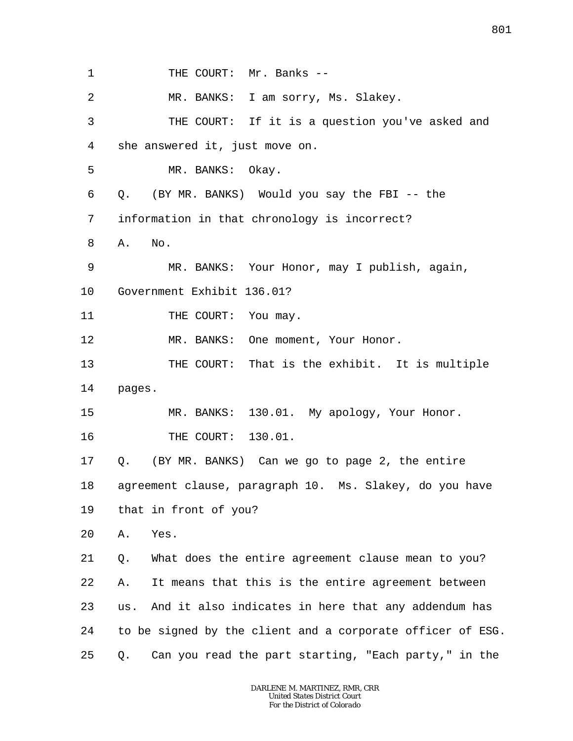THE COURT: Mr. Banks --

MR. BANKS: I am sorry, Ms. Slakey.

THE COURT: If it is a question you've asked and she answered it, just move on.

MR. BANKS: Okay.

Q. (BY MR. BANKS) Would you say the FBI -- the information in that chronology is incorrect?

A. No.

MR. BANKS: Your Honor, may I publish, again, Government Exhibit 136.01?

THE COURT: You may.

MR. BANKS: One moment, Your Honor.

THE COURT: That is the exhibit. It is multiple pages.

MR. BANKS: 130.01. My apology, Your Honor.

THE COURT: 130.01.

Q. (BY MR. BANKS) Can we go to page 2, the entire agreement clause, paragraph 10. Ms. Slakey, do you have that in front of you?

A. Yes.

Q. What does the entire agreement clause mean to you?

A. It means that this is the entire agreement between us. And it also indicates in here that any addendum has to be signed by the client and a corporate officer of ESG.

Q. Can you read the part starting, "Each party," in the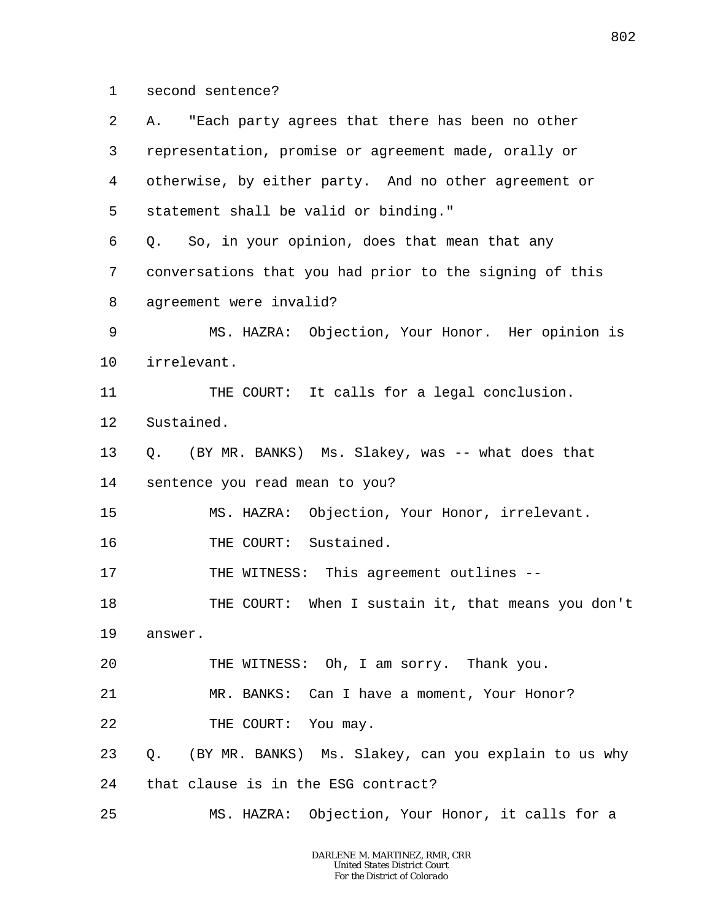second sentence?

A. "Each party agrees that there has been no other representation, promise or agreement made, orally or otherwise, by either party. And no other agreement or statement shall be valid or binding."

Q. So, in your opinion, does that mean that any conversations that you had prior to the signing of this agreement were invalid?

MS. HAZRA: Objection, Your Honor. Her opinion is irrelevant.

THE COURT: It calls for a legal conclusion. Sustained.

Q. (BY MR. BANKS) Ms. Slakey, was -- what does that sentence you read mean to you?

MS. HAZRA: Objection, Your Honor, irrelevant.

THE COURT: Sustained.

THE WITNESS: This agreement outlines --

THE COURT: When I sustain it, that means you don't answer.

THE WITNESS: Oh, I am sorry. Thank you.

MR. BANKS: Can I have a moment, Your Honor?

THE COURT: You may.

Q. (BY MR. BANKS) Ms. Slakey, can you explain to us why that clause is in the ESG contract?

MS. HAZRA: Objection, Your Honor, it calls for a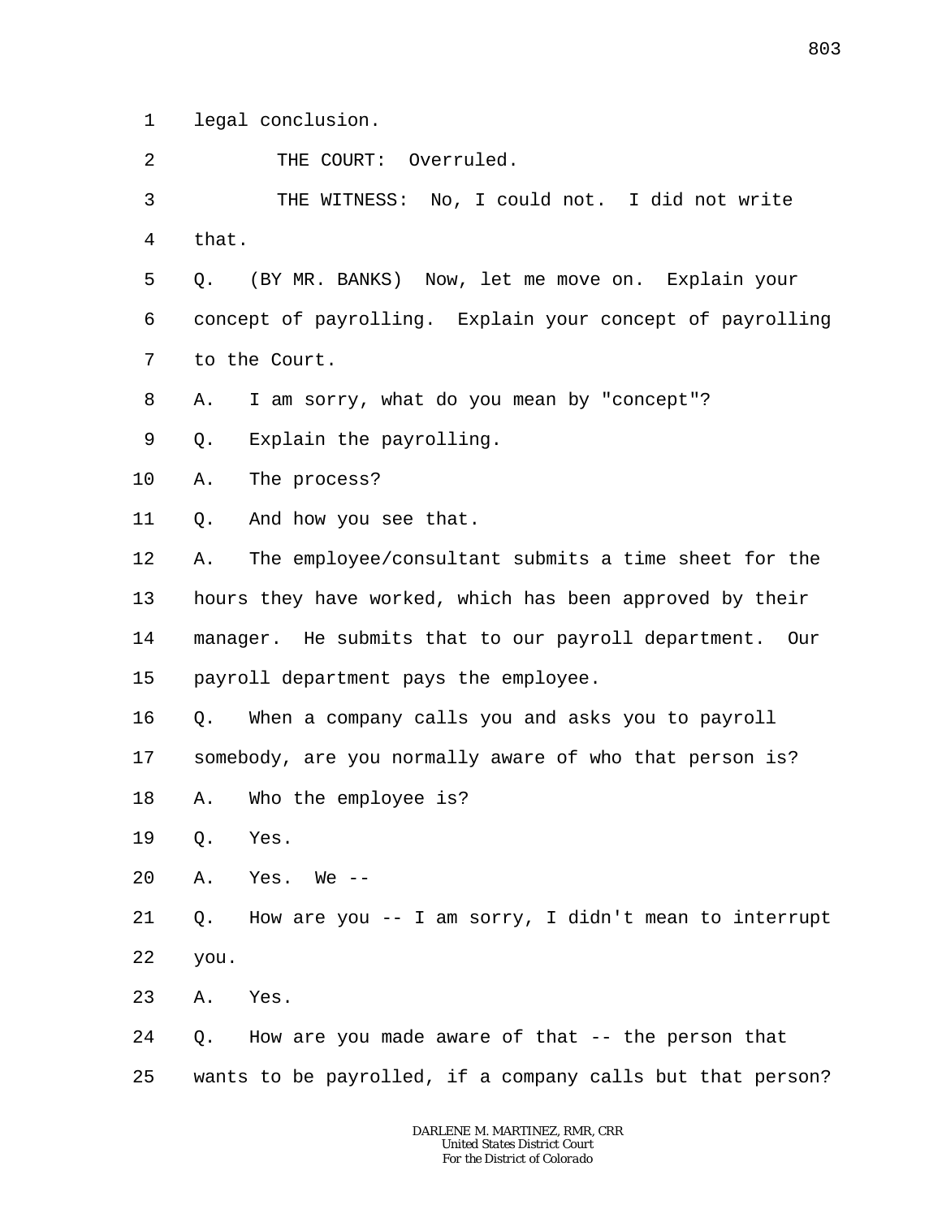legal conclusion.

THE COURT: Overruled.

THE WITNESS: No, I could not. I did not write that.

Q. (BY MR. BANKS) Now, let me move on. Explain your concept of payrolling. Explain your concept of payrolling to the Court.

A. I am sorry, what do you mean by "concept"?

Q. Explain the payrolling.

A. The process?

Q. And how you see that.

A. The employee/consultant submits a time sheet for the hours they have worked, which has been approved by their manager. He submits that to our payroll department. Our payroll department pays the employee.

Q. When a company calls you and asks you to payroll somebody, are you normally aware of who that person is?

A. Who the employee is?

Q. Yes.

A. Yes. We --

Q. How are you -- I am sorry, I didn't mean to interrupt you.

A. Yes.

Q. How are you made aware of that -- the person that wants to be payrolled, if a company calls but that person?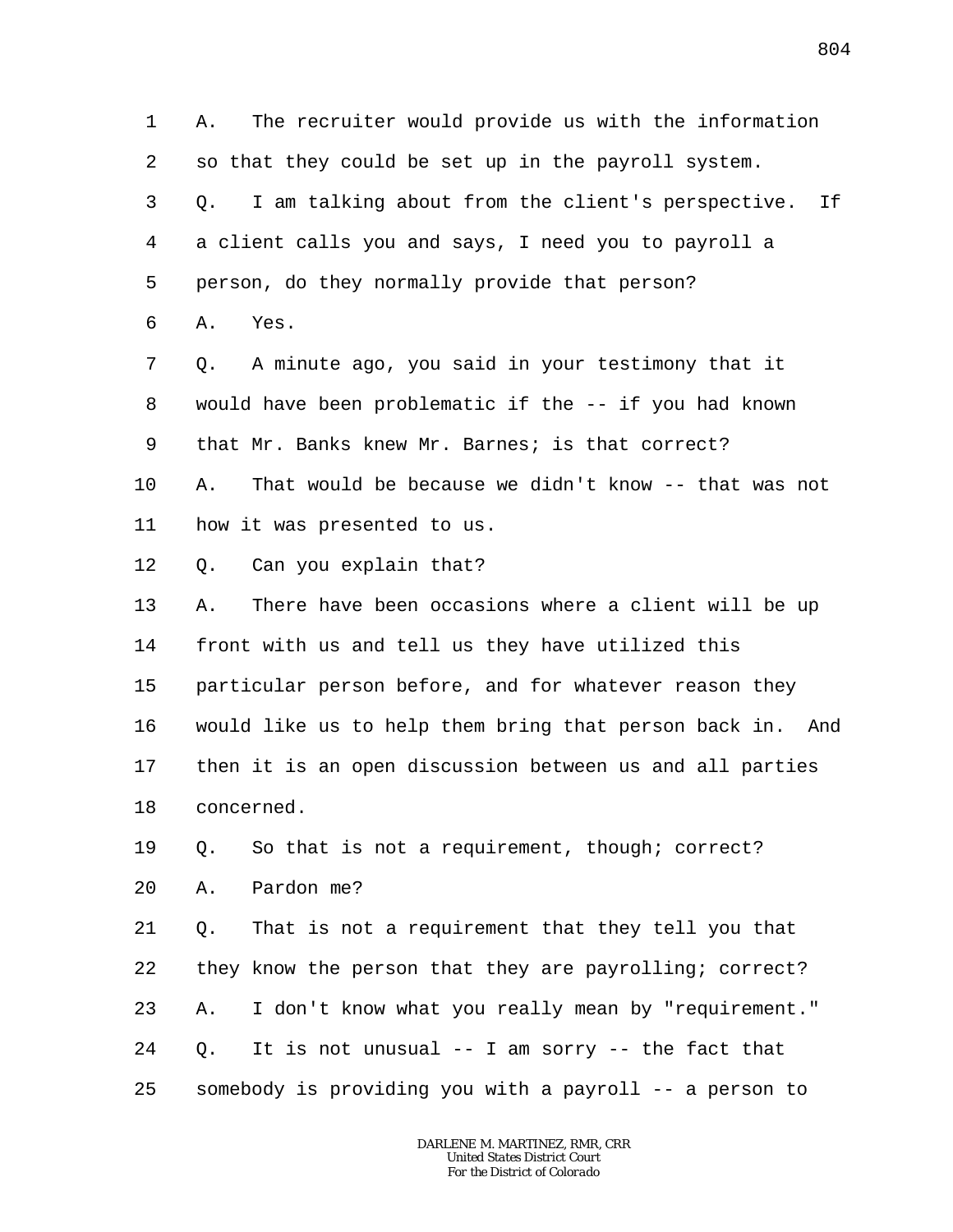A. The recruiter would provide us with the information so that they could be set up in the payroll system.

Q. I am talking about from the client's perspective. If a client calls you and says, I need you to payroll a person, do they normally provide that person?

A. Yes.

Q. A minute ago, you said in your testimony that it would have been problematic if the -- if you had known that Mr. Banks knew Mr. Barnes; is that correct?

A. That would be because we didn't know -- that was not how it was presented to us.

Q. Can you explain that?

A. There have been occasions where a client will be up front with us and tell us they have utilized this particular person before, and for whatever reason they would like us to help them bring that person back in. And then it is an open discussion between us and all parties concerned.

Q. So that is not a requirement, though; correct?

A. Pardon me?

Q. That is not a requirement that they tell you that they know the person that they are payrolling; correct?

A. I don't know what you really mean by "requirement."

Q. It is not unusual -- I am sorry -- the fact that somebody is providing you with a payroll -- a person to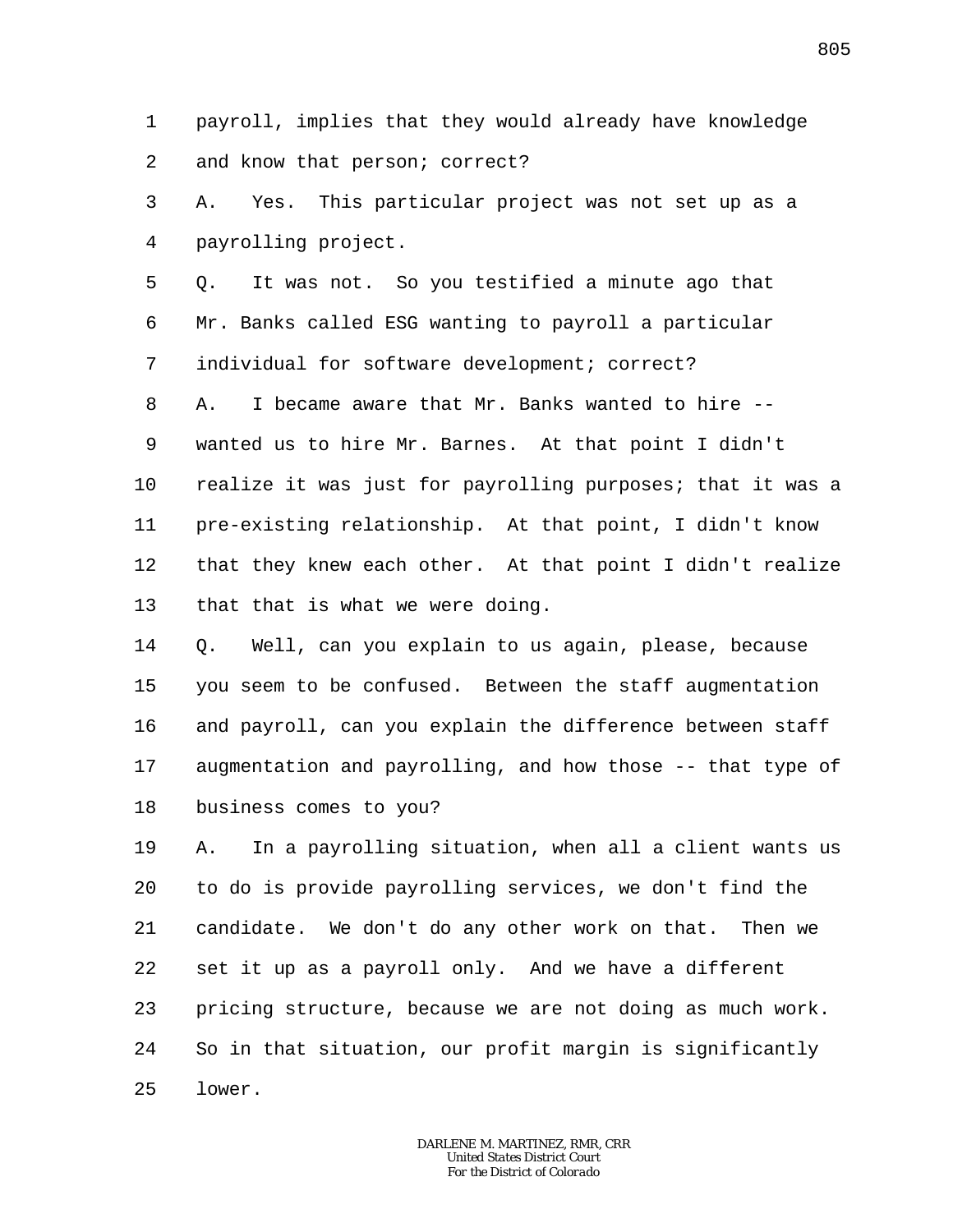payroll, implies that they would already have knowledge and know that person; correct?

A. Yes. This particular project was not set up as a payrolling project.

Q. It was not. So you testified a minute ago that Mr. Banks called ESG wanting to payroll a particular individual for software development; correct?

A. I became aware that Mr. Banks wanted to hire -- wanted us to hire Mr. Barnes. At that point I didn't realize it was just for payrolling purposes; that it was a pre-existing relationship. At that point, I didn't know that they knew each other. At that point I didn't realize that that is what we were doing.

Q. Well, can you explain to us again, please, because you seem to be confused. Between the staff augmentation and payroll, can you explain the difference between staff augmentation and payrolling, and how those -- that type of business comes to you?

A. In a payrolling situation, when all a client wants us to do is provide payrolling services, we don't find the candidate. We don't do any other work on that. Then we set it up as a payroll only. And we have a different pricing structure, because we are not doing as much work. So in that situation, our profit margin is significantly lower.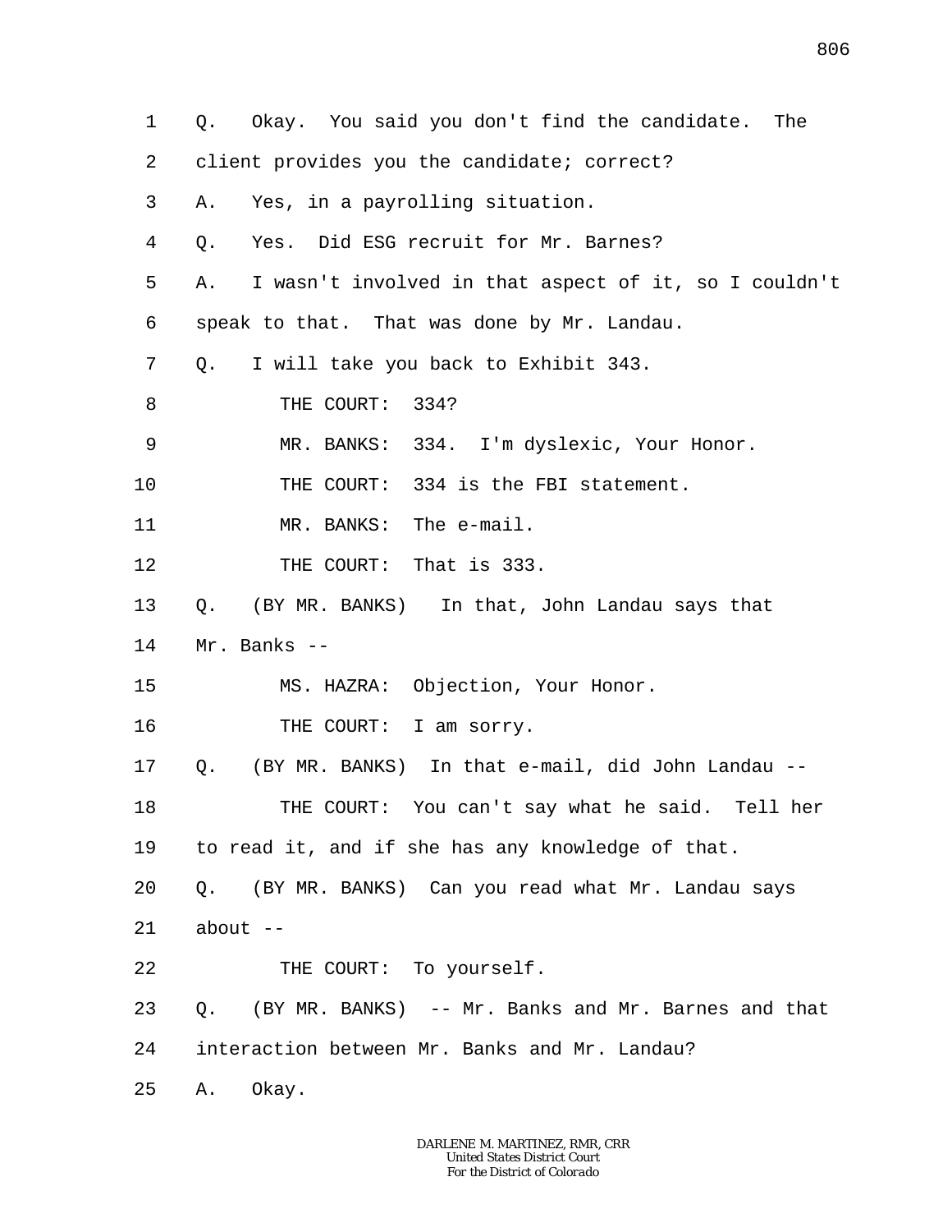1 Q. Okay. You said you don't find the candidate. The
2 client provides you the candidate; correct?
3 A. Yes, in a payrolling situation.
4 Q. Yes. Did ESG recruit for Mr. Barnes?
5 A. I wasn't involved in that aspect of it, so I couldn't
6 speak to that. That was done by Mr. Landau.
7 Q. I will take you back to Exhibit 343.
8 THE COURT: 334?
9 MR. BANKS: 334. I'm dyslexic, Your Honor.
10 THE COURT: 334 is the FBI statement.
11 MR. BANKS: The e-mail.
12 THE COURT: That is 333.
13 Q. (BY MR. BANKS) In that, John Landau says that
14 Mr. Banks --
15 MS. HAZRA: Objection, Your Honor.
16 THE COURT: I am sorry.
17 Q. (BY MR. BANKS) In that e-mail, did John Landau --
18 THE COURT: You can't say what he said. Tell her
19 to read it, and if she has any knowledge of that.
20 Q. (BY MR. BANKS) Can you read what Mr. Landau says
21 about --
22 THE COURT: To yourself.
23 Q. (BY MR. BANKS) -- Mr. Banks and Mr. Barnes and that
24 interaction between Mr. Banks and Mr. Landau?
25 A. Okay.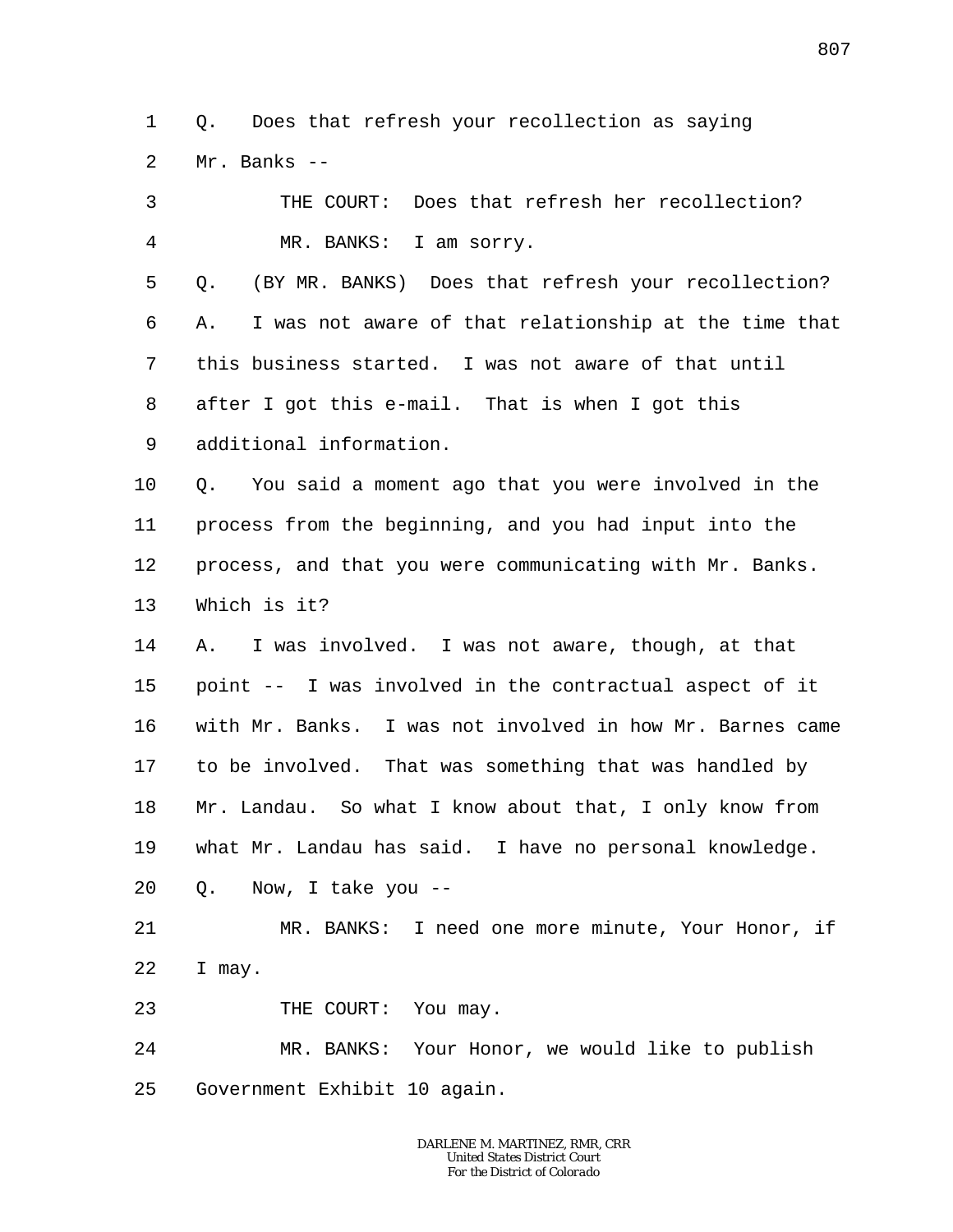Q. Does that refresh your recollection as saying Mr. Banks --

THE COURT: Does that refresh her recollection?

MR. BANKS: I am sorry.

Q. (BY MR. BANKS) Does that refresh your recollection?

A. I was not aware of that relationship at the time that this business started. I was not aware of that until after I got this e-mail. That is when I got this additional information.

Q. You said a moment ago that you were involved in the process from the beginning, and you had input into the process, and that you were communicating with Mr. Banks. Which is it?

A. I was involved. I was not aware, though, at that point -- I was involved in the contractual aspect of it with Mr. Banks. I was not involved in how Mr. Barnes came to be involved. That was something that was handled by Mr. Landau. So what I know about that, I only know from what Mr. Landau has said. I have no personal knowledge.

Q. Now, I take you --

MR. BANKS: I need one more minute, Your Honor, if I may.

THE COURT: You may.

MR. BANKS: Your Honor, we would like to publish Government Exhibit 10 again.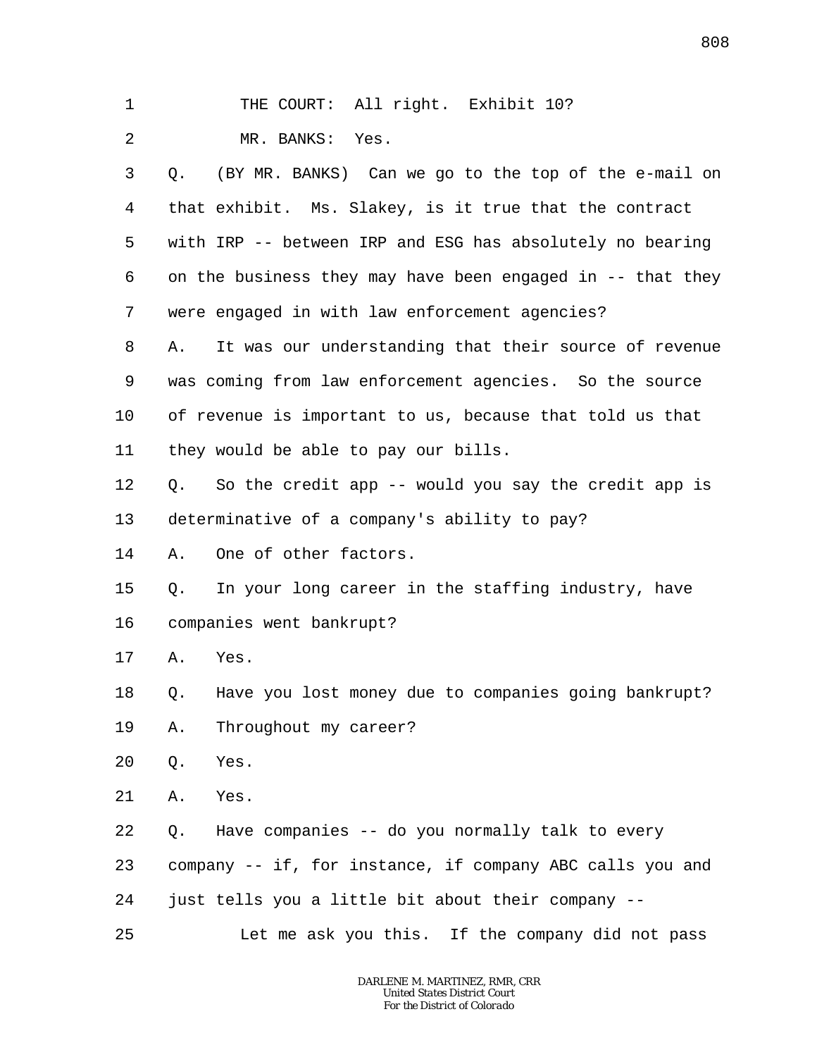1 THE COURT: All right. Exhibit 10?

2 MR. BANKS: Yes.

3 Q. (BY MR. BANKS) Can we go to the top of the e-mail on

4 that exhibit. Ms. Slakey, is it true that the contract

5 with IRP -- between IRP and ESG has absolutely no bearing

6 on the business they may have been engaged in -- that they

7 were engaged in with law enforcement agencies?

8 A. It was our understanding that their source of revenue

9 was coming from law enforcement agencies. So the source

10 of revenue is important to us, because that told us that

11 they would be able to pay our bills.

12 Q. So the credit app -- would you say the credit app is

13 determinative of a company's ability to pay?

14 A. One of other factors.

15 Q. In your long career in the staffing industry, have

16 companies went bankrupt?

17 A. Yes.

18 Q. Have you lost money due to companies going bankrupt?

19 A. Throughout my career?

20 Q. Yes.

21 A. Yes.

22 Q. Have companies -- do you normally talk to every

23 company -- if, for instance, if company ABC calls you and

24 just tells you a little bit about their company --

25 Let me ask you this. If the company did not pass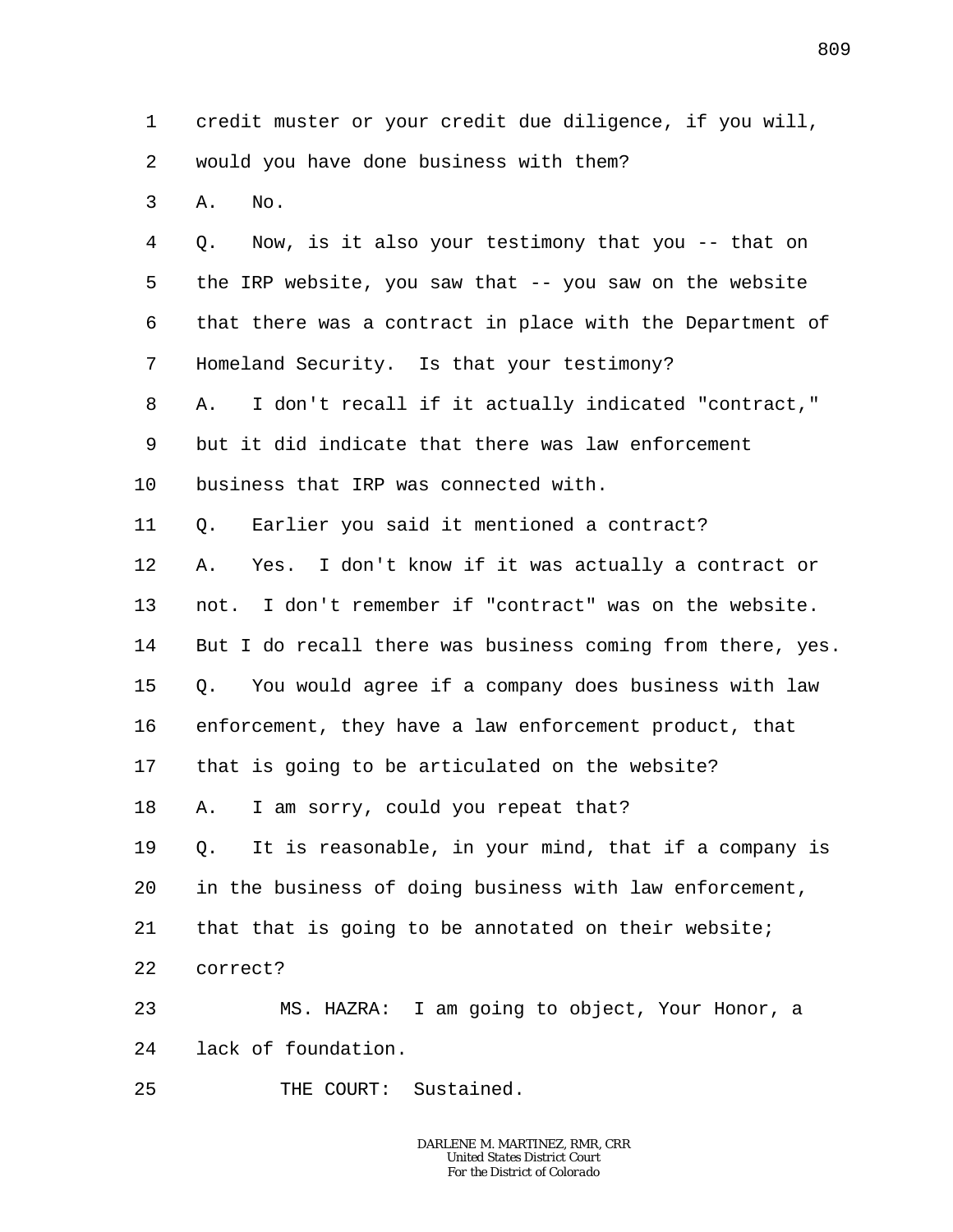1 credit muster or your credit due diligence, if you will,
2 would you have done business with them?
3 A. No.
4 Q. Now, is it also your testimony that you -- that on
5 the IRP website, you saw that -- you saw on the website
6 that there was a contract in place with the Department of
7 Homeland Security. Is that your testimony?
8 A. I don't recall if it actually indicated "contract,"
9 but it did indicate that there was law enforcement
10 business that IRP was connected with.
11 Q. Earlier you said it mentioned a contract?
12 A. Yes. I don't know if it was actually a contract or
13 not. I don't remember if "contract" was on the website.
14 But I do recall there was business coming from there, yes.
15 Q. You would agree if a company does business with law
16 enforcement, they have a law enforcement product, that
17 that is going to be articulated on the website?
18 A. I am sorry, could you repeat that?
19 Q. It is reasonable, in your mind, that if a company is
20 in the business of doing business with law enforcement,
21 that that is going to be annotated on their website;
22 correct?
23 MS. HAZRA: I am going to object, Your Honor, a
24 lack of foundation.
25 THE COURT: Sustained.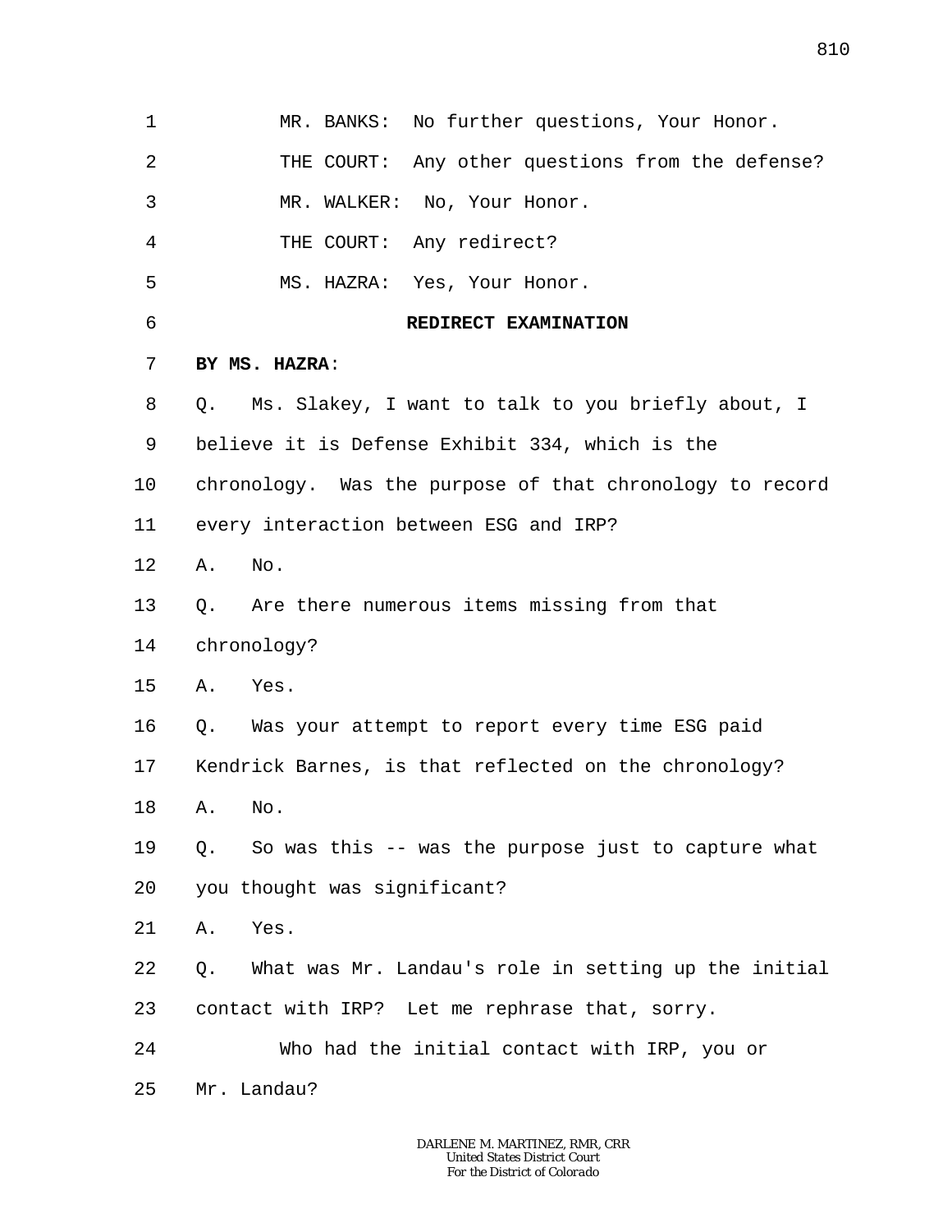MR. BANKS: No further questions, Your Honor.

THE COURT: Any other questions from the defense?

MR. WALKER: No, Your Honor.

THE COURT: Any redirect?

MS. HAZRA: Yes, Your Honor.

## REDIRECT EXAMINATION

**BY MS. HAZRA**:

Q. Ms. Slakey, I want to talk to you briefly about, I believe it is Defense Exhibit 334, which is the chronology. Was the purpose of that chronology to record every interaction between ESG and IRP?

A. No.

Q. Are there numerous items missing from that chronology?

A. Yes.

Q. Was your attempt to report every time ESG paid Kendrick Barnes, is that reflected on the chronology?

A. No.

Q. So was this -- was the purpose just to capture what you thought was significant?

A. Yes.

Q. What was Mr. Landau's role in setting up the initial contact with IRP? Let me rephrase that, sorry.

Who had the initial contact with IRP, you or Mr. Landau?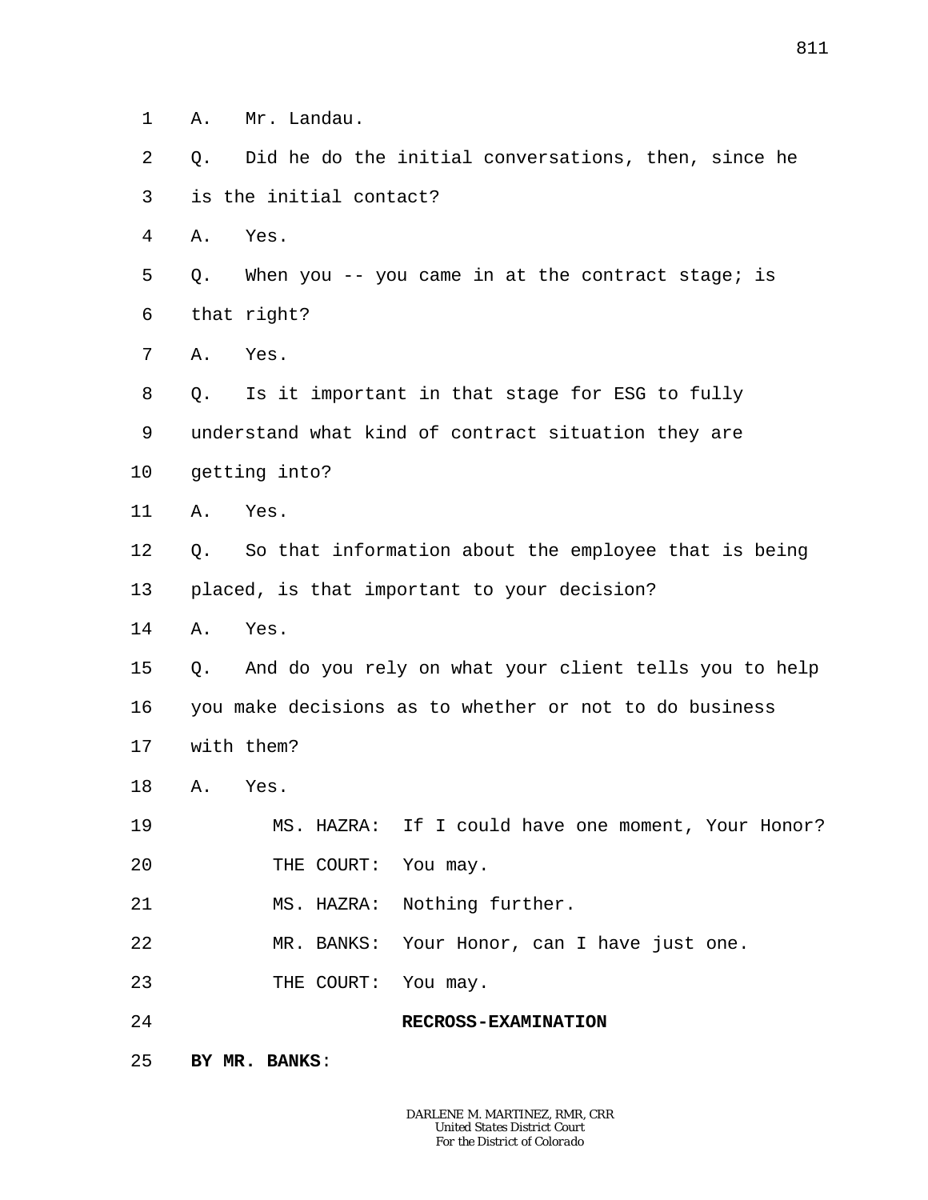A. Mr. Landau.

Q. Did he do the initial conversations, then, since he is the initial contact?

A. Yes.

Q. When you -- you came in at the contract stage; is that right?

A. Yes.

Q. Is it important in that stage for ESG to fully understand what kind of contract situation they are getting into?

A. Yes.

Q. So that information about the employee that is being placed, is that important to your decision?

A. Yes.

Q. And do you rely on what your client tells you to help you make decisions as to whether or not to do business with them?

A. Yes.

MS. HAZRA: If I could have one moment, Your Honor?

THE COURT: You may.

MS. HAZRA: Nothing further.

MR. BANKS: Your Honor, can I have just one.

THE COURT: You may.

**RECROSS-EXAMINATION**

**BY MR. BANKS**: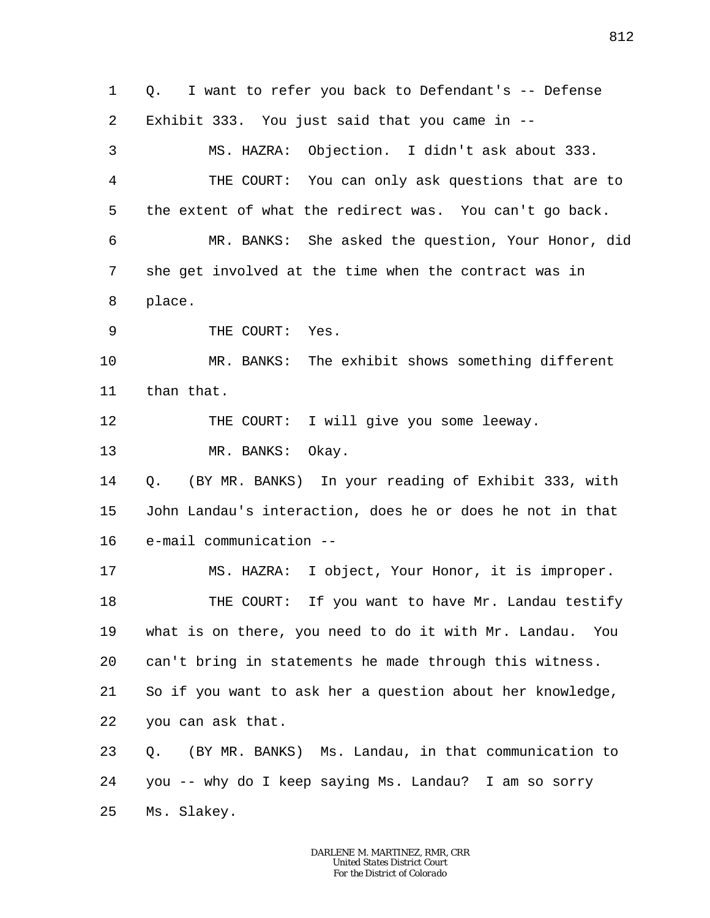1 Q. I want to refer you back to Defendant's -- Defense
2 Exhibit 333. You just said that you came in --
3 MS. HAZRA: Objection. I didn't ask about 333.
4 THE COURT: You can only ask questions that are to
5 the extent of what the redirect was. You can't go back.
6 MR. BANKS: She asked the question, Your Honor, did
7 she get involved at the time when the contract was in
8 place.
9 THE COURT: Yes.
10 MR. BANKS: The exhibit shows something different
11 than that.
12 THE COURT: I will give you some leeway.
13 MR. BANKS: Okay.
14 Q. (BY MR. BANKS) In your reading of Exhibit 333, with
15 John Landau's interaction, does he or does he not in that
16 e-mail communication --
17 MS. HAZRA: I object, Your Honor, it is improper.
18 THE COURT: If you want to have Mr. Landau testify
19 what is on there, you need to do it with Mr. Landau. You
20 can't bring in statements he made through this witness.
21 So if you want to ask her a question about her knowledge,
22 you can ask that.
23 Q. (BY MR. BANKS) Ms. Landau, in that communication to
24 you -- why do I keep saying Ms. Landau? I am so sorry
25 Ms. Slakey.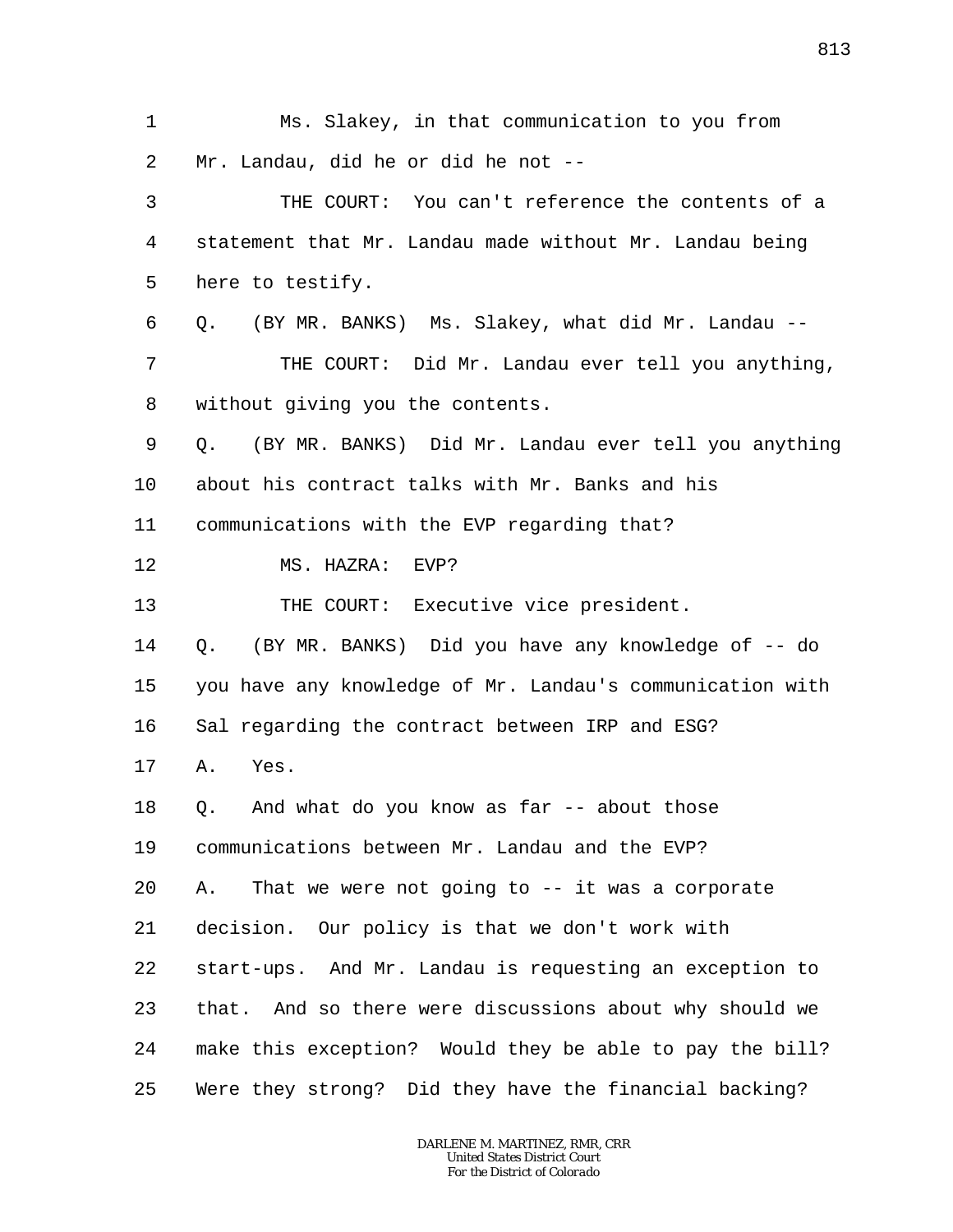1 Ms. Slakey, in that communication to you from
2 Mr. Landau, did he or did he not --
3 THE COURT: You can't reference the contents of a
4 statement that Mr. Landau made without Mr. Landau being
5 here to testify.
6 Q. (BY MR. BANKS) Ms. Slakey, what did Mr. Landau --
7 THE COURT: Did Mr. Landau ever tell you anything,
8 without giving you the contents.
9 Q. (BY MR. BANKS) Did Mr. Landau ever tell you anything
10 about his contract talks with Mr. Banks and his
11 communications with the EVP regarding that?
12 MS. HAZRA: EVP?
13 THE COURT: Executive vice president.
14 Q. (BY MR. BANKS) Did you have any knowledge of -- do
15 you have any knowledge of Mr. Landau's communication with
16 Sal regarding the contract between IRP and ESG?
17 A. Yes.
18 Q. And what do you know as far -- about those
19 communications between Mr. Landau and the EVP?
20 A. That we were not going to -- it was a corporate
21 decision. Our policy is that we don't work with
22 start-ups. And Mr. Landau is requesting an exception to
23 that. And so there were discussions about why should we
24 make this exception? Would they be able to pay the bill?
25 Were they strong? Did they have the financial backing?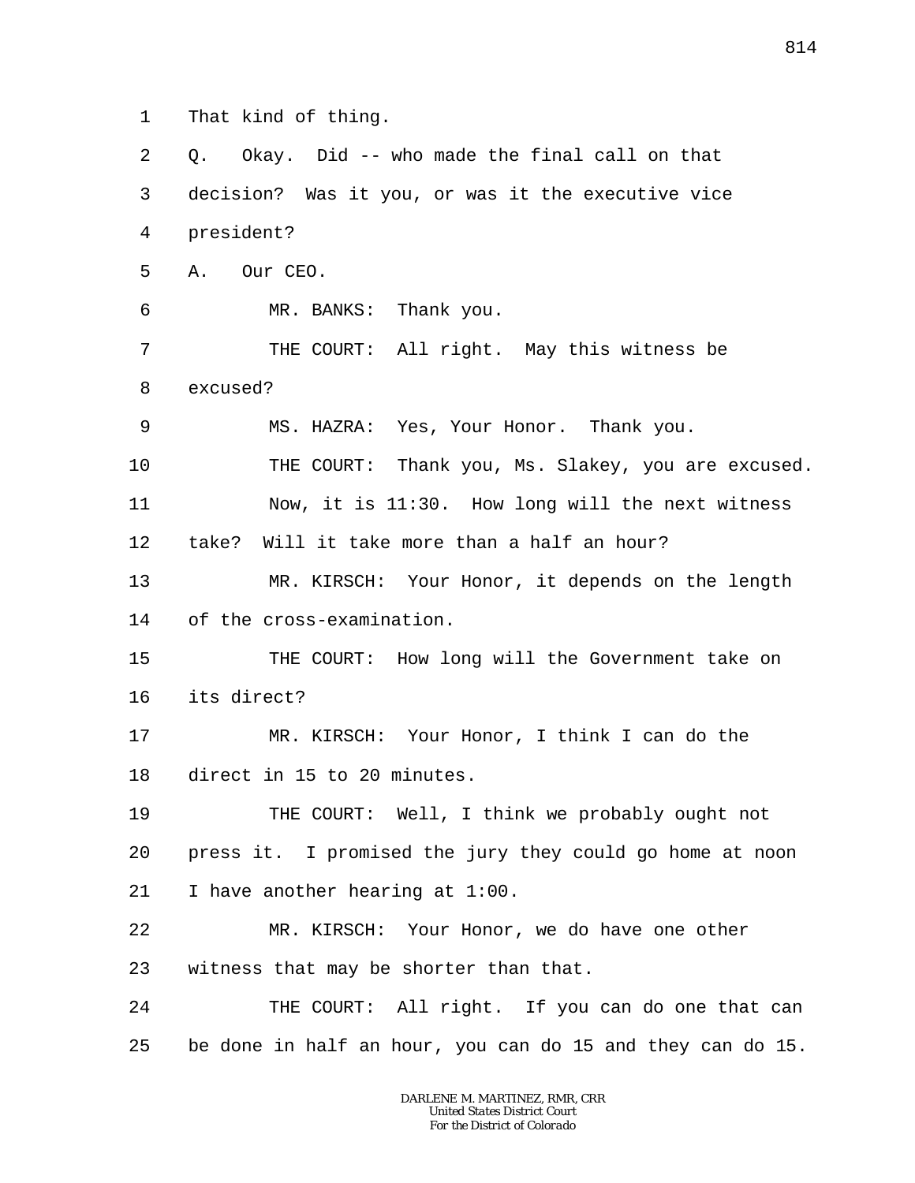1 That kind of thing.

2 Q. Okay. Did -- who made the final call on that

3 decision? Was it you, or was it the executive vice

4 president?

5 A. Our CEO.

6 MR. BANKS: Thank you.

7 THE COURT: All right. May this witness be

8 excused?

9 MS. HAZRA: Yes, Your Honor. Thank you.

10 THE COURT: Thank you, Ms. Slakey, you are excused.

11 Now, it is 11:30. How long will the next witness

12 take? Will it take more than a half an hour?

13 MR. KIRSCH: Your Honor, it depends on the length

14 of the cross-examination.

15 THE COURT: How long will the Government take on

16 its direct?

17 MR. KIRSCH: Your Honor, I think I can do the

18 direct in 15 to 20 minutes.

19 THE COURT: Well, I think we probably ought not

20 press it. I promised the jury they could go home at noon

21 I have another hearing at 1:00.

22 MR. KIRSCH: Your Honor, we do have one other

23 witness that may be shorter than that.

24 THE COURT: All right. If you can do one that can

25 be done in half an hour, you can do 15 and they can do 15.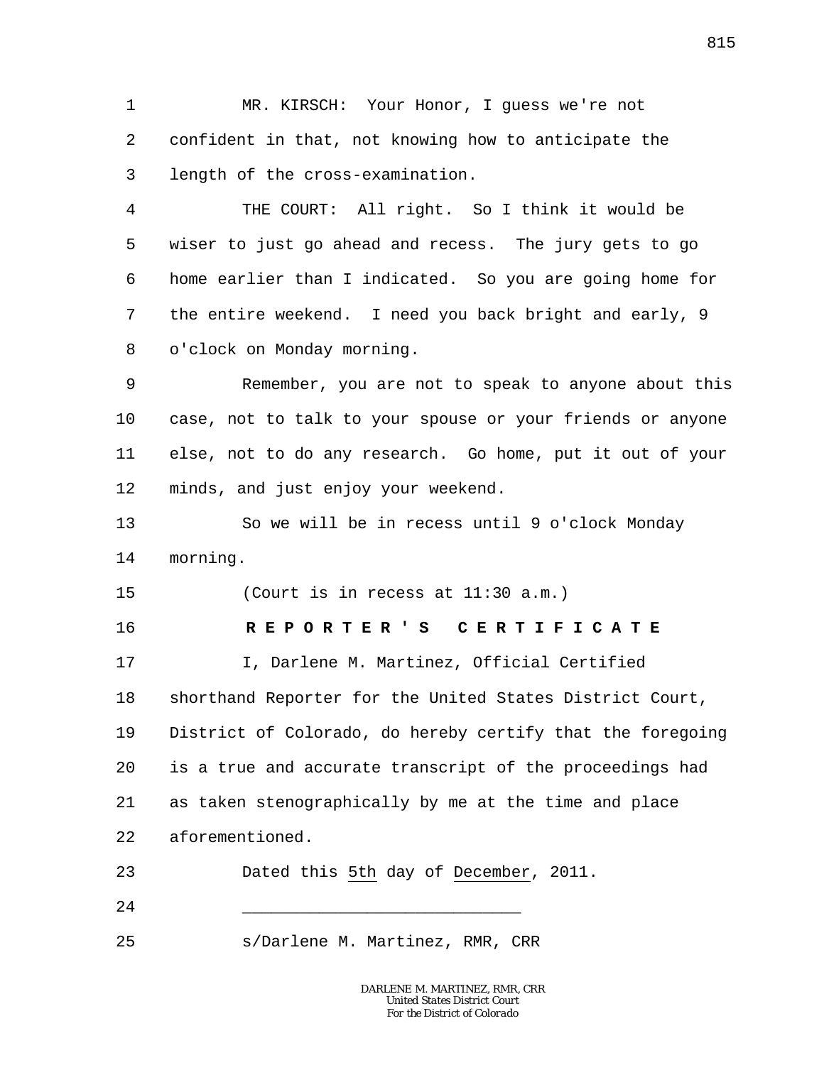MR. KIRSCH: Your Honor, I guess we're not confident in that, not knowing how to anticipate the length of the cross-examination.

THE COURT: All right. So I think it would be wiser to just go ahead and recess. The jury gets to go home earlier than I indicated. So you are going home for the entire weekend. I need you back bright and early, 9 o'clock on Monday morning.

Remember, you are not to speak to anyone about this case, not to talk to your spouse or your friends or anyone else, not to do any research. Go home, put it out of your minds, and just enjoy your weekend.

So we will be in recess until 9 o'clock Monday morning.

(Court is in recess at 11:30 a.m.)

**R E P O R T E R ' S C E R T I F I C A T E**

I, Darlene M. Martinez, Official Certified shorthand Reporter for the United States District Court, District of Colorado, do hereby certify that the foregoing is a true and accurate transcript of the proceedings had as taken stenographically by me at the time and place aforementioned.

Dated this 5th day of December, 2011.

_____________________________

s/Darlene M. Martinez, RMR, CRR